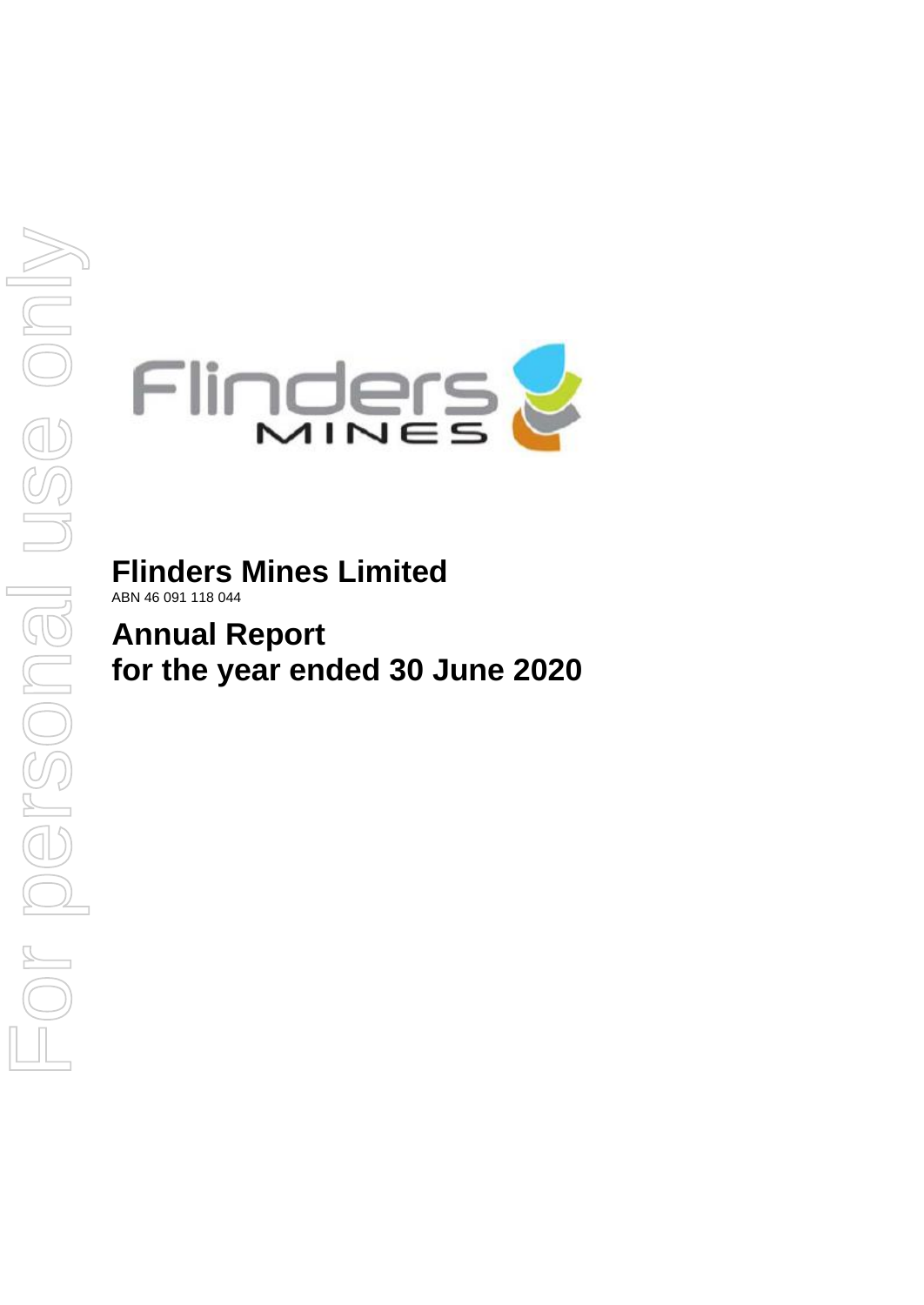# Flinders Mines Limited

ABN 46 091 118 044

# Annual Report for the year ended 30 June 2020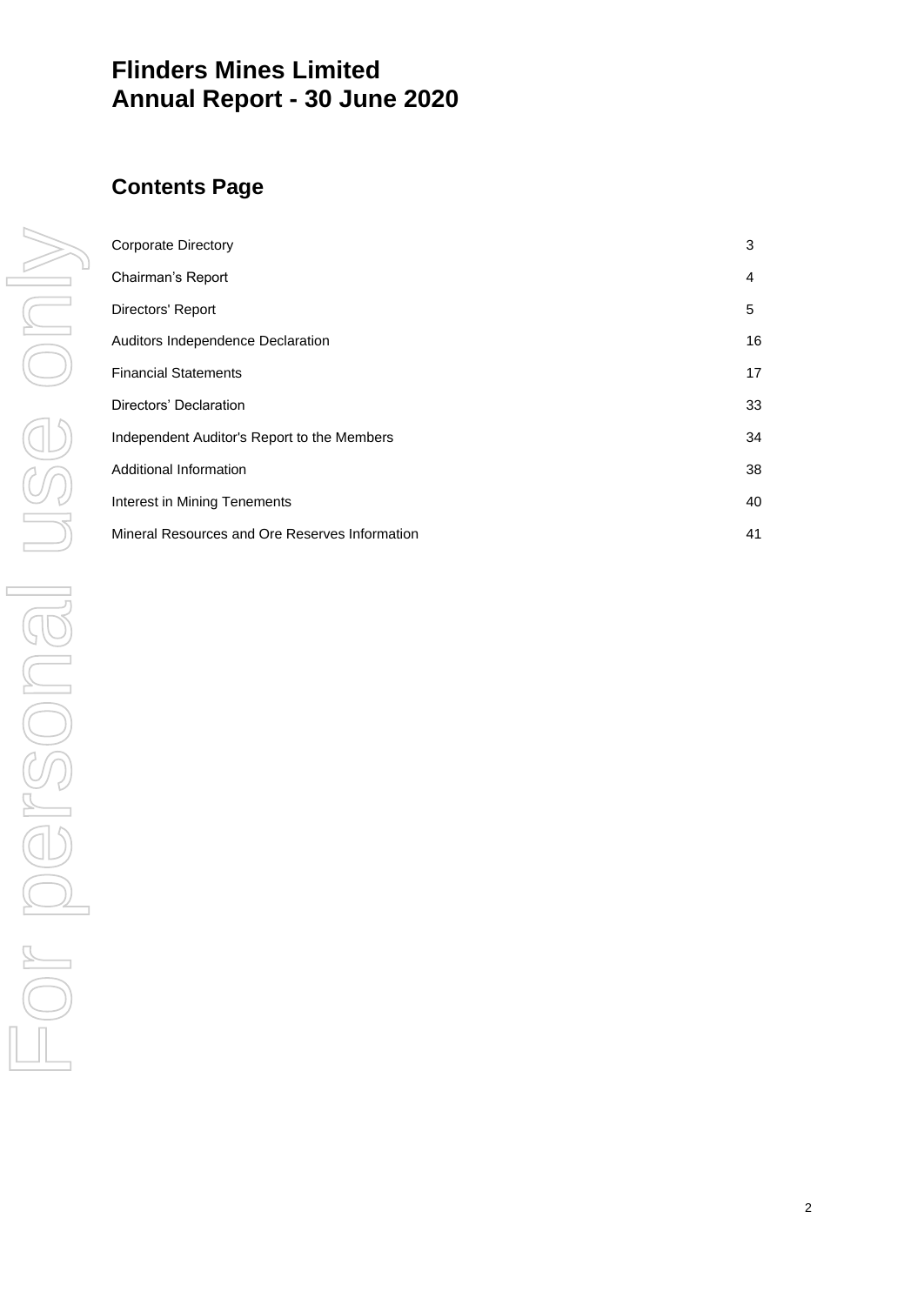# Flinders Mines Limited
# Annual Report - 30 June 2020

## Contents Page

| | |
|---|---|
| Corporate Directory | 3 |
| Chairman's Report | 4 |
| Directors' Report | 5 |
| Auditors Independence Declaration | 16 |
| Financial Statements | 17 |
| Directors' Declaration | 33 |
| Independent Auditor's Report to the Members | 34 |
| Additional Information | 38 |
| Interest in Mining Tenements | 40 |
| Mineral Resources and Ore Reserves Information | 41 |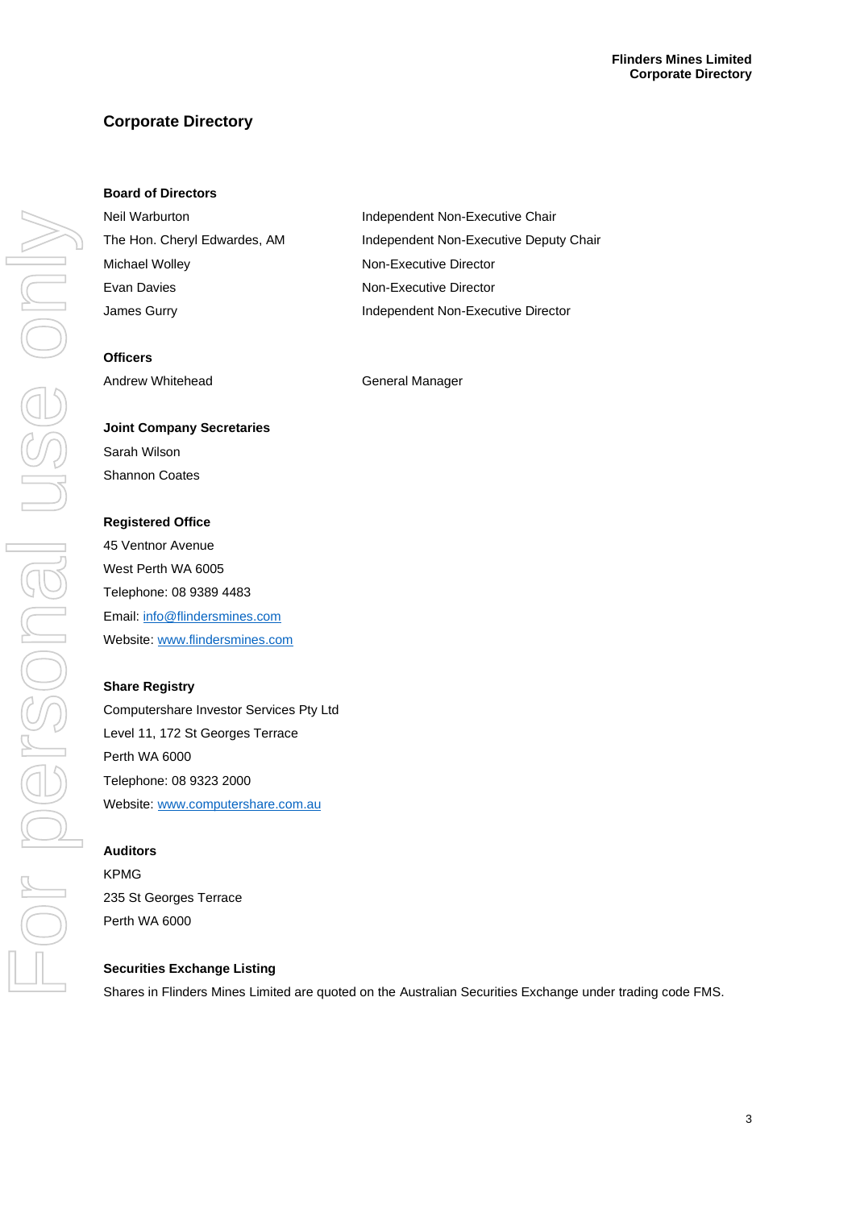# Corporate Directory

### Board of Directors

| | |
|---|---|
| Neil Warburton | Independent Non-Executive Chair |
| The Hon. Cheryl Edwardes, AM | Independent Non-Executive Deputy Chair |
| Michael Wolley | Non-Executive Director |
| Evan Davies | Non-Executive Director |
| James Gurry | Independent Non-Executive Director |

### Officers

| | |
|---|---|
| Andrew Whitehead | General Manager |

### Joint Company Secretaries

Sarah Wilson
Shannon Coates

### Registered Office

45 Ventnor Avenue
West Perth WA 6005
Telephone: 08 9389 4483
Email: info@flindersmines.com
Website: www.flindersmines.com

### Share Registry

Computershare Investor Services Pty Ltd
Level 11, 172 St Georges Terrace
Perth WA 6000
Telephone: 08 9323 2000
Website: www.computershare.com.au

### Auditors

KPMG
235 St Georges Terrace
Perth WA 6000

### Securities Exchange Listing

Shares in Flinders Mines Limited are quoted on the Australian Securities Exchange under trading code FMS.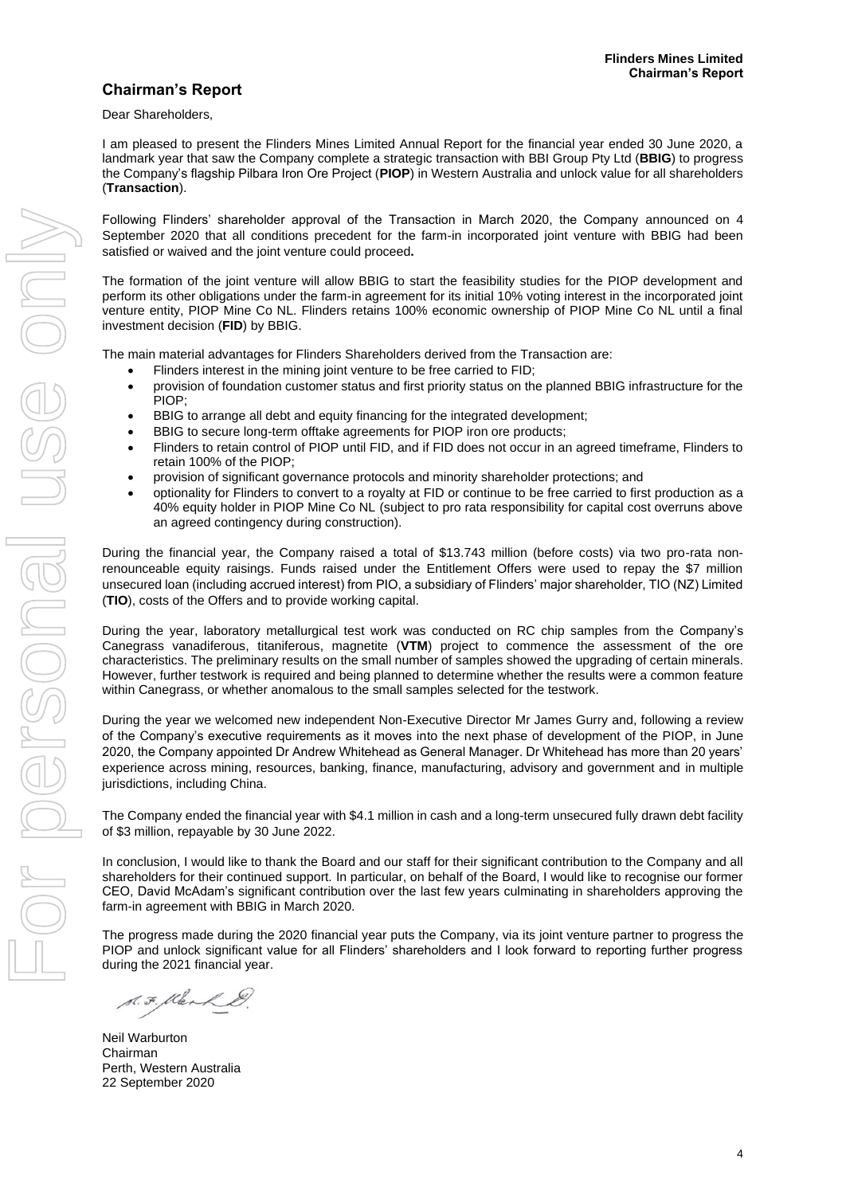## Chairman's Report

Dear Shareholders,

I am pleased to present the Flinders Mines Limited Annual Report for the financial year ended 30 June 2020, a landmark year that saw the Company complete a strategic transaction with BBI Group Pty Ltd (**BBIG**) to progress the Company's flagship Pilbara Iron Ore Project (**PIOP**) in Western Australia and unlock value for all shareholders (**Transaction**).

Following Flinders' shareholder approval of the Transaction in March 2020, the Company announced on 4 September 2020 that all conditions precedent for the farm-in incorporated joint venture with BBIG had been satisfied or waived and the joint venture could proceed**.**

The formation of the joint venture will allow BBIG to start the feasibility studies for the PIOP development and perform its other obligations under the farm-in agreement for its initial 10% voting interest in the incorporated joint venture entity, PIOP Mine Co NL. Flinders retains 100% economic ownership of PIOP Mine Co NL until a final investment decision (**FID**) by BBIG.

The main material advantages for Flinders Shareholders derived from the Transaction are:

- Flinders interest in the mining joint venture to be free carried to FID;
- provision of foundation customer status and first priority status on the planned BBIG infrastructure for the PIOP;
- BBIG to arrange all debt and equity financing for the integrated development;
- BBIG to secure long-term offtake agreements for PIOP iron ore products;
- Flinders to retain control of PIOP until FID, and if FID does not occur in an agreed timeframe, Flinders to retain 100% of the PIOP;
- provision of significant governance protocols and minority shareholder protections; and
- optionality for Flinders to convert to a royalty at FID or continue to be free carried to first production as a 40% equity holder in PIOP Mine Co NL (subject to pro rata responsibility for capital cost overruns above an agreed contingency during construction).

During the financial year, the Company raised a total of $13.743 million (before costs) via two pro-rata non-renounceable equity raisings. Funds raised under the Entitlement Offers were used to repay the $7 million unsecured loan (including accrued interest) from PIO, a subsidiary of Flinders' major shareholder, TIO (NZ) Limited (**TIO**), costs of the Offers and to provide working capital.

During the year, laboratory metallurgical test work was conducted on RC chip samples from the Company's Canegrass vanadiferous, titaniferous, magnetite (**VTM**) project to commence the assessment of the ore characteristics. The preliminary results on the small number of samples showed the upgrading of certain minerals. However, further testwork is required and being planned to determine whether the results were a common feature within Canegrass, or whether anomalous to the small samples selected for the testwork.

During the year we welcomed new independent Non-Executive Director Mr James Gurry and, following a review of the Company's executive requirements as it moves into the next phase of development of the PIOP, in June 2020, the Company appointed Dr Andrew Whitehead as General Manager. Dr Whitehead has more than 20 years' experience across mining, resources, banking, finance, manufacturing, advisory and government and in multiple jurisdictions, including China.

The Company ended the financial year with $4.1 million in cash and a long-term unsecured fully drawn debt facility of $3 million, repayable by 30 June 2022.

In conclusion, I would like to thank the Board and our staff for their significant contribution to the Company and all shareholders for their continued support. In particular, on behalf of the Board, I would like to recognise our former CEO, David McAdam's significant contribution over the last few years culminating in shareholders approving the farm-in agreement with BBIG in March 2020.

The progress made during the 2020 financial year puts the Company, via its joint venture partner to progress the PIOP and unlock significant value for all Flinders' shareholders and I look forward to reporting further progress during the 2021 financial year.

Neil Warburton
Chairman
Perth, Western Australia
22 September 2020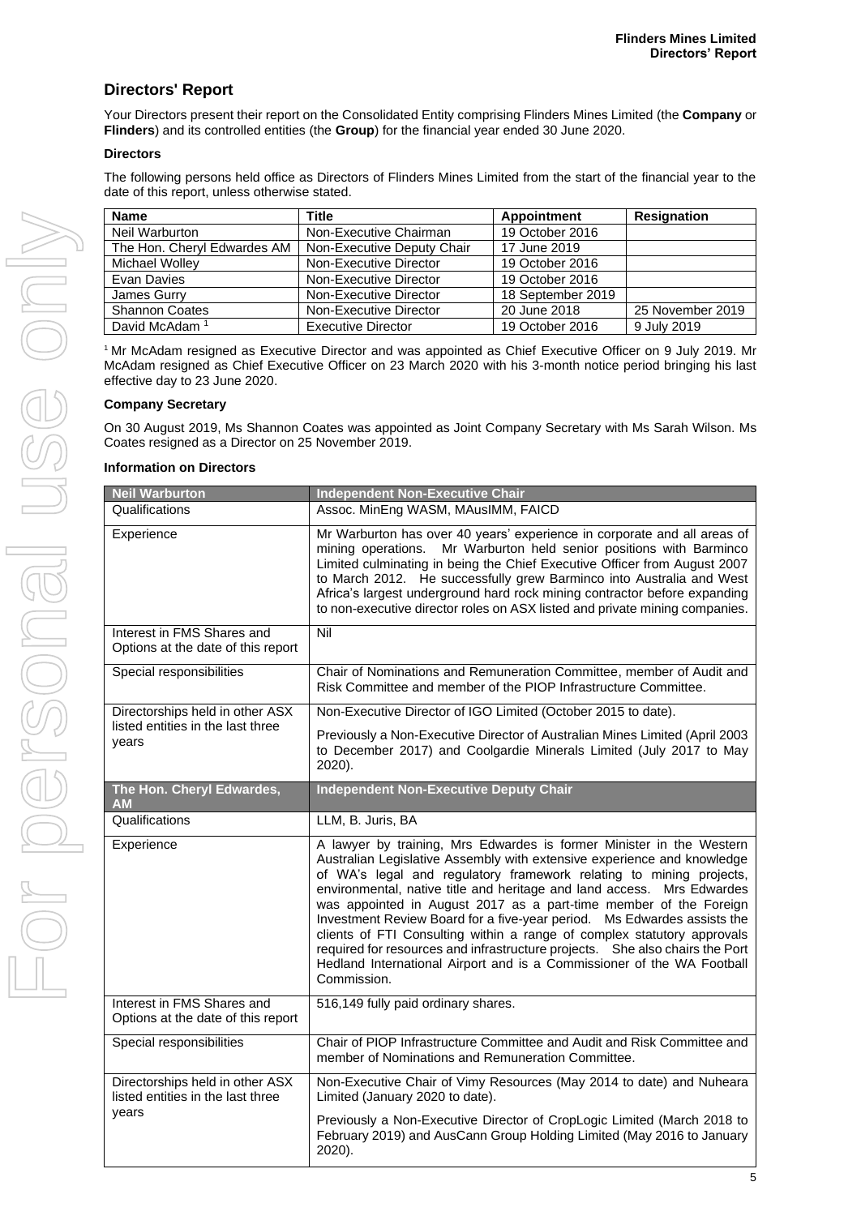## Directors' Report

Your Directors present their report on the Consolidated Entity comprising Flinders Mines Limited (the **Company** or **Flinders**) and its controlled entities (the **Group**) for the financial year ended 30 June 2020.

### Directors

The following persons held office as Directors of Flinders Mines Limited from the start of the financial year to the date of this report, unless otherwise stated.

| Name | Title | Appointment | Resignation |
|---|---|---|---|
| Neil Warburton | Non-Executive Chairman | 19 October 2016 | |
| The Hon. Cheryl Edwardes AM | Non-Executive Deputy Chair | 17 June 2019 | |
| Michael Wolley | Non-Executive Director | 19 October 2016 | |
| Evan Davies | Non-Executive Director | 19 October 2016 | |
| James Gurry | Non-Executive Director | 18 September 2019 | |
| Shannon Coates | Non-Executive Director | 20 June 2018 | 25 November 2019 |
| David McAdam [1] | Executive Director | 19 October 2016 | 9 July 2019 |

[1] Mr McAdam resigned as Executive Director and was appointed as Chief Executive Officer on 9 July 2019. Mr McAdam resigned as Chief Executive Officer on 23 March 2020 with his 3-month notice period bringing his last effective day to 23 June 2020.

### Company Secretary

On 30 August 2019, Ms Shannon Coates was appointed as Joint Company Secretary with Ms Sarah Wilson. Ms Coates resigned as a Director on 25 November 2019.

### Information on Directors

| Neil Warburton | Independent Non-Executive Chair |
|---|---|
| Qualifications | Assoc. MinEng WASM, MAusIMM, FAICD |
| Experience | Mr Warburton has over 40 years' experience in corporate and all areas of mining operations. Mr Warburton held senior positions with Barminco Limited culminating in being the Chief Executive Officer from August 2007 to March 2012. He successfully grew Barminco into Australia and West Africa's largest underground hard rock mining contractor before expanding to non-executive director roles on ASX listed and private mining companies. |
| Interest in FMS Shares and Options at the date of this report | Nil |
| Special responsibilities | Chair of Nominations and Remuneration Committee, member of Audit and Risk Committee and member of the PIOP Infrastructure Committee. |
| Directorships held in other ASX listed entities in the last three years | Non-Executive Director of IGO Limited (October 2015 to date).<br><br>Previously a Non-Executive Director of Australian Mines Limited (April 2003 to December 2017) and Coolgardie Minerals Limited (July 2017 to May 2020). |
| **The Hon. Cheryl Edwardes, AM** | **Independent Non-Executive Deputy Chair** |
| Qualifications | LLM, B. Juris, BA |
| Experience | A lawyer by training, Mrs Edwardes is former Minister in the Western Australian Legislative Assembly with extensive experience and knowledge of WA's legal and regulatory framework relating to mining projects, environmental, native title and heritage and land access. Mrs Edwardes was appointed in August 2017 as a part-time member of the Foreign Investment Review Board for a five-year period. Ms Edwardes assists the clients of FTI Consulting within a range of complex statutory approvals required for resources and infrastructure projects. She also chairs the Port Hedland International Airport and is a Commissioner of the WA Football Commission. |
| Interest in FMS Shares and Options at the date of this report | 516,149 fully paid ordinary shares. |
| Special responsibilities | Chair of PIOP Infrastructure Committee and Audit and Risk Committee and member of Nominations and Remuneration Committee. |
| Directorships held in other ASX listed entities in the last three years | Non-Executive Chair of Vimy Resources (May 2014 to date) and Nuheara Limited (January 2020 to date).<br><br>Previously a Non-Executive Director of CropLogic Limited (March 2018 to February 2019) and AusCann Group Holding Limited (May 2016 to January 2020). |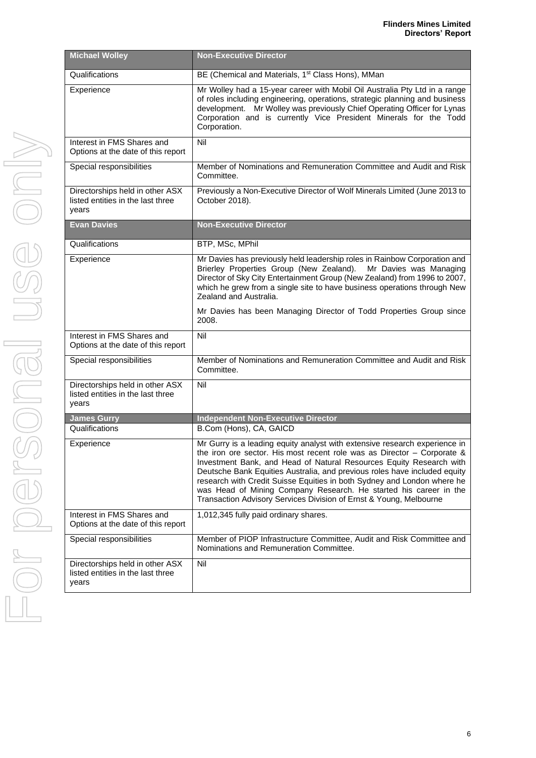| Michael Wolley | Non-Executive Director |
|---|---|
| Qualifications | BE (Chemical and Materials, 1st Class Hons), MMan |
| Experience | Mr Wolley had a 15-year career with Mobil Oil Australia Pty Ltd in a range of roles including engineering, operations, strategic planning and business development. Mr Wolley was previously Chief Operating Officer for Lynas Corporation and is currently Vice President Minerals for the Todd Corporation. |
| Interest in FMS Shares and Options at the date of this report | Nil |
| Special responsibilities | Member of Nominations and Remuneration Committee and Audit and Risk Committee. |
| Directorships held in other ASX listed entities in the last three years | Previously a Non-Executive Director of Wolf Minerals Limited (June 2013 to October 2018). |
| **Evan Davies** | **Non-Executive Director** |
| Qualifications | BTP, MSc, MPhil |
| Experience | Mr Davies has previously held leadership roles in Rainbow Corporation and Brierley Properties Group (New Zealand). Mr Davies was Managing Director of Sky City Entertainment Group (New Zealand) from 1996 to 2007, which he grew from a single site to have business operations through New Zealand and Australia.<br><br>Mr Davies has been Managing Director of Todd Properties Group since 2008. |
| Interest in FMS Shares and Options at the date of this report | Nil |
| Special responsibilities | Member of Nominations and Remuneration Committee and Audit and Risk Committee. |
| Directorships held in other ASX listed entities in the last three years | Nil |
| **James Gurry** | **Independent Non-Executive Director** |
| Qualifications | B.Com (Hons), CA, GAICD |
| Experience | Mr Gurry is a leading equity analyst with extensive research experience in the iron ore sector. His most recent role was as Director – Corporate & Investment Bank, and Head of Natural Resources Equity Research with Deutsche Bank Equities Australia, and previous roles have included equity research with Credit Suisse Equities in both Sydney and London where he was Head of Mining Company Research. He started his career in the Transaction Advisory Services Division of Ernst & Young, Melbourne |
| Interest in FMS Shares and Options at the date of this report | 1,012,345 fully paid ordinary shares. |
| Special responsibilities | Member of PIOP Infrastructure Committee, Audit and Risk Committee and Nominations and Remuneration Committee. |
| Directorships held in other ASX listed entities in the last three years | Nil |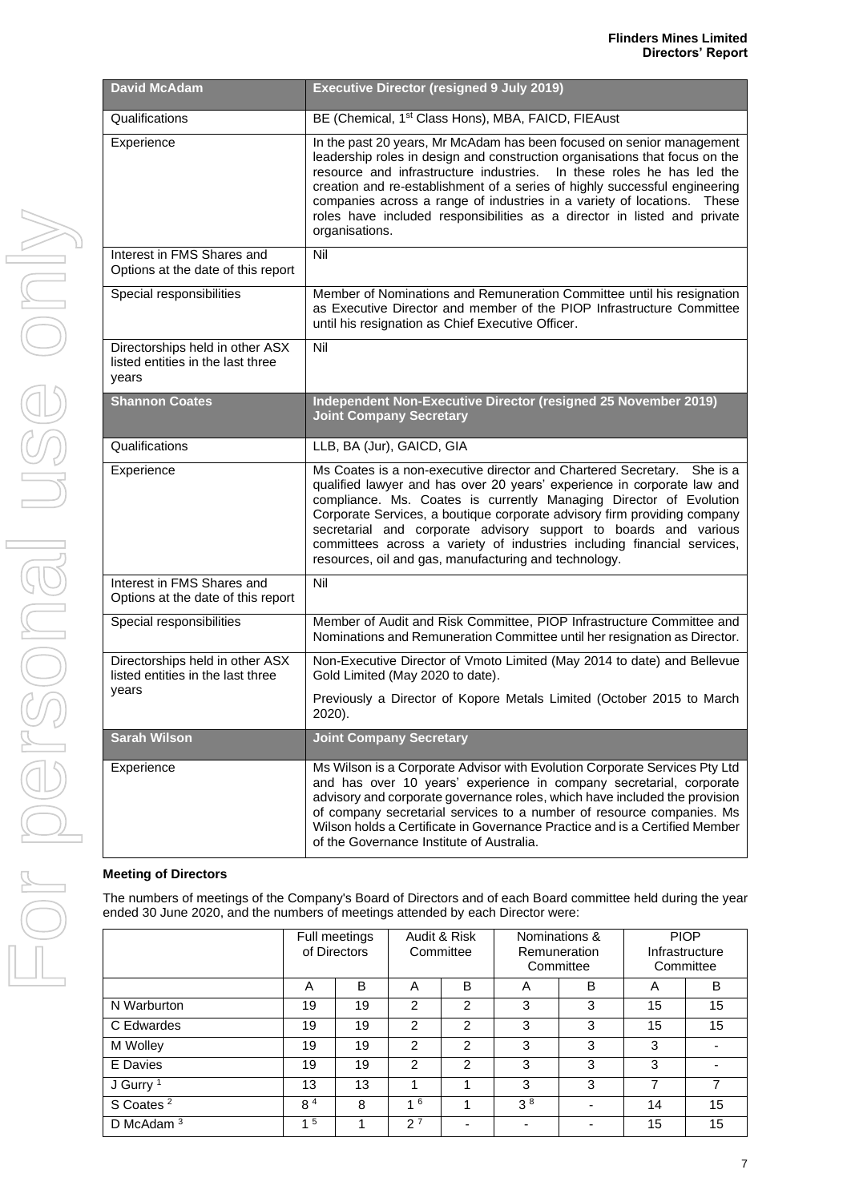| **David McAdam** | **Executive Director (resigned 9 July 2019)** |
|---|---|
| Qualifications | BE (Chemical, 1st Class Hons), MBA, FAICD, FIEAust |
| Experience | In the past 20 years, Mr McAdam has been focused on senior management leadership roles in design and construction organisations that focus on the resource and infrastructure industries. In these roles he has led the creation and re-establishment of a series of highly successful engineering companies across a range of industries in a variety of locations. These roles have included responsibilities as a director in listed and private organisations. |
| Interest in FMS Shares and Options at the date of this report | Nil |
| Special responsibilities | Member of Nominations and Remuneration Committee until his resignation as Executive Director and member of the PIOP Infrastructure Committee until his resignation as Chief Executive Officer. |
| Directorships held in other ASX listed entities in the last three years | Nil |
| **Shannon Coates** | **Independent Non-Executive Director (resigned 25 November 2019) Joint Company Secretary** |
| Qualifications | LLB, BA (Jur), GAICD, GIA |
| Experience | Ms Coates is a non-executive director and Chartered Secretary. She is a qualified lawyer and has over 20 years' experience in corporate law and compliance. Ms. Coates is currently Managing Director of Evolution Corporate Services, a boutique corporate advisory firm providing company secretarial and corporate advisory support to boards and various committees across a variety of industries including financial services, resources, oil and gas, manufacturing and technology. |
| Interest in FMS Shares and Options at the date of this report | Nil |
| Special responsibilities | Member of Audit and Risk Committee, PIOP Infrastructure Committee and Nominations and Remuneration Committee until her resignation as Director. |
| Directorships held in other ASX listed entities in the last three years | Non-Executive Director of Vmoto Limited (May 2014 to date) and Bellevue Gold Limited (May 2020 to date). Previously a Director of Kopore Metals Limited (October 2015 to March 2020). |
| **Sarah Wilson** | **Joint Company Secretary** |
| Experience | Ms Wilson is a Corporate Advisor with Evolution Corporate Services Pty Ltd and has over 10 years' experience in company secretarial, corporate advisory and corporate governance roles, which have included the provision of company secretarial services to a number of resource companies. Ms Wilson holds a Certificate in Governance Practice and is a Certified Member of the Governance Institute of Australia. |

**Meeting of Directors**

The numbers of meetings of the Company's Board of Directors and of each Board committee held during the year ended 30 June 2020, and the numbers of meetings attended by each Director were:

| | Full meetings of Directors | | Audit & Risk Committee | | Nominations & Remuneration Committee | | PIOP Infrastructure Committee | |
|---|---|---|---|---|---|---|---|---|
| | A | B | A | B | A | B | A | B |
| N Warburton | 19 | 19 | 2 | 2 | 3 | 3 | 15 | 15 |
| C Edwardes | 19 | 19 | 2 | 2 | 3 | 3 | 15 | 15 |
| M Wolley | 19 | 19 | 2 | 2 | 3 | 3 | 3 | - |
| E Davies | 19 | 19 | 2 | 2 | 3 | 3 | 3 | - |
| J Gurry [1] | 13 | 13 | 1 | 1 | 3 | 3 | 7 | 7 |
| S Coates [2] | 8 [4] | 8 | 1 [6] | 1 | 3 [8] | - | 14 | 15 |
| D McAdam [3] | 1 [5] | 1 | 2 [7] | - | - | - | 15 | 15 |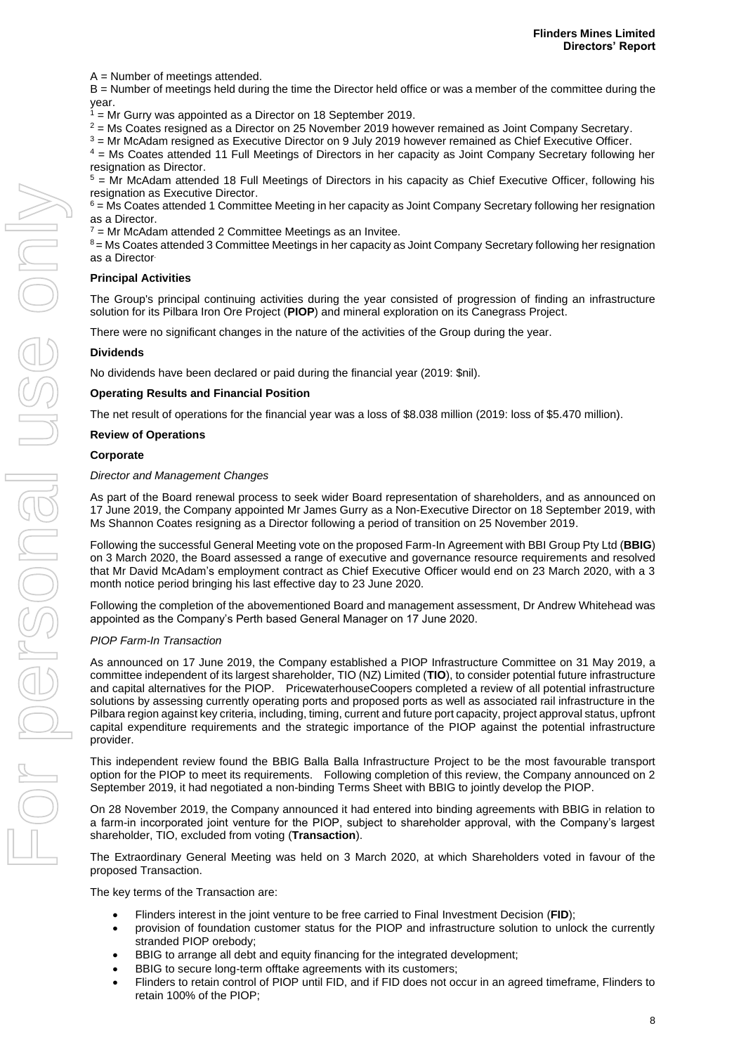A = Number of meetings attended.

B = Number of meetings held during the time the Director held office or was a member of the committee during the year.

[1] = Mr Gurry was appointed as a Director on 18 September 2019.

[2] = Ms Coates resigned as a Director on 25 November 2019 however remained as Joint Company Secretary.

[3] = Mr McAdam resigned as Executive Director on 9 July 2019 however remained as Chief Executive Officer.

[4] = Ms Coates attended 11 Full Meetings of Directors in her capacity as Joint Company Secretary following her resignation as Director.

[5] = Mr McAdam attended 18 Full Meetings of Directors in his capacity as Chief Executive Officer, following his resignation as Executive Director.

[6] = Ms Coates attended 1 Committee Meeting in her capacity as Joint Company Secretary following her resignation as a Director.

[7] = Mr McAdam attended 2 Committee Meetings as an Invitee.

[8] = Ms Coates attended 3 Committee Meetings in her capacity as Joint Company Secretary following her resignation as a Director.

**Principal Activities**

The Group's principal continuing activities during the year consisted of progression of finding an infrastructure solution for its Pilbara Iron Ore Project (**PIOP**) and mineral exploration on its Canegrass Project.

There were no significant changes in the nature of the activities of the Group during the year.

**Dividends**

No dividends have been declared or paid during the financial year (2019: $nil).

**Operating Results and Financial Position**

The net result of operations for the financial year was a loss of $8.038 million (2019: loss of $5.470 million).

**Review of Operations**

**Corporate**

*Director and Management Changes*

As part of the Board renewal process to seek wider Board representation of shareholders, and as announced on 17 June 2019, the Company appointed Mr James Gurry as a Non-Executive Director on 18 September 2019, with Ms Shannon Coates resigning as a Director following a period of transition on 25 November 2019.

Following the successful General Meeting vote on the proposed Farm-In Agreement with BBI Group Pty Ltd (**BBIG**) on 3 March 2020, the Board assessed a range of executive and governance resource requirements and resolved that Mr David McAdam's employment contract as Chief Executive Officer would end on 23 March 2020, with a 3 month notice period bringing his last effective day to 23 June 2020.

Following the completion of the abovementioned Board and management assessment, Dr Andrew Whitehead was appointed as the Company's Perth based General Manager on 17 June 2020.

*PIOP Farm-In Transaction*

As announced on 17 June 2019, the Company established a PIOP Infrastructure Committee on 31 May 2019, a committee independent of its largest shareholder, TIO (NZ) Limited (**TIO**), to consider potential future infrastructure and capital alternatives for the PIOP. PricewaterhouseCoopers completed a review of all potential infrastructure solutions by assessing currently operating ports and proposed ports as well as associated rail infrastructure in the Pilbara region against key criteria, including, timing, current and future port capacity, project approval status, upfront capital expenditure requirements and the strategic importance of the PIOP against the potential infrastructure provider.

This independent review found the BBIG Balla Balla Infrastructure Project to be the most favourable transport option for the PIOP to meet its requirements. Following completion of this review, the Company announced on 2 September 2019, it had negotiated a non-binding Terms Sheet with BBIG to jointly develop the PIOP.

On 28 November 2019, the Company announced it had entered into binding agreements with BBIG in relation to a farm-in incorporated joint venture for the PIOP, subject to shareholder approval, with the Company's largest shareholder, TIO, excluded from voting (**Transaction**).

The Extraordinary General Meeting was held on 3 March 2020, at which Shareholders voted in favour of the proposed Transaction.

The key terms of the Transaction are:

- Flinders interest in the joint venture to be free carried to Final Investment Decision (**FID**);
- provision of foundation customer status for the PIOP and infrastructure solution to unlock the currently stranded PIOP orebody;
- BBIG to arrange all debt and equity financing for the integrated development;
- BBIG to secure long-term offtake agreements with its customers;
- Flinders to retain control of PIOP until FID, and if FID does not occur in an agreed timeframe, Flinders to retain 100% of the PIOP;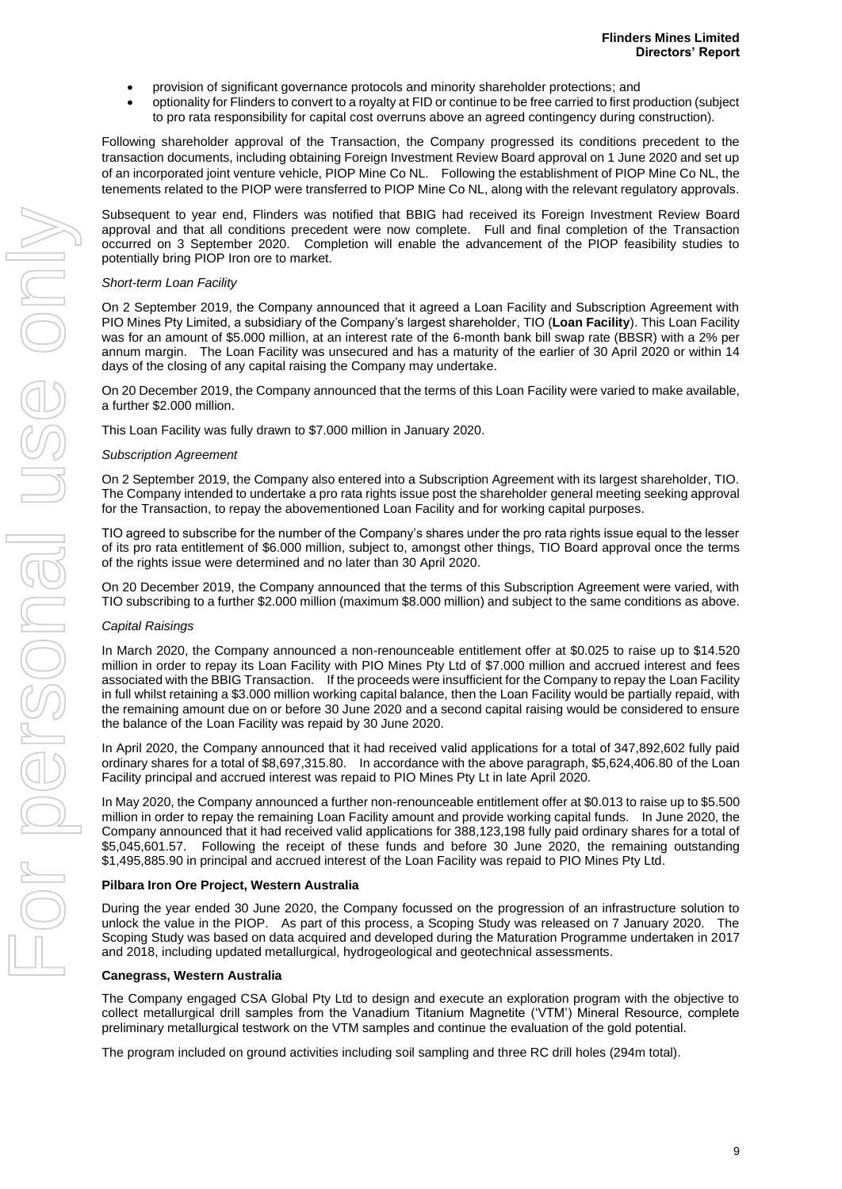- provision of significant governance protocols and minority shareholder protections; and
- optionality for Flinders to convert to a royalty at FID or continue to be free carried to first production (subject to pro rata responsibility for capital cost overruns above an agreed contingency during construction).

Following shareholder approval of the Transaction, the Company progressed its conditions precedent to the transaction documents, including obtaining Foreign Investment Review Board approval on 1 June 2020 and set up of an incorporated joint venture vehicle, PIOP Mine Co NL. Following the establishment of PIOP Mine Co NL, the tenements related to the PIOP were transferred to PIOP Mine Co NL, along with the relevant regulatory approvals.

Subsequent to year end, Flinders was notified that BBIG had received its Foreign Investment Review Board approval and that all conditions precedent were now complete. Full and final completion of the Transaction occurred on 3 September 2020. Completion will enable the advancement of the PIOP feasibility studies to potentially bring PIOP Iron ore to market.

*Short-term Loan Facility*

On 2 September 2019, the Company announced that it agreed a Loan Facility and Subscription Agreement with PIO Mines Pty Limited, a subsidiary of the Company's largest shareholder, TIO (**Loan Facility**). This Loan Facility was for an amount of $5.000 million, at an interest rate of the 6-month bank bill swap rate (BBSR) with a 2% per annum margin. The Loan Facility was unsecured and has a maturity of the earlier of 30 April 2020 or within 14 days of the closing of any capital raising the Company may undertake.

On 20 December 2019, the Company announced that the terms of this Loan Facility were varied to make available, a further $2.000 million.

This Loan Facility was fully drawn to $7.000 million in January 2020.

*Subscription Agreement*

On 2 September 2019, the Company also entered into a Subscription Agreement with its largest shareholder, TIO. The Company intended to undertake a pro rata rights issue post the shareholder general meeting seeking approval for the Transaction, to repay the abovementioned Loan Facility and for working capital purposes.

TIO agreed to subscribe for the number of the Company's shares under the pro rata rights issue equal to the lesser of its pro rata entitlement of $6.000 million, subject to, amongst other things, TIO Board approval once the terms of the rights issue were determined and no later than 30 April 2020.

On 20 December 2019, the Company announced that the terms of this Subscription Agreement were varied, with TIO subscribing to a further $2.000 million (maximum $8.000 million) and subject to the same conditions as above.

*Capital Raisings*

In March 2020, the Company announced a non-renounceable entitlement offer at $0.025 to raise up to $14.520 million in order to repay its Loan Facility with PIO Mines Pty Ltd of $7.000 million and accrued interest and fees associated with the BBIG Transaction. If the proceeds were insufficient for the Company to repay the Loan Facility in full whilst retaining a $3.000 million working capital balance, then the Loan Facility would be partially repaid, with the remaining amount due on or before 30 June 2020 and a second capital raising would be considered to ensure the balance of the Loan Facility was repaid by 30 June 2020.

In April 2020, the Company announced that it had received valid applications for a total of 347,892,602 fully paid ordinary shares for a total of $8,697,315.80. In accordance with the above paragraph, $5,624,406.80 of the Loan Facility principal and accrued interest was repaid to PIO Mines Pty Lt in late April 2020.

In May 2020, the Company announced a further non-renounceable entitlement offer at $0.013 to raise up to $5.500 million in order to repay the remaining Loan Facility amount and provide working capital funds. In June 2020, the Company announced that it had received valid applications for 388,123,198 fully paid ordinary shares for a total of $5,045,601.57. Following the receipt of these funds and before 30 June 2020, the remaining outstanding $1,495,885.90 in principal and accrued interest of the Loan Facility was repaid to PIO Mines Pty Ltd.

**Pilbara Iron Ore Project, Western Australia**

During the year ended 30 June 2020, the Company focussed on the progression of an infrastructure solution to unlock the value in the PIOP. As part of this process, a Scoping Study was released on 7 January 2020. The Scoping Study was based on data acquired and developed during the Maturation Programme undertaken in 2017 and 2018, including updated metallurgical, hydrogeological and geotechnical assessments.

**Canegrass, Western Australia**

The Company engaged CSA Global Pty Ltd to design and execute an exploration program with the objective to collect metallurgical drill samples from the Vanadium Titanium Magnetite ('VTM') Mineral Resource, complete preliminary metallurgical testwork on the VTM samples and continue the evaluation of the gold potential.

The program included on ground activities including soil sampling and three RC drill holes (294m total).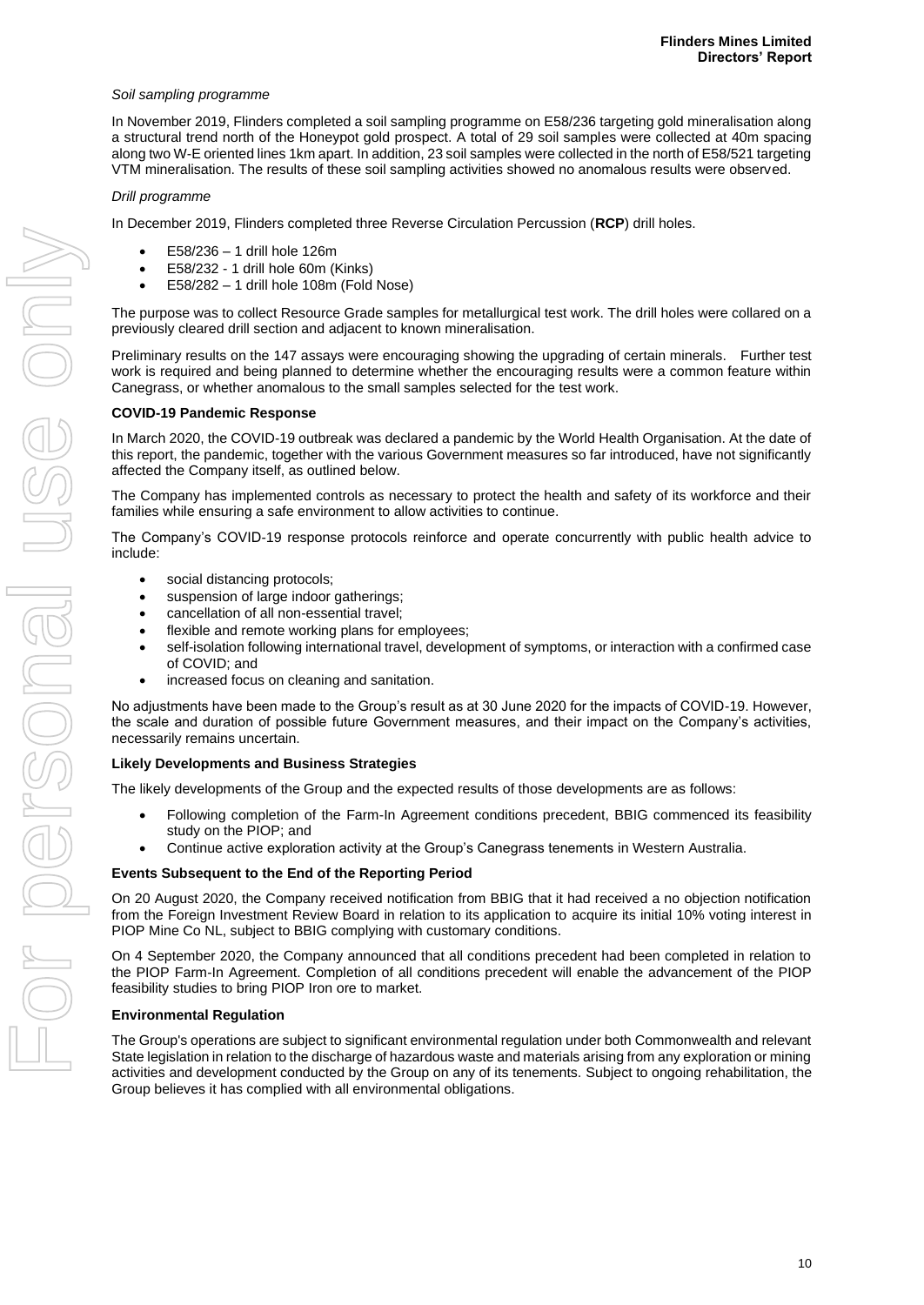*Soil sampling programme*

In November 2019, Flinders completed a soil sampling programme on E58/236 targeting gold mineralisation along a structural trend north of the Honeypot gold prospect. A total of 29 soil samples were collected at 40m spacing along two W-E oriented lines 1km apart. In addition, 23 soil samples were collected in the north of E58/521 targeting VTM mineralisation. The results of these soil sampling activities showed no anomalous results were observed.

*Drill programme*

In December 2019, Flinders completed three Reverse Circulation Percussion (**RCP**) drill holes.

- E58/236 – 1 drill hole 126m
- E58/232 - 1 drill hole 60m (Kinks)
- E58/282 – 1 drill hole 108m (Fold Nose)

The purpose was to collect Resource Grade samples for metallurgical test work. The drill holes were collared on a previously cleared drill section and adjacent to known mineralisation.

Preliminary results on the 147 assays were encouraging showing the upgrading of certain minerals. Further test work is required and being planned to determine whether the encouraging results were a common feature within Canegrass, or whether anomalous to the small samples selected for the test work.

**COVID-19 Pandemic Response**

In March 2020, the COVID-19 outbreak was declared a pandemic by the World Health Organisation. At the date of this report, the pandemic, together with the various Government measures so far introduced, have not significantly affected the Company itself, as outlined below.

The Company has implemented controls as necessary to protect the health and safety of its workforce and their families while ensuring a safe environment to allow activities to continue.

The Company's COVID-19 response protocols reinforce and operate concurrently with public health advice to include:

- social distancing protocols;
- suspension of large indoor gatherings;
- cancellation of all non-essential travel;
- flexible and remote working plans for employees;
- self-isolation following international travel, development of symptoms, or interaction with a confirmed case of COVID; and
- increased focus on cleaning and sanitation.

No adjustments have been made to the Group's result as at 30 June 2020 for the impacts of COVID-19. However, the scale and duration of possible future Government measures, and their impact on the Company's activities, necessarily remains uncertain.

**Likely Developments and Business Strategies**

The likely developments of the Group and the expected results of those developments are as follows:

- Following completion of the Farm-In Agreement conditions precedent, BBIG commenced its feasibility study on the PIOP; and
- Continue active exploration activity at the Group's Canegrass tenements in Western Australia.

**Events Subsequent to the End of the Reporting Period**

On 20 August 2020, the Company received notification from BBIG that it had received a no objection notification from the Foreign Investment Review Board in relation to its application to acquire its initial 10% voting interest in PIOP Mine Co NL, subject to BBIG complying with customary conditions.

On 4 September 2020, the Company announced that all conditions precedent had been completed in relation to the PIOP Farm-In Agreement. Completion of all conditions precedent will enable the advancement of the PIOP feasibility studies to bring PIOP Iron ore to market.

**Environmental Regulation**

The Group's operations are subject to significant environmental regulation under both Commonwealth and relevant State legislation in relation to the discharge of hazardous waste and materials arising from any exploration or mining activities and development conducted by the Group on any of its tenements. Subject to ongoing rehabilitation, the Group believes it has complied with all environmental obligations.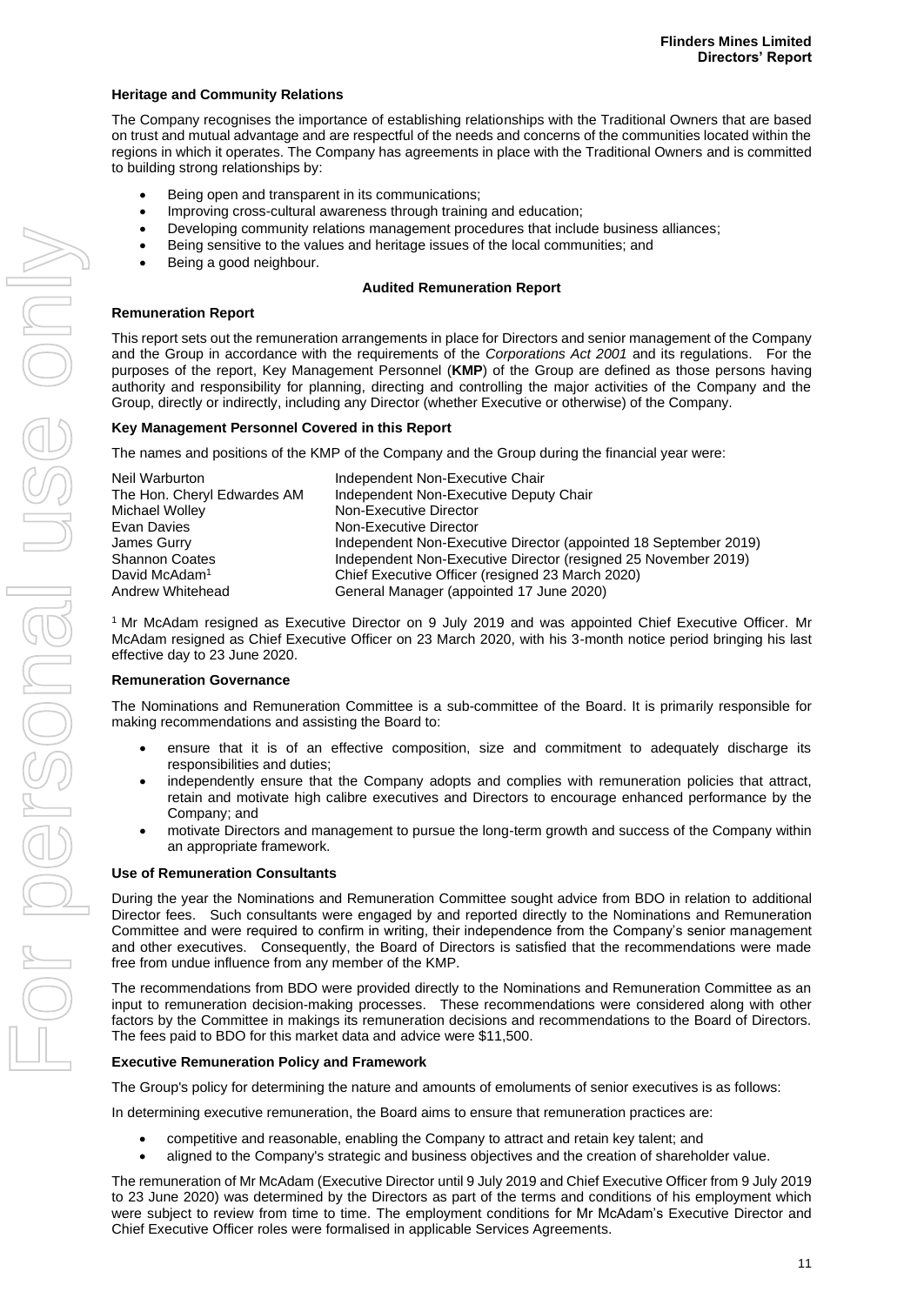### Heritage and Community Relations

The Company recognises the importance of establishing relationships with the Traditional Owners that are based on trust and mutual advantage and are respectful of the needs and concerns of the communities located within the regions in which it operates. The Company has agreements in place with the Traditional Owners and is committed to building strong relationships by:

- Being open and transparent in its communications;
- Improving cross-cultural awareness through training and education;
- Developing community relations management procedures that include business alliances;
- Being sensitive to the values and heritage issues of the local communities; and
- Being a good neighbour.

## Audited Remuneration Report

### Remuneration Report

This report sets out the remuneration arrangements in place for Directors and senior management of the Company and the Group in accordance with the requirements of the *Corporations Act 2001* and its regulations. For the purposes of the report, Key Management Personnel (**KMP**) of the Group are defined as those persons having authority and responsibility for planning, directing and controlling the major activities of the Company and the Group, directly or indirectly, including any Director (whether Executive or otherwise) of the Company.

### Key Management Personnel Covered in this Report

The names and positions of the KMP of the Company and the Group during the financial year were:

| | |
|---|---|
| Neil Warburton | Independent Non-Executive Chair |
| The Hon. Cheryl Edwardes AM | Independent Non-Executive Deputy Chair |
| Michael Wolley | Non-Executive Director |
| Evan Davies | Non-Executive Director |
| James Gurry | Independent Non-Executive Director (appointed 18 September 2019) |
| Shannon Coates | Independent Non-Executive Director (resigned 25 November 2019) |
| David McAdam[1] | Chief Executive Officer (resigned 23 March 2020) |
| Andrew Whitehead | General Manager (appointed 17 June 2020) |

[1] Mr McAdam resigned as Executive Director on 9 July 2019 and was appointed Chief Executive Officer. Mr McAdam resigned as Chief Executive Officer on 23 March 2020, with his 3-month notice period bringing his last effective day to 23 June 2020.

### Remuneration Governance

The Nominations and Remuneration Committee is a sub-committee of the Board. It is primarily responsible for making recommendations and assisting the Board to:

- ensure that it is of an effective composition, size and commitment to adequately discharge its responsibilities and duties;
- independently ensure that the Company adopts and complies with remuneration policies that attract, retain and motivate high calibre executives and Directors to encourage enhanced performance by the Company; and
- motivate Directors and management to pursue the long-term growth and success of the Company within an appropriate framework.

### Use of Remuneration Consultants

During the year the Nominations and Remuneration Committee sought advice from BDO in relation to additional Director fees. Such consultants were engaged by and reported directly to the Nominations and Remuneration Committee and were required to confirm in writing, their independence from the Company's senior management and other executives. Consequently, the Board of Directors is satisfied that the recommendations were made free from undue influence from any member of the KMP.

The recommendations from BDO were provided directly to the Nominations and Remuneration Committee as an input to remuneration decision-making processes. These recommendations were considered along with other factors by the Committee in makings its remuneration decisions and recommendations to the Board of Directors. The fees paid to BDO for this market data and advice were $11,500.

### Executive Remuneration Policy and Framework

The Group's policy for determining the nature and amounts of emoluments of senior executives is as follows:

In determining executive remuneration, the Board aims to ensure that remuneration practices are:

- competitive and reasonable, enabling the Company to attract and retain key talent; and
- aligned to the Company's strategic and business objectives and the creation of shareholder value.

The remuneration of Mr McAdam (Executive Director until 9 July 2019 and Chief Executive Officer from 9 July 2019 to 23 June 2020) was determined by the Directors as part of the terms and conditions of his employment which were subject to review from time to time. The employment conditions for Mr McAdam's Executive Director and Chief Executive Officer roles were formalised in applicable Services Agreements.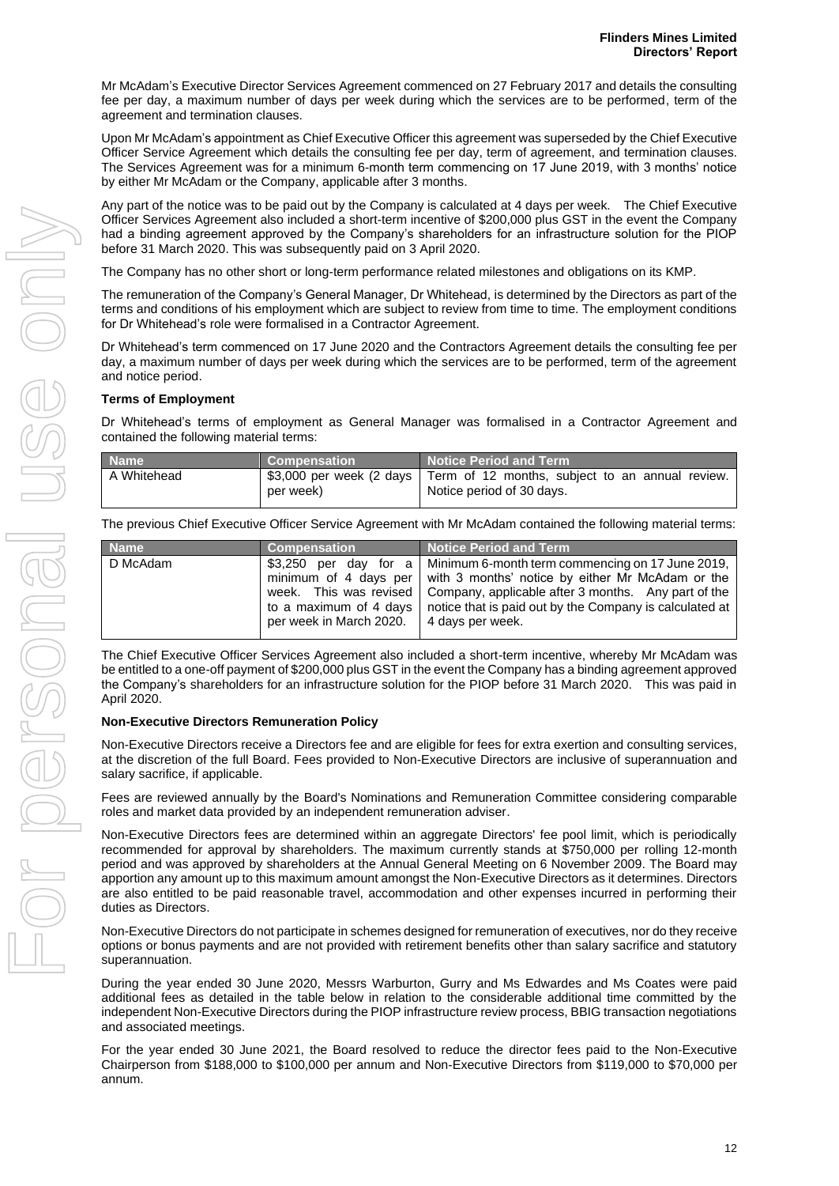Mr McAdam's Executive Director Services Agreement commenced on 27 February 2017 and details the consulting fee per day, a maximum number of days per week during which the services are to be performed, term of the agreement and termination clauses.

Upon Mr McAdam's appointment as Chief Executive Officer this agreement was superseded by the Chief Executive Officer Service Agreement which details the consulting fee per day, term of agreement, and termination clauses. The Services Agreement was for a minimum 6-month term commencing on 17 June 2019, with 3 months' notice by either Mr McAdam or the Company, applicable after 3 months.

Any part of the notice was to be paid out by the Company is calculated at 4 days per week. The Chief Executive Officer Services Agreement also included a short-term incentive of $200,000 plus GST in the event the Company had a binding agreement approved by the Company's shareholders for an infrastructure solution for the PIOP before 31 March 2020. This was subsequently paid on 3 April 2020.

The Company has no other short or long-term performance related milestones and obligations on its KMP.

The remuneration of the Company's General Manager, Dr Whitehead, is determined by the Directors as part of the terms and conditions of his employment which are subject to review from time to time. The employment conditions for Dr Whitehead's role were formalised in a Contractor Agreement.

Dr Whitehead's term commenced on 17 June 2020 and the Contractors Agreement details the consulting fee per day, a maximum number of days per week during which the services are to be performed, term of the agreement and notice period.

**Terms of Employment**

Dr Whitehead's terms of employment as General Manager was formalised in a Contractor Agreement and contained the following material terms:

| Name | Compensation | Notice Period and Term |
|---|---|---|
| A Whitehead | $3,000 per week (2 days per week) | Term of 12 months, subject to an annual review. Notice period of 30 days. |

The previous Chief Executive Officer Service Agreement with Mr McAdam contained the following material terms:

| Name | Compensation | Notice Period and Term |
|---|---|---|
| D McAdam | $3,250 per day for a minimum of 4 days per week. This was revised to a maximum of 4 days per week in March 2020. | Minimum 6-month term commencing on 17 June 2019, with 3 months' notice by either Mr McAdam or the Company, applicable after 3 months. Any part of the notice that is paid out by the Company is calculated at 4 days per week. |

The Chief Executive Officer Services Agreement also included a short-term incentive, whereby Mr McAdam was be entitled to a one-off payment of $200,000 plus GST in the event the Company has a binding agreement approved the Company's shareholders for an infrastructure solution for the PIOP before 31 March 2020. This was paid in April 2020.

**Non-Executive Directors Remuneration Policy**

Non-Executive Directors receive a Directors fee and are eligible for fees for extra exertion and consulting services, at the discretion of the full Board. Fees provided to Non-Executive Directors are inclusive of superannuation and salary sacrifice, if applicable.

Fees are reviewed annually by the Board's Nominations and Remuneration Committee considering comparable roles and market data provided by an independent remuneration adviser.

Non-Executive Directors fees are determined within an aggregate Directors' fee pool limit, which is periodically recommended for approval by shareholders. The maximum currently stands at $750,000 per rolling 12-month period and was approved by shareholders at the Annual General Meeting on 6 November 2009. The Board may apportion any amount up to this maximum amount amongst the Non-Executive Directors as it determines. Directors are also entitled to be paid reasonable travel, accommodation and other expenses incurred in performing their duties as Directors.

Non-Executive Directors do not participate in schemes designed for remuneration of executives, nor do they receive options or bonus payments and are not provided with retirement benefits other than salary sacrifice and statutory superannuation.

During the year ended 30 June 2020, Messrs Warburton, Gurry and Ms Edwardes and Ms Coates were paid additional fees as detailed in the table below in relation to the considerable additional time committed by the independent Non-Executive Directors during the PIOP infrastructure review process, BBIG transaction negotiations and associated meetings.

For the year ended 30 June 2021, the Board resolved to reduce the director fees paid to the Non-Executive Chairperson from $188,000 to $100,000 per annum and Non-Executive Directors from $119,000 to $70,000 per annum.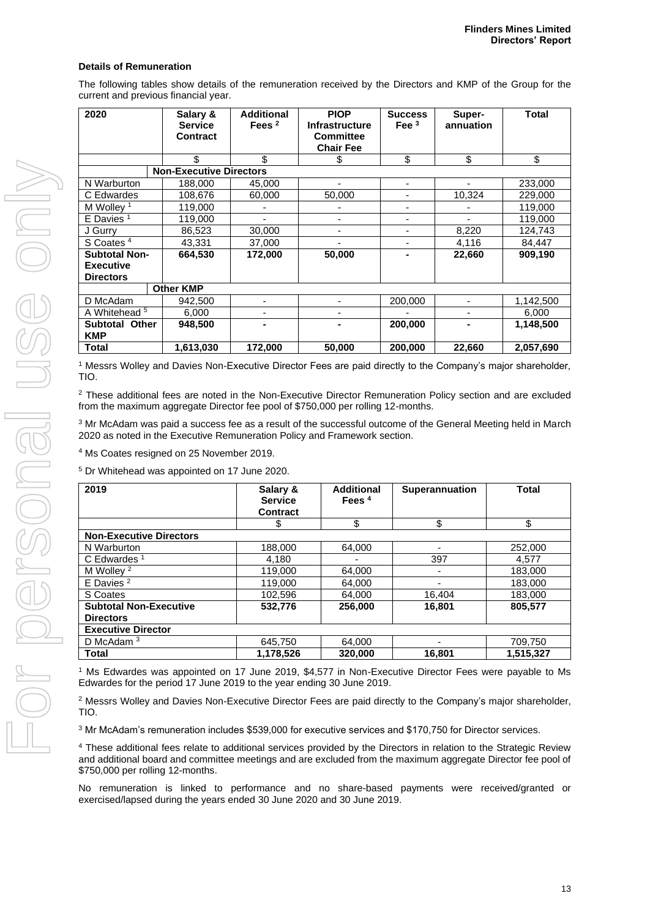### Details of Remuneration

The following tables show details of the remuneration received by the Directors and KMP of the Group for the current and previous financial year.

| 2020 | Salary & Service Contract | Additional Fees [2] | PIOP Infrastructure Committee Chair Fee | Success Fee [3] | Super-annuation | Total |
|---|---|---|---|---|---|---|
| | $ | $ | $ | $ | $ | $ |
| **Non-Executive Directors** | | | | | | |
| N Warburton | 188,000 | 45,000 | - | - | - | 233,000 |
| C Edwardes | 108,676 | 60,000 | 50,000 | - | 10,324 | 229,000 |
| M Wolley [1] | 119,000 | - | - | - | - | 119,000 |
| E Davies [1] | 119,000 | - | - | - | - | 119,000 |
| J Gurry | 86,523 | 30,000 | - | - | 8,220 | 124,743 |
| S Coates [4] | 43,331 | 37,000 | - | - | 4,116 | 84,447 |
| **Subtotal Non-Executive Directors** | **664,530** | **172,000** | **50,000** | **-** | **22,660** | **909,190** |
| **Other KMP** | | | | | | |
| D McAdam | 942,500 | - | - | 200,000 | - | 1,142,500 |
| A Whitehead [5] | 6,000 | - | - | - | - | 6,000 |
| **Subtotal Other KMP** | **948,500** | **-** | **-** | **200,000** | **-** | **1,148,500** |
| **Total** | **1,613,030** | **172,000** | **50,000** | **200,000** | **22,660** | **2,057,690** |

[1] Messrs Wolley and Davies Non-Executive Director Fees are paid directly to the Company's major shareholder, TIO.

[2] These additional fees are noted in the Non-Executive Director Remuneration Policy section and are excluded from the maximum aggregate Director fee pool of $750,000 per rolling 12-months.

[3] Mr McAdam was paid a success fee as a result of the successful outcome of the General Meeting held in March 2020 as noted in the Executive Remuneration Policy and Framework section.

[4] Ms Coates resigned on 25 November 2019.

[5] Dr Whitehead was appointed on 17 June 2020.

| 2019 | Salary & Service Contract | Additional Fees [4] | Superannuation | Total |
|---|---|---|---|---|
| | $ | $ | $ | $ |
| **Non-Executive Directors** | | | | |
| N Warburton | 188,000 | 64,000 | - | 252,000 |
| C Edwardes [1] | 4,180 | - | 397 | 4,577 |
| M Wolley [2] | 119,000 | 64,000 | - | 183,000 |
| E Davies [2] | 119,000 | 64,000 | - | 183,000 |
| S Coates | 102,596 | 64,000 | 16,404 | 183,000 |
| **Subtotal Non-Executive Directors** | **532,776** | **256,000** | **16,801** | **805,577** |
| **Executive Director** | | | | |
| D McAdam [3] | 645,750 | 64,000 | - | 709,750 |
| **Total** | **1,178,526** | **320,000** | **16,801** | **1,515,327** |

[1] Ms Edwardes was appointed on 17 June 2019, $4,577 in Non-Executive Director Fees were payable to Ms Edwardes for the period 17 June 2019 to the year ending 30 June 2019.

[2] Messrs Wolley and Davies Non-Executive Director Fees are paid directly to the Company's major shareholder, TIO.

[3] Mr McAdam's remuneration includes $539,000 for executive services and $170,750 for Director services.

[4] These additional fees relate to additional services provided by the Directors in relation to the Strategic Review and additional board and committee meetings and are excluded from the maximum aggregate Director fee pool of $750,000 per rolling 12-months.

No remuneration is linked to performance and no share-based payments were received/granted or exercised/lapsed during the years ended 30 June 2020 and 30 June 2019.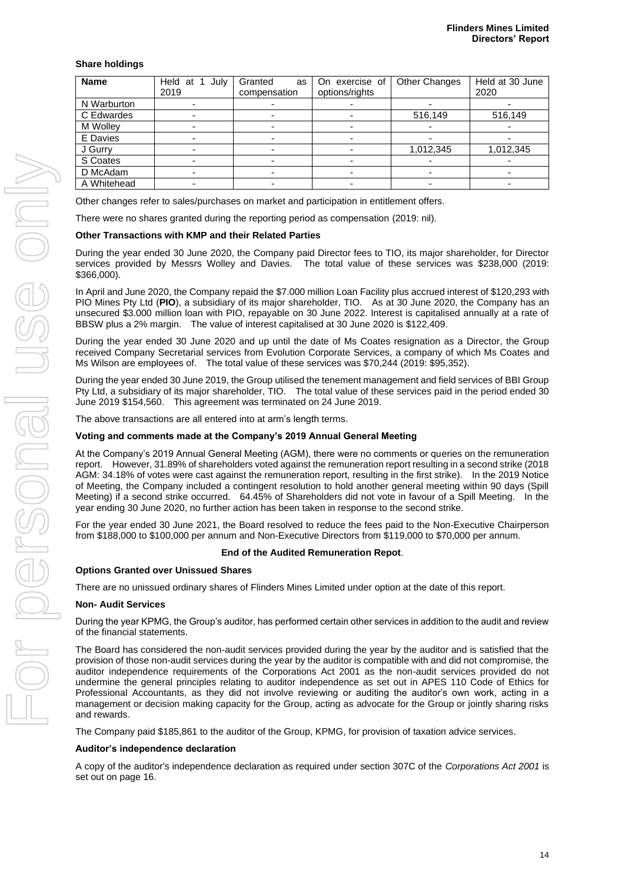### Share holdings

| Name | Held at 1 July 2019 | Granted as compensation | On exercise of options/rights | Other Changes | Held at 30 June 2020 |
|---|---|---|---|---|---|
| N Warburton | - | - | - | - | - |
| C Edwardes | - | - | - | 516,149 | 516,149 |
| M Wolley | - | - | - | - | - |
| E Davies | - | - | - | - | - |
| J Gurry | - | - | - | 1,012,345 | 1,012,345 |
| S Coates | - | - | - | - | - |
| D McAdam | - | - | - | - | - |
| A Whitehead | - | - | - | - | - |

Other changes refer to sales/purchases on market and participation in entitlement offers.

There were no shares granted during the reporting period as compensation (2019: nil).

### Other Transactions with KMP and their Related Parties

During the year ended 30 June 2020, the Company paid Director fees to TIO, its major shareholder, for Director services provided by Messrs Wolley and Davies. The total value of these services was $238,000 (2019: $366,000).

In April and June 2020, the Company repaid the $7.000 million Loan Facility plus accrued interest of $120,293 with PIO Mines Pty Ltd (**PIO**), a subsidiary of its major shareholder, TIO. As at 30 June 2020, the Company has an unsecured $3.000 million loan with PIO, repayable on 30 June 2022. Interest is capitalised annually at a rate of BBSW plus a 2% margin. The value of interest capitalised at 30 June 2020 is $122,409.

During the year ended 30 June 2020 and up until the date of Ms Coates resignation as a Director, the Group received Company Secretarial services from Evolution Corporate Services, a company of which Ms Coates and Ms Wilson are employees of. The total value of these services was $70,244 (2019: $95,352).

During the year ended 30 June 2019, the Group utilised the tenement management and field services of BBI Group Pty Ltd, a subsidiary of its major shareholder, TIO. The total value of these services paid in the period ended 30 June 2019 $154,560. This agreement was terminated on 24 June 2019.

The above transactions are all entered into at arm's length terms.

### Voting and comments made at the Company's 2019 Annual General Meeting

At the Company's 2019 Annual General Meeting (AGM), there were no comments or queries on the remuneration report. However, 31.89% of shareholders voted against the remuneration report resulting in a second strike (2018 AGM: 34.18% of votes were cast against the remuneration report, resulting in the first strike). In the 2019 Notice of Meeting, the Company included a contingent resolution to hold another general meeting within 90 days (Spill Meeting) if a second strike occurred. 64.45% of Shareholders did not vote in favour of a Spill Meeting. In the year ending 30 June 2020, no further action has been taken in response to the second strike.

For the year ended 30 June 2021, the Board resolved to reduce the fees paid to the Non-Executive Chairperson from $188,000 to $100,000 per annum and Non-Executive Directors from $119,000 to $70,000 per annum.

**End of the Audited Remuneration Repot**.

### Options Granted over Unissued Shares

There are no unissued ordinary shares of Flinders Mines Limited under option at the date of this report.

### Non- Audit Services

During the year KPMG, the Group's auditor, has performed certain other services in addition to the audit and review of the financial statements.

The Board has considered the non-audit services provided during the year by the auditor and is satisfied that the provision of those non-audit services during the year by the auditor is compatible with and did not compromise, the auditor independence requirements of the Corporations Act 2001 as the non-audit services provided do not undermine the general principles relating to auditor independence as set out in APES 110 Code of Ethics for Professional Accountants, as they did not involve reviewing or auditing the auditor's own work, acting in a management or decision making capacity for the Group, acting as advocate for the Group or jointly sharing risks and rewards.

The Company paid $185,861 to the auditor of the Group, KPMG, for provision of taxation advice services.

### Auditor's independence declaration

A copy of the auditor's independence declaration as required under section 307C of the *Corporations Act 2001* is set out on page 16.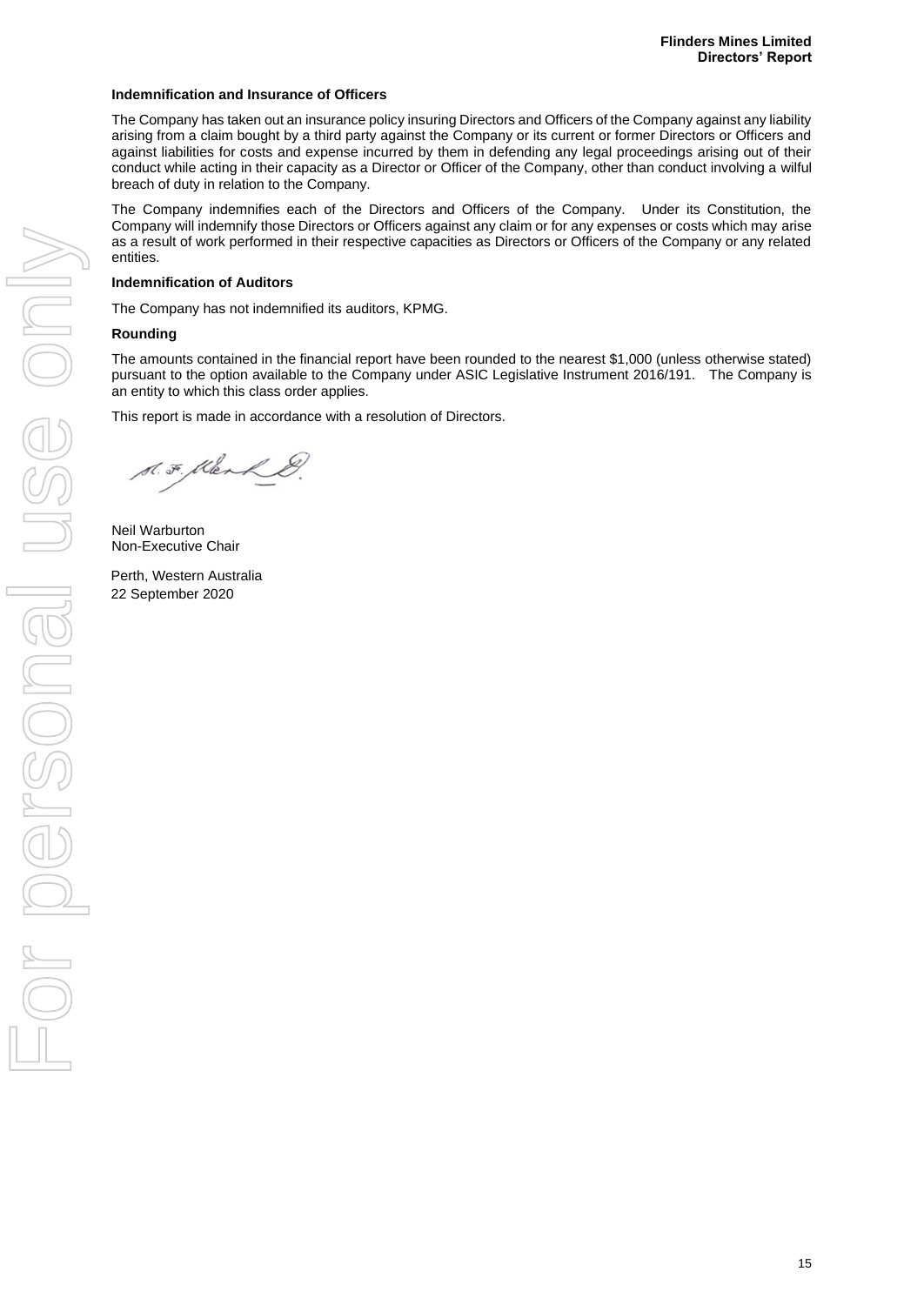**Indemnification and Insurance of Officers**

The Company has taken out an insurance policy insuring Directors and Officers of the Company against any liability arising from a claim bought by a third party against the Company or its current or former Directors or Officers and against liabilities for costs and expense incurred by them in defending any legal proceedings arising out of their conduct while acting in their capacity as a Director or Officer of the Company, other than conduct involving a wilful breach of duty in relation to the Company.

The Company indemnifies each of the Directors and Officers of the Company. Under its Constitution, the Company will indemnify those Directors or Officers against any claim or for any expenses or costs which may arise as a result of work performed in their respective capacities as Directors or Officers of the Company or any related entities.

**Indemnification of Auditors**

The Company has not indemnified its auditors, KPMG.

**Rounding**

The amounts contained in the financial report have been rounded to the nearest $1,000 (unless otherwise stated) pursuant to the option available to the Company under ASIC Legislative Instrument 2016/191. The Company is an entity to which this class order applies.

This report is made in accordance with a resolution of Directors.

Neil Warburton
Non-Executive Chair

Perth, Western Australia
22 September 2020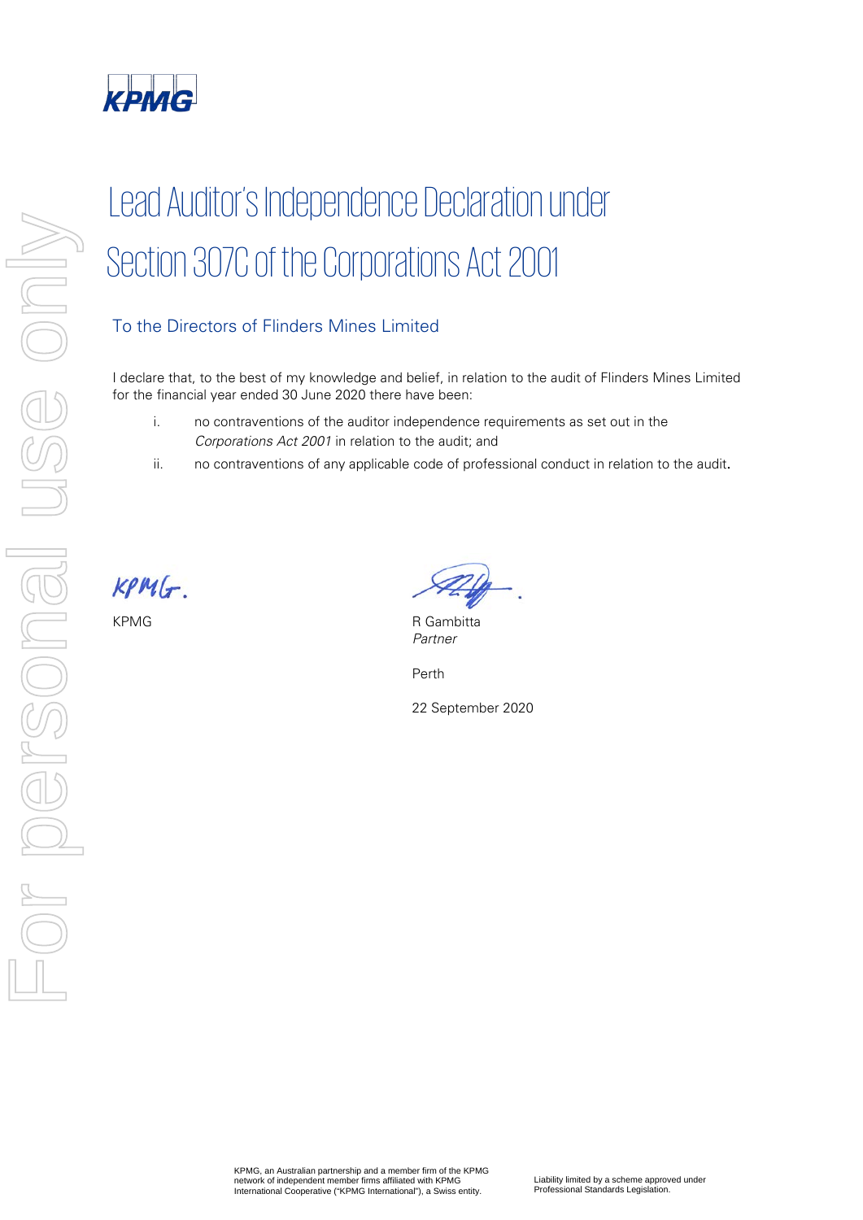# Lead Auditor's Independence Declaration under Section 307C of the Corporations Act 2001

## To the Directors of Flinders Mines Limited

I declare that, to the best of my knowledge and belief, in relation to the audit of Flinders Mines Limited for the financial year ended 30 June 2020 there have been:

i. no contraventions of the auditor independence requirements as set out in the *Corporations Act 2001* in relation to the audit; and

ii. no contraventions of any applicable code of professional conduct in relation to the audit.

KPMG

R Gambitta
*Partner*

Perth

22 September 2020

KPMG, an Australian partnership and a member firm of the KPMG network of independent member firms affiliated with KPMG International Cooperative ("KPMG International"), a Swiss entity.

Liability limited by a scheme approved under Professional Standards Legislation.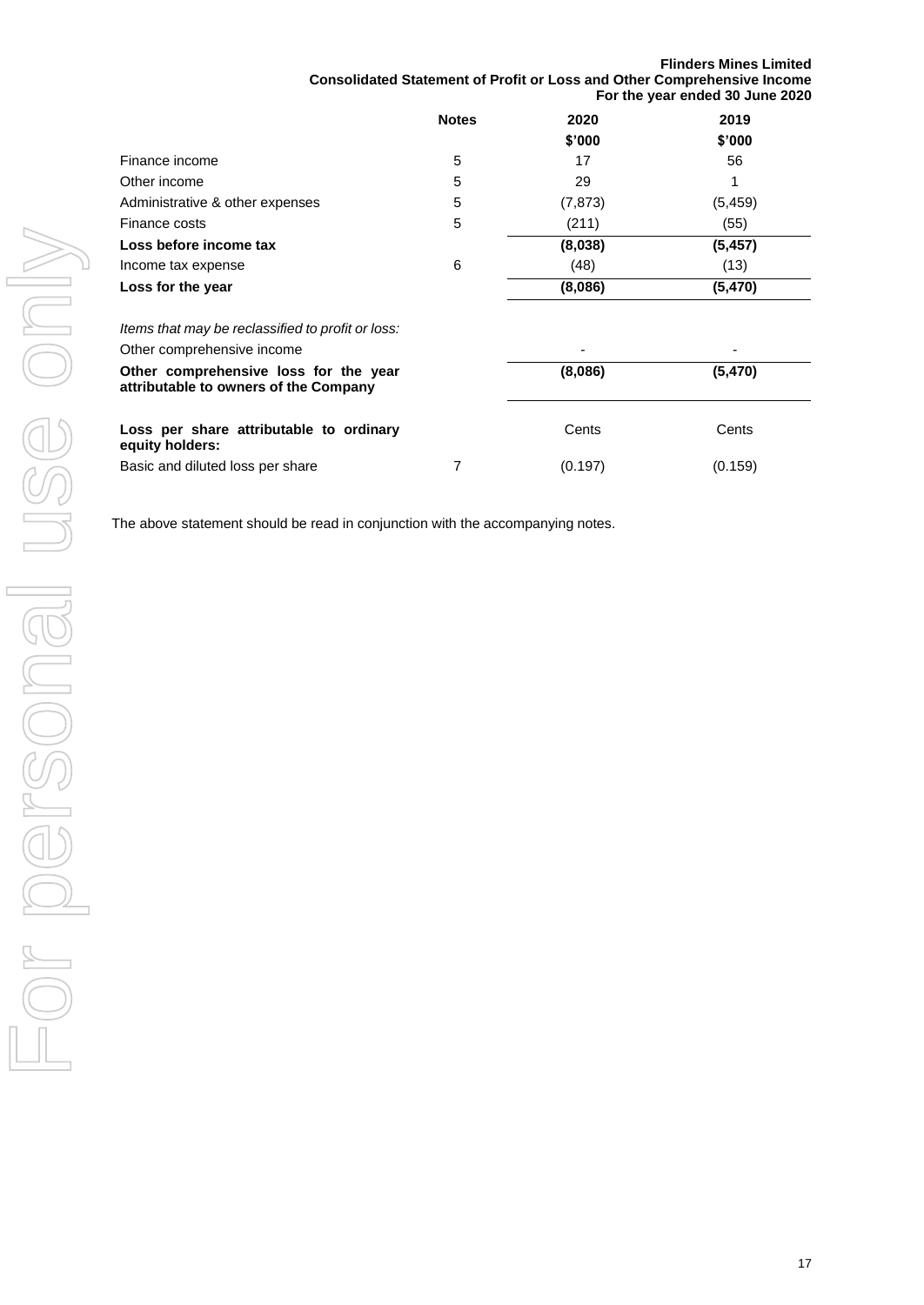**Flinders Mines Limited**
**Consolidated Statement of Profit or Loss and Other Comprehensive Income**
**For the year ended 30 June 2020**

| | Notes | 2020 | 2019 |
|---|---|---|---|
| | | **$'000** | **$'000** |
| Finance income | 5 | 17 | 56 |
| Other income | 5 | 29 | 1 |
| Administrative & other expenses | 5 | (7,873) | (5,459) |
| Finance costs | 5 | (211) | (55) |
| **Loss before income tax** | | **(8,038)** | **(5,457)** |
| Income tax expense | 6 | (48) | (13) |
| **Loss for the year** | | **(8,086)** | **(5,470)** |
| | | | |
| *Items that may be reclassified to profit or loss:* | | | |
| Other comprehensive income | | - | - |
| **Other comprehensive loss for the year attributable to owners of the Company** | | **(8,086)** | **(5,470)** |
| | | | |
| **Loss per share attributable to ordinary equity holders:** | | Cents | Cents |
| Basic and diluted loss per share | 7 | (0.197) | (0.159) |

The above statement should be read in conjunction with the accompanying notes.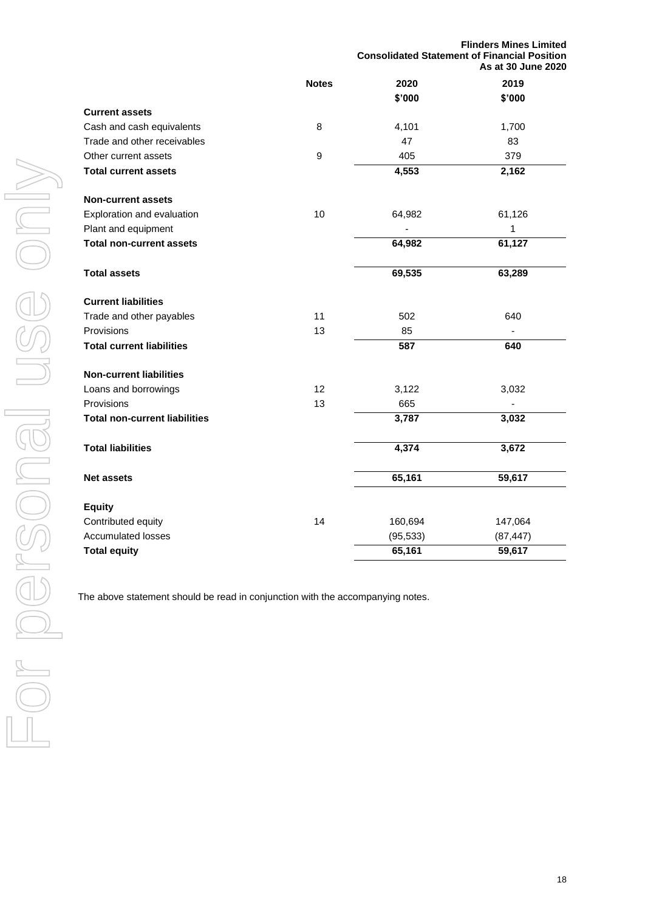**Flinders Mines Limited**
**Consolidated Statement of Financial Position**
**As at 30 June 2020**

| | Notes | 2020 | 2019 |
|---|---|---|---|
| | | $'000 | $'000 |
| **Current assets** | | | |
| Cash and cash equivalents | 8 | 4,101 | 1,700 |
| Trade and other receivables | | 47 | 83 |
| Other current assets | 9 | 405 | 379 |
| **Total current assets** | | **4,553** | **2,162** |
| | | | |
| **Non-current assets** | | | |
| Exploration and evaluation | 10 | 64,982 | 61,126 |
| Plant and equipment | | - | 1 |
| **Total non-current assets** | | **64,982** | **61,127** |
| | | | |
| **Total assets** | | **69,535** | **63,289** |
| | | | |
| **Current liabilities** | | | |
| Trade and other payables | 11 | 502 | 640 |
| Provisions | 13 | 85 | - |
| **Total current liabilities** | | **587** | **640** |
| | | | |
| **Non-current liabilities** | | | |
| Loans and borrowings | 12 | 3,122 | 3,032 |
| Provisions | 13 | 665 | - |
| **Total non-current liabilities** | | **3,787** | **3,032** |
| | | | |
| **Total liabilities** | | **4,374** | **3,672** |
| | | | |
| **Net assets** | | **65,161** | **59,617** |
| | | | |
| **Equity** | | | |
| Contributed equity | 14 | 160,694 | 147,064 |
| Accumulated losses | | (95,533) | (87,447) |
| **Total equity** | | **65,161** | **59,617** |

The above statement should be read in conjunction with the accompanying notes.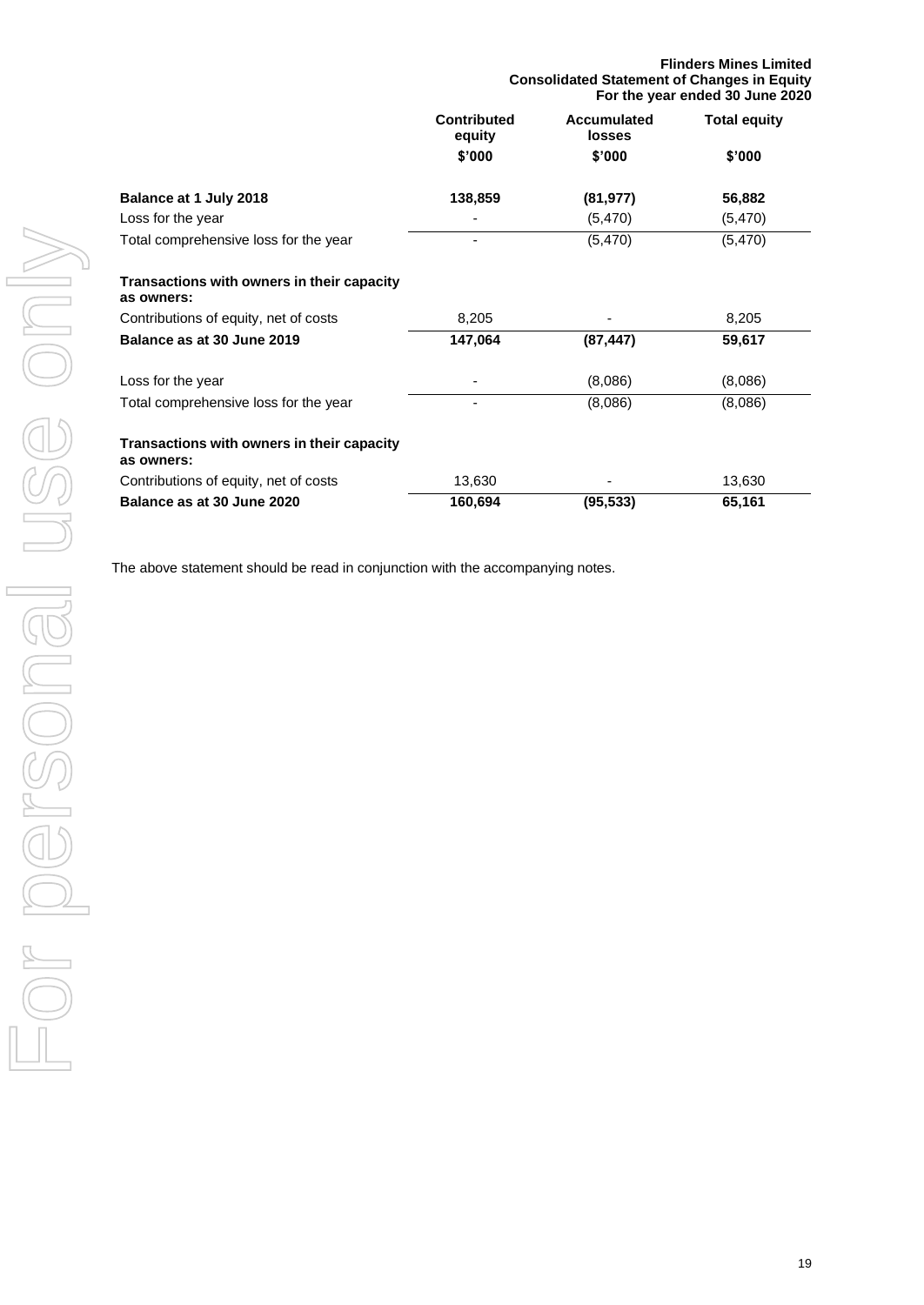**Flinders Mines Limited**
**Consolidated Statement of Changes in Equity**
**For the year ended 30 June 2020**

| | Contributed equity | Accumulated losses | Total equity |
|---|---|---|---|
| | $'000 | $'000 | $'000 |
| **Balance at 1 July 2018** | **138,859** | **(81,977)** | **56,882** |
| Loss for the year | - | (5,470) | (5,470) |
| Total comprehensive loss for the year | - | (5,470) | (5,470) |
| **Transactions with owners in their capacity as owners:** | | | |
| Contributions of equity, net of costs | 8,205 | - | 8,205 |
| **Balance as at 30 June 2019** | **147,064** | **(87,447)** | **59,617** |
| Loss for the year | - | (8,086) | (8,086) |
| Total comprehensive loss for the year | - | (8,086) | (8,086) |
| **Transactions with owners in their capacity as owners:** | | | |
| Contributions of equity, net of costs | 13,630 | - | 13,630 |
| **Balance as at 30 June 2020** | **160,694** | **(95,533)** | **65,161** |

The above statement should be read in conjunction with the accompanying notes.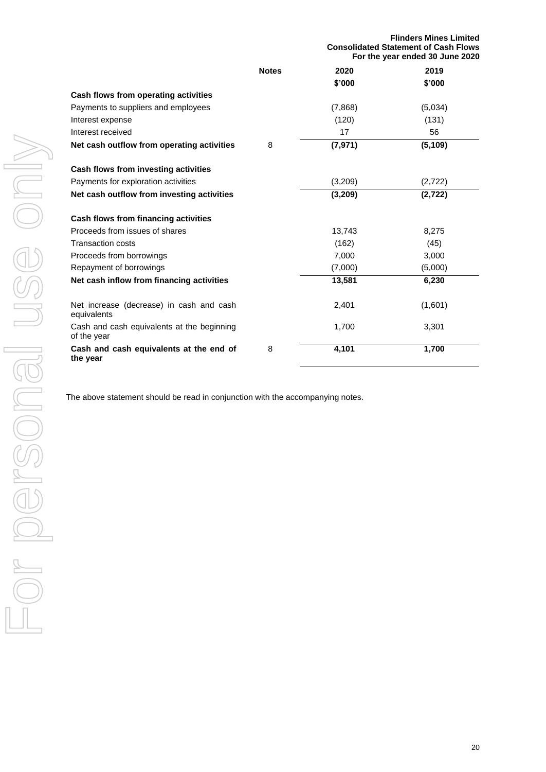**Flinders Mines Limited**
**Consolidated Statement of Cash Flows**
**For the year ended 30 June 2020**

| | Notes | 2020 | 2019 |
|---|---|---|---|
| | | $'000 | $'000 |
| **Cash flows from operating activities** | | | |
| Payments to suppliers and employees | | (7,868) | (5,034) |
| Interest expense | | (120) | (131) |
| Interest received | | 17 | 56 |
| **Net cash outflow from operating activities** | 8 | **(7,971)** | **(5,109)** |
| | | | |
| **Cash flows from investing activities** | | | |
| Payments for exploration activities | | (3,209) | (2,722) |
| **Net cash outflow from investing activities** | | **(3,209)** | **(2,722)** |
| | | | |
| **Cash flows from financing activities** | | | |
| Proceeds from issues of shares | | 13,743 | 8,275 |
| Transaction costs | | (162) | (45) |
| Proceeds from borrowings | | 7,000 | 3,000 |
| Repayment of borrowings | | (7,000) | (5,000) |
| **Net cash inflow from financing activities** | | **13,581** | **6,230** |
| | | | |
| Net increase (decrease) in cash and cash equivalents | | 2,401 | (1,601) |
| Cash and cash equivalents at the beginning of the year | | 1,700 | 3,301 |
| **Cash and cash equivalents at the end of the year** | 8 | **4,101** | **1,700** |

The above statement should be read in conjunction with the accompanying notes.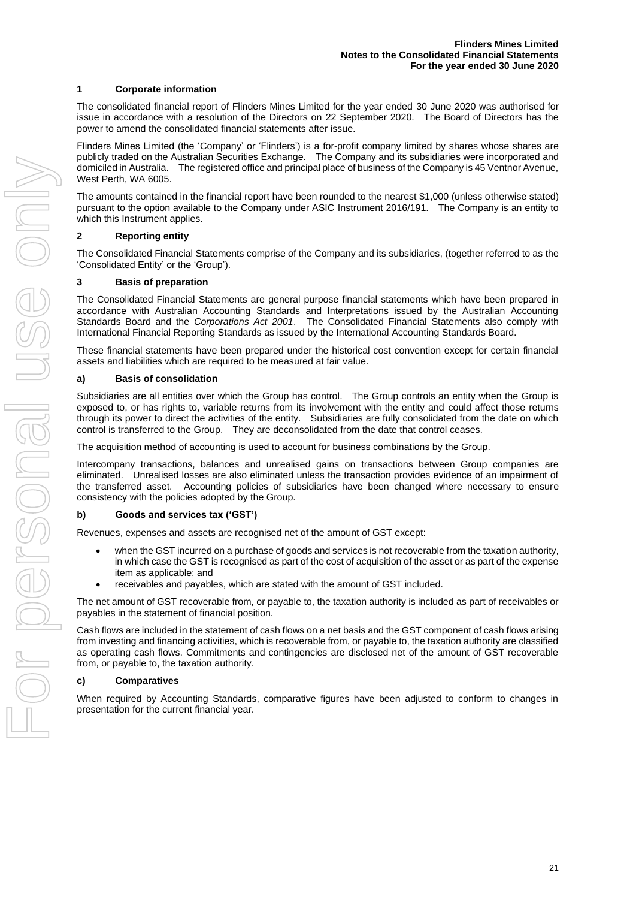## 1 Corporate information

The consolidated financial report of Flinders Mines Limited for the year ended 30 June 2020 was authorised for issue in accordance with a resolution of the Directors on 22 September 2020. The Board of Directors has the power to amend the consolidated financial statements after issue.

Flinders Mines Limited (the 'Company' or 'Flinders') is a for-profit company limited by shares whose shares are publicly traded on the Australian Securities Exchange. The Company and its subsidiaries were incorporated and domiciled in Australia. The registered office and principal place of business of the Company is 45 Ventnor Avenue, West Perth, WA 6005.

The amounts contained in the financial report have been rounded to the nearest $1,000 (unless otherwise stated) pursuant to the option available to the Company under ASIC Instrument 2016/191. The Company is an entity to which this Instrument applies.

## 2 Reporting entity

The Consolidated Financial Statements comprise of the Company and its subsidiaries, (together referred to as the 'Consolidated Entity' or the 'Group').

## 3 Basis of preparation

The Consolidated Financial Statements are general purpose financial statements which have been prepared in accordance with Australian Accounting Standards and Interpretations issued by the Australian Accounting Standards Board and the *Corporations Act 2001*. The Consolidated Financial Statements also comply with International Financial Reporting Standards as issued by the International Accounting Standards Board.

These financial statements have been prepared under the historical cost convention except for certain financial assets and liabilities which are required to be measured at fair value.

### a) Basis of consolidation

Subsidiaries are all entities over which the Group has control. The Group controls an entity when the Group is exposed to, or has rights to, variable returns from its involvement with the entity and could affect those returns through its power to direct the activities of the entity. Subsidiaries are fully consolidated from the date on which control is transferred to the Group. They are deconsolidated from the date that control ceases.

The acquisition method of accounting is used to account for business combinations by the Group.

Intercompany transactions, balances and unrealised gains on transactions between Group companies are eliminated. Unrealised losses are also eliminated unless the transaction provides evidence of an impairment of the transferred asset. Accounting policies of subsidiaries have been changed where necessary to ensure consistency with the policies adopted by the Group.

### b) Goods and services tax ('GST')

Revenues, expenses and assets are recognised net of the amount of GST except:

- when the GST incurred on a purchase of goods and services is not recoverable from the taxation authority, in which case the GST is recognised as part of the cost of acquisition of the asset or as part of the expense item as applicable; and
- receivables and payables, which are stated with the amount of GST included.

The net amount of GST recoverable from, or payable to, the taxation authority is included as part of receivables or payables in the statement of financial position.

Cash flows are included in the statement of cash flows on a net basis and the GST component of cash flows arising from investing and financing activities, which is recoverable from, or payable to, the taxation authority are classified as operating cash flows. Commitments and contingencies are disclosed net of the amount of GST recoverable from, or payable to, the taxation authority.

### c) Comparatives

When required by Accounting Standards, comparative figures have been adjusted to conform to changes in presentation for the current financial year.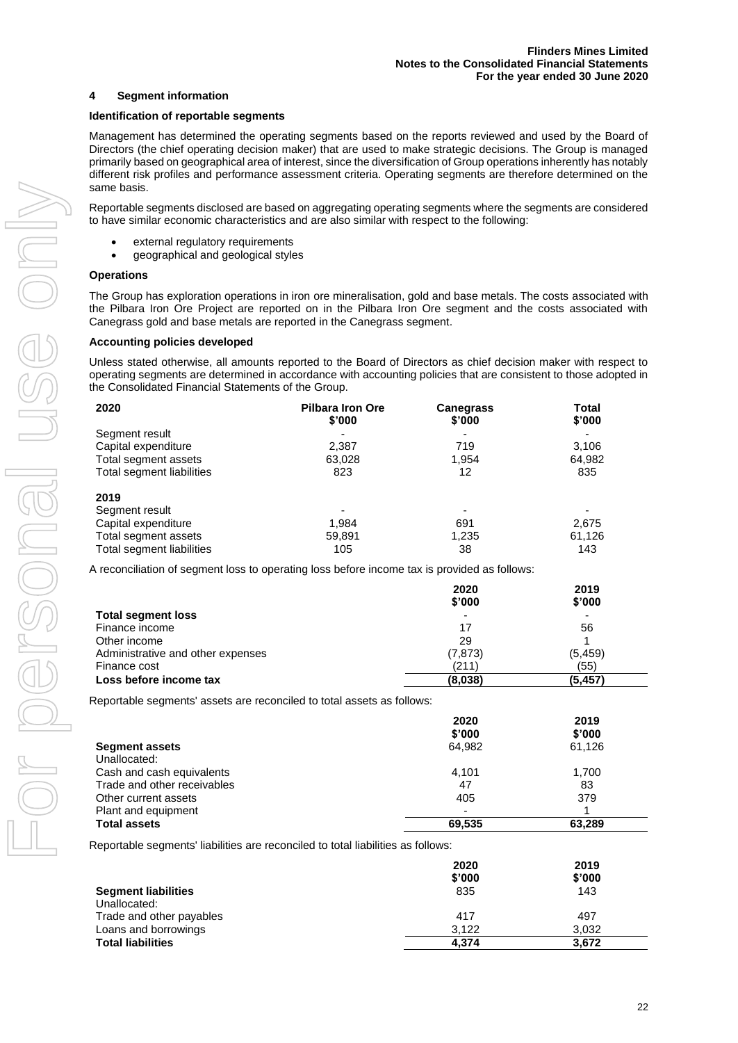## 4 Segment information

### Identification of reportable segments

Management has determined the operating segments based on the reports reviewed and used by the Board of Directors (the chief operating decision maker) that are used to make strategic decisions. The Group is managed primarily based on geographical area of interest, since the diversification of Group operations inherently has notably different risk profiles and performance assessment criteria. Operating segments are therefore determined on the same basis.

Reportable segments disclosed are based on aggregating operating segments where the segments are considered to have similar economic characteristics and are also similar with respect to the following:

- external regulatory requirements
- geographical and geological styles

### Operations

The Group has exploration operations in iron ore mineralisation, gold and base metals. The costs associated with the Pilbara Iron Ore Project are reported on in the Pilbara Iron Ore segment and the costs associated with Canegrass gold and base metals are reported in the Canegrass segment.

### Accounting policies developed

Unless stated otherwise, all amounts reported to the Board of Directors as chief decision maker with respect to operating segments are determined in accordance with accounting policies that are consistent to those adopted in the Consolidated Financial Statements of the Group.

| 2020 | Pilbara Iron Ore $'000 | Canegrass $'000 | Total $'000 |
|---|---|---|---|
| Segment result | - | - | - |
| Capital expenditure | 2,387 | 719 | 3,106 |
| Total segment assets | 63,028 | 1,954 | 64,982 |
| Total segment liabilities | 823 | 12 | 835 |
| **2019** | | | |
| Segment result | - | - | - |
| Capital expenditure | 1,984 | 691 | 2,675 |
| Total segment assets | 59,891 | 1,235 | 61,126 |
| Total segment liabilities | 105 | 38 | 143 |

A reconciliation of segment loss to operating loss before income tax is provided as follows:

| | 2020 $'000 | 2019 $'000 |
|---|---|---|
| **Total segment loss** | - | - |
| Finance income | 17 | 56 |
| Other income | 29 | 1 |
| Administrative and other expenses | (7,873) | (5,459) |
| Finance cost | (211) | (55) |
| **Loss before income tax** | **(8,038)** | **(5,457)** |

Reportable segments' assets are reconciled to total assets as follows:

| | 2020 $'000 | 2019 $'000 |
|---|---|---|
| **Segment assets** | 64,982 | 61,126 |
| Unallocated: | | |
| Cash and cash equivalents | 4,101 | 1,700 |
| Trade and other receivables | 47 | 83 |
| Other current assets | 405 | 379 |
| Plant and equipment | - | 1 |
| **Total assets** | **69,535** | **63,289** |

Reportable segments' liabilities are reconciled to total liabilities as follows:

| | 2020 $'000 | 2019 $'000 |
|---|---|---|
| **Segment liabilities** | 835 | 143 |
| Unallocated: | | |
| Trade and other payables | 417 | 497 |
| Loans and borrowings | 3,122 | 3,032 |
| **Total liabilities** | **4,374** | **3,672** |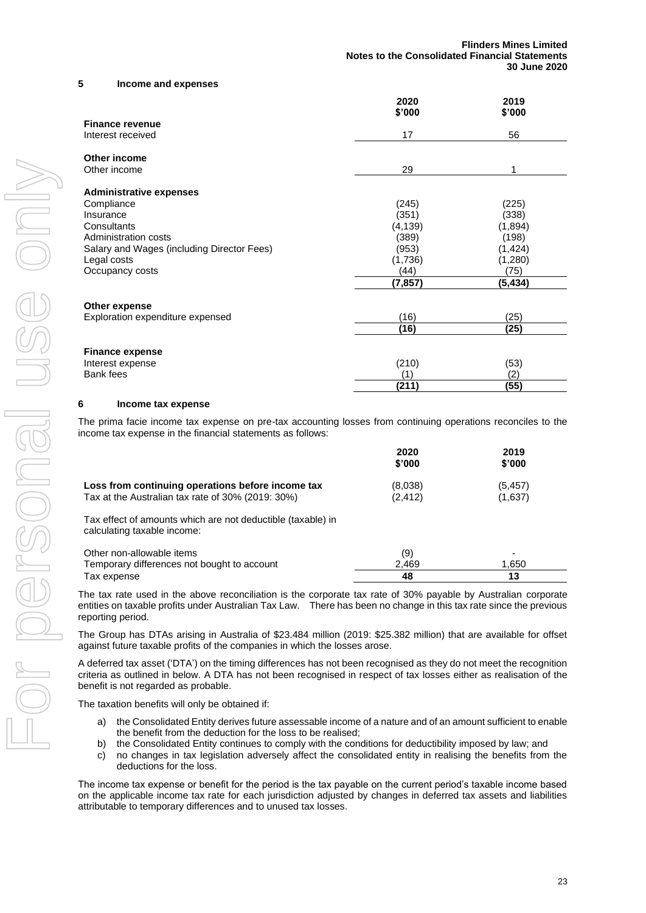## 5 Income and expenses

| | 2020 \$'000 | 2019 \$'000 |
|---|---|---|
| **Finance revenue** | | |
| Interest received | 17 | 56 |
| | | |
| **Other income** | | |
| Other income | 29 | 1 |
| | | |
| **Administrative expenses** | | |
| Compliance | (245) | (225) |
| Insurance | (351) | (338) |
| Consultants | (4,139) | (1,894) |
| Administration costs | (389) | (198) |
| Salary and Wages (including Director Fees) | (953) | (1,424) |
| Legal costs | (1,736) | (1,280) |
| Occupancy costs | (44) | (75) |
| | **(7,857)** | **(5,434)** |
| | | |
| **Other expense** | | |
| Exploration expenditure expensed | (16) | (25) |
| | **(16)** | **(25)** |
| | | |
| **Finance expense** | | |
| Interest expense | (210) | (53) |
| Bank fees | (1) | (2) |
| | **(211)** | **(55)** |

## 6 Income tax expense

The prima facie income tax expense on pre-tax accounting losses from continuing operations reconciles to the income tax expense in the financial statements as follows:

| | 2020 \$'000 | 2019 \$'000 |
|---|---|---|
| **Loss from continuing operations before income tax** | (8,038) | (5,457) |
| Tax at the Australian tax rate of 30% (2019: 30%) | (2,412) | (1,637) |
| | | |
| Tax effect of amounts which are not deductible (taxable) in calculating taxable income: | | |
| | | |
| Other non-allowable items | (9) | - |
| Temporary differences not bought to account | 2,469 | 1,650 |
| Tax expense | **48** | **13** |

The tax rate used in the above reconciliation is the corporate tax rate of 30% payable by Australian corporate entities on taxable profits under Australian Tax Law. There has been no change in this tax rate since the previous reporting period.

The Group has DTAs arising in Australia of \$23.484 million (2019: \$25.382 million) that are available for offset against future taxable profits of the companies in which the losses arose.

A deferred tax asset ('DTA') on the timing differences has not been recognised as they do not meet the recognition criteria as outlined in below. A DTA has not been recognised in respect of tax losses either as realisation of the benefit is not regarded as probable.

The taxation benefits will only be obtained if:

a) the Consolidated Entity derives future assessable income of a nature and of an amount sufficient to enable the benefit from the deduction for the loss to be realised;
b) the Consolidated Entity continues to comply with the conditions for deductibility imposed by law; and
c) no changes in tax legislation adversely affect the consolidated entity in realising the benefits from the deductions for the loss.

The income tax expense or benefit for the period is the tax payable on the current period's taxable income based on the applicable income tax rate for each jurisdiction adjusted by changes in deferred tax assets and liabilities attributable to temporary differences and to unused tax losses.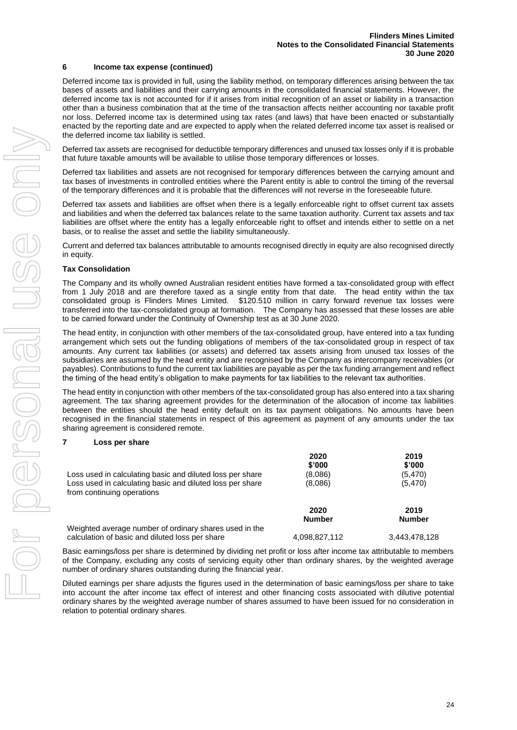## 6 Income tax expense (continued)

Deferred income tax is provided in full, using the liability method, on temporary differences arising between the tax bases of assets and liabilities and their carrying amounts in the consolidated financial statements. However, the deferred income tax is not accounted for if it arises from initial recognition of an asset or liability in a transaction other than a business combination that at the time of the transaction affects neither accounting nor taxable profit nor loss. Deferred income tax is determined using tax rates (and laws) that have been enacted or substantially enacted by the reporting date and are expected to apply when the related deferred income tax asset is realised or the deferred income tax liability is settled.

Deferred tax assets are recognised for deductible temporary differences and unused tax losses only if it is probable that future taxable amounts will be available to utilise those temporary differences or losses.

Deferred tax liabilities and assets are not recognised for temporary differences between the carrying amount and tax bases of investments in controlled entities where the Parent entity is able to control the timing of the reversal of the temporary differences and it is probable that the differences will not reverse in the foreseeable future.

Deferred tax assets and liabilities are offset when there is a legally enforceable right to offset current tax assets and liabilities and when the deferred tax balances relate to the same taxation authority. Current tax assets and tax liabilities are offset where the entity has a legally enforceable right to offset and intends either to settle on a net basis, or to realise the asset and settle the liability simultaneously.

Current and deferred tax balances attributable to amounts recognised directly in equity are also recognised directly in equity.

**Tax Consolidation**

The Company and its wholly owned Australian resident entities have formed a tax-consolidated group with effect from 1 July 2018 and are therefore taxed as a single entity from that date. The head entity within the tax consolidated group is Flinders Mines Limited. $120.510 million in carry forward revenue tax losses were transferred into the tax-consolidated group at formation. The Company has assessed that these losses are able to be carried forward under the Continuity of Ownership test as at 30 June 2020.

The head entity, in conjunction with other members of the tax-consolidated group, have entered into a tax funding arrangement which sets out the funding obligations of members of the tax-consolidated group in respect of tax amounts. Any current tax liabilities (or assets) and deferred tax assets arising from unused tax losses of the subsidiaries are assumed by the head entity and are recognised by the Company as intercompany receivables (or payables). Contributions to fund the current tax liabilities are payable as per the tax funding arrangement and reflect the timing of the head entity's obligation to make payments for tax liabilities to the relevant tax authorities.

The head entity in conjunction with other members of the tax-consolidated group has also entered into a tax sharing agreement. The tax sharing agreement provides for the determination of the allocation of income tax liabilities between the entities should the head entity default on its tax payment obligations. No amounts have been recognised in the financial statements in respect of this agreement as payment of any amounts under the tax sharing agreement is considered remote.

## 7 Loss per share

| | 2020<br>$'000 | 2019<br>$'000 |
|---|---|---|
| Loss used in calculating basic and diluted loss per share | (8,086) | (5,470) |
| Loss used in calculating basic and diluted loss per share from continuing operations | (8,086) | (5,470) |

| | 2020<br>Number | 2019<br>Number |
|---|---|---|
| Weighted average number of ordinary shares used in the calculation of basic and diluted loss per share | 4,098,827,112 | 3,443,478,128 |

Basic earnings/loss per share is determined by dividing net profit or loss after income tax attributable to members of the Company, excluding any costs of servicing equity other than ordinary shares, by the weighted average number of ordinary shares outstanding during the financial year.

Diluted earnings per share adjusts the figures used in the determination of basic earnings/loss per share to take into account the after income tax effect of interest and other financing costs associated with dilutive potential ordinary shares by the weighted average number of shares assumed to have been issued for no consideration in relation to potential ordinary shares.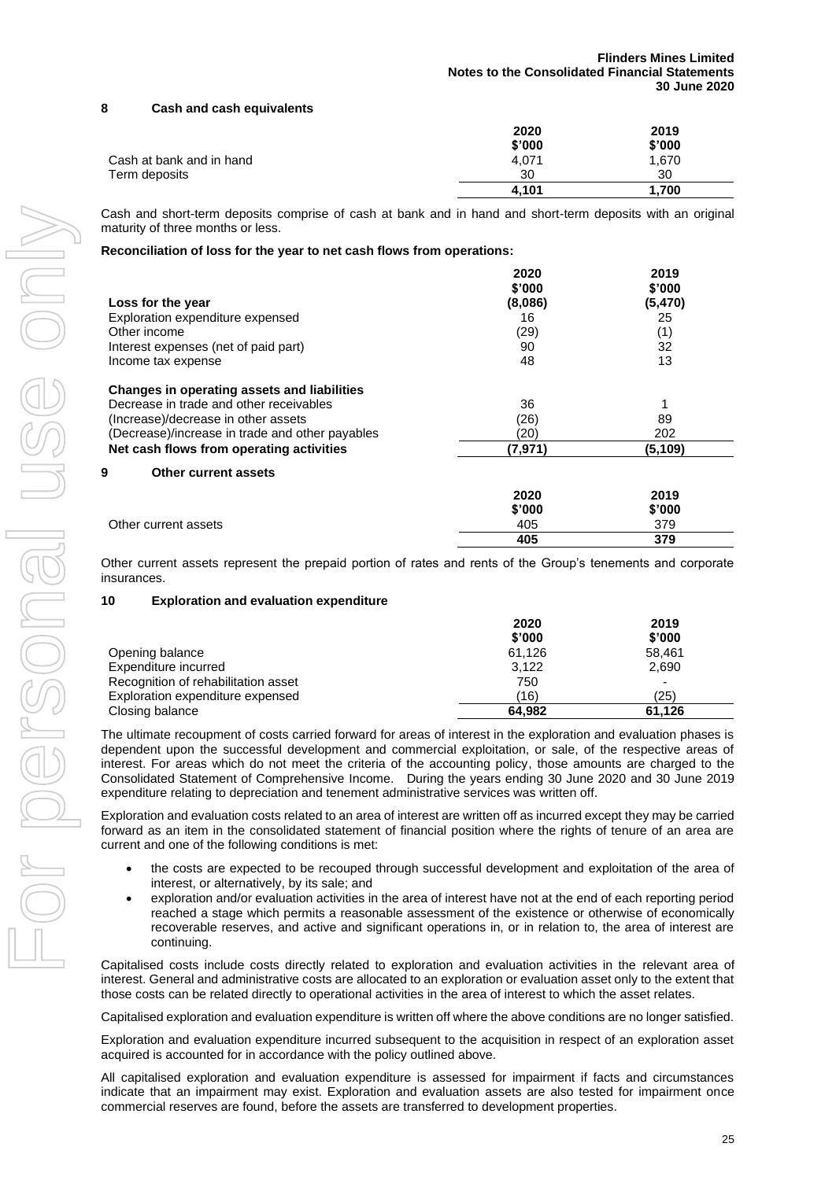## 8 Cash and cash equivalents

| | 2020 \$'000 | 2019 \$'000 |
|---|---|---|
| Cash at bank and in hand | 4,071 | 1,670 |
| Term deposits | 30 | 30 |
| | **4,101** | **1,700** |

Cash and short-term deposits comprise of cash at bank and in hand and short-term deposits with an original maturity of three months or less.

**Reconciliation of loss for the year to net cash flows from operations:**

| | 2020 \$'000 | 2019 \$'000 |
|---|---|---|
| **Loss for the year** | **(8,086)** | **(5,470)** |
| Exploration expenditure expensed | 16 | 25 |
| Other income | (29) | (1) |
| Interest expenses (net of paid part) | 90 | 32 |
| Income tax expense | 48 | 13 |
| **Changes in operating assets and liabilities** | | |
| Decrease in trade and other receivables | 36 | 1 |
| (Increase)/decrease in other assets | (26) | 89 |
| (Decrease)/increase in trade and other payables | (20) | 202 |
| **Net cash flows from operating activities** | **(7,971)** | **(5,109)** |

## 9 Other current assets

| | 2020 \$'000 | 2019 \$'000 |
|---|---|---|
| Other current assets | 405 | 379 |
| | **405** | **379** |

Other current assets represent the prepaid portion of rates and rents of the Group's tenements and corporate insurances.

## 10 Exploration and evaluation expenditure

| | 2020 \$'000 | 2019 \$'000 |
|---|---|---|
| Opening balance | 61,126 | 58,461 |
| Expenditure incurred | 3,122 | 2,690 |
| Recognition of rehabilitation asset | 750 | - |
| Exploration expenditure expensed | (16) | (25) |
| Closing balance | **64,982** | **61,126** |

The ultimate recoupment of costs carried forward for areas of interest in the exploration and evaluation phases is dependent upon the successful development and commercial exploitation, or sale, of the respective areas of interest. For areas which do not meet the criteria of the accounting policy, those amounts are charged to the Consolidated Statement of Comprehensive Income. During the years ending 30 June 2020 and 30 June 2019 expenditure relating to depreciation and tenement administrative services was written off.

Exploration and evaluation costs related to an area of interest are written off as incurred except they may be carried forward as an item in the consolidated statement of financial position where the rights of tenure of an area are current and one of the following conditions is met:

- the costs are expected to be recouped through successful development and exploitation of the area of interest, or alternatively, by its sale; and
- exploration and/or evaluation activities in the area of interest have not at the end of each reporting period reached a stage which permits a reasonable assessment of the existence or otherwise of economically recoverable reserves, and active and significant operations in, or in relation to, the area of interest are continuing.

Capitalised costs include costs directly related to exploration and evaluation activities in the relevant area of interest. General and administrative costs are allocated to an exploration or evaluation asset only to the extent that those costs can be related directly to operational activities in the area of interest to which the asset relates.

Capitalised exploration and evaluation expenditure is written off where the above conditions are no longer satisfied.

Exploration and evaluation expenditure incurred subsequent to the acquisition in respect of an exploration asset acquired is accounted for in accordance with the policy outlined above.

All capitalised exploration and evaluation expenditure is assessed for impairment if facts and circumstances indicate that an impairment may exist. Exploration and evaluation assets are also tested for impairment once commercial reserves are found, before the assets are transferred to development properties.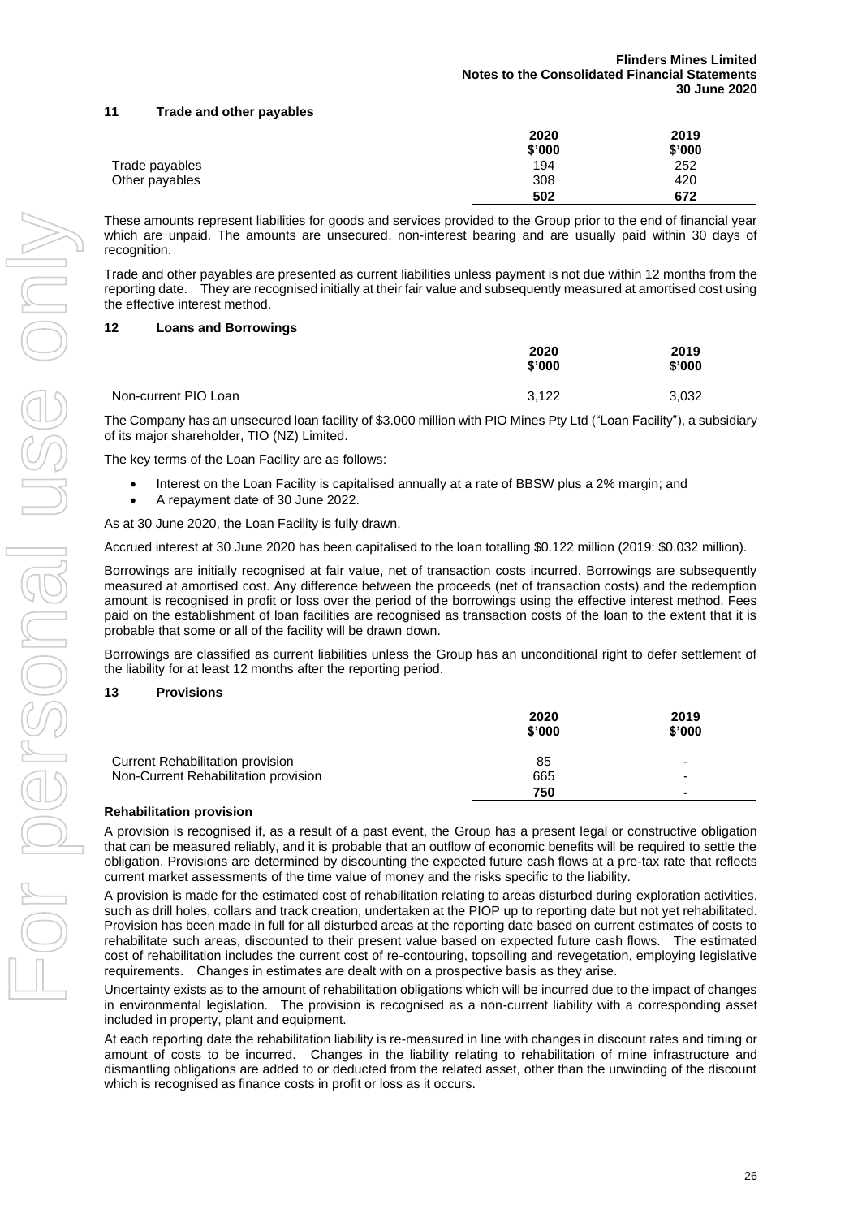## 11 Trade and other payables

| | 2020 $'000 | 2019 $'000 |
|---|---|---|
| Trade payables | 194 | 252 |
| Other payables | 308 | 420 |
| | **502** | **672** |

These amounts represent liabilities for goods and services provided to the Group prior to the end of financial year which are unpaid. The amounts are unsecured, non-interest bearing and are usually paid within 30 days of recognition.

Trade and other payables are presented as current liabilities unless payment is not due within 12 months from the reporting date. They are recognised initially at their fair value and subsequently measured at amortised cost using the effective interest method.

## 12 Loans and Borrowings

| | 2020 $'000 | 2019 $'000 |
|---|---|---|
| Non-current PIO Loan | 3,122 | 3,032 |

The Company has an unsecured loan facility of $3.000 million with PIO Mines Pty Ltd ("Loan Facility"), a subsidiary of its major shareholder, TIO (NZ) Limited.

The key terms of the Loan Facility are as follows:

- Interest on the Loan Facility is capitalised annually at a rate of BBSW plus a 2% margin; and
- A repayment date of 30 June 2022.

As at 30 June 2020, the Loan Facility is fully drawn.

Accrued interest at 30 June 2020 has been capitalised to the loan totalling $0.122 million (2019: $0.032 million).

Borrowings are initially recognised at fair value, net of transaction costs incurred. Borrowings are subsequently measured at amortised cost. Any difference between the proceeds (net of transaction costs) and the redemption amount is recognised in profit or loss over the period of the borrowings using the effective interest method. Fees paid on the establishment of loan facilities are recognised as transaction costs of the loan to the extent that it is probable that some or all of the facility will be drawn down.

Borrowings are classified as current liabilities unless the Group has an unconditional right to defer settlement of the liability for at least 12 months after the reporting period.

## 13 Provisions

| | 2020 $'000 | 2019 $'000 |
|---|---|---|
| Current Rehabilitation provision | 85 | - |
| Non-Current Rehabilitation provision | 665 | - |
| | **750** | **-** |

### Rehabilitation provision

A provision is recognised if, as a result of a past event, the Group has a present legal or constructive obligation that can be measured reliably, and it is probable that an outflow of economic benefits will be required to settle the obligation. Provisions are determined by discounting the expected future cash flows at a pre-tax rate that reflects current market assessments of the time value of money and the risks specific to the liability.

A provision is made for the estimated cost of rehabilitation relating to areas disturbed during exploration activities, such as drill holes, collars and track creation, undertaken at the PIOP up to reporting date but not yet rehabilitated. Provision has been made in full for all disturbed areas at the reporting date based on current estimates of costs to rehabilitate such areas, discounted to their present value based on expected future cash flows. The estimated cost of rehabilitation includes the current cost of re-contouring, topsoiling and revegetation, employing legislative requirements. Changes in estimates are dealt with on a prospective basis as they arise.

Uncertainty exists as to the amount of rehabilitation obligations which will be incurred due to the impact of changes in environmental legislation. The provision is recognised as a non-current liability with a corresponding asset included in property, plant and equipment.

At each reporting date the rehabilitation liability is re-measured in line with changes in discount rates and timing or amount of costs to be incurred. Changes in the liability relating to rehabilitation of mine infrastructure and dismantling obligations are added to or deducted from the related asset, other than the unwinding of the discount which is recognised as finance costs in profit or loss as it occurs.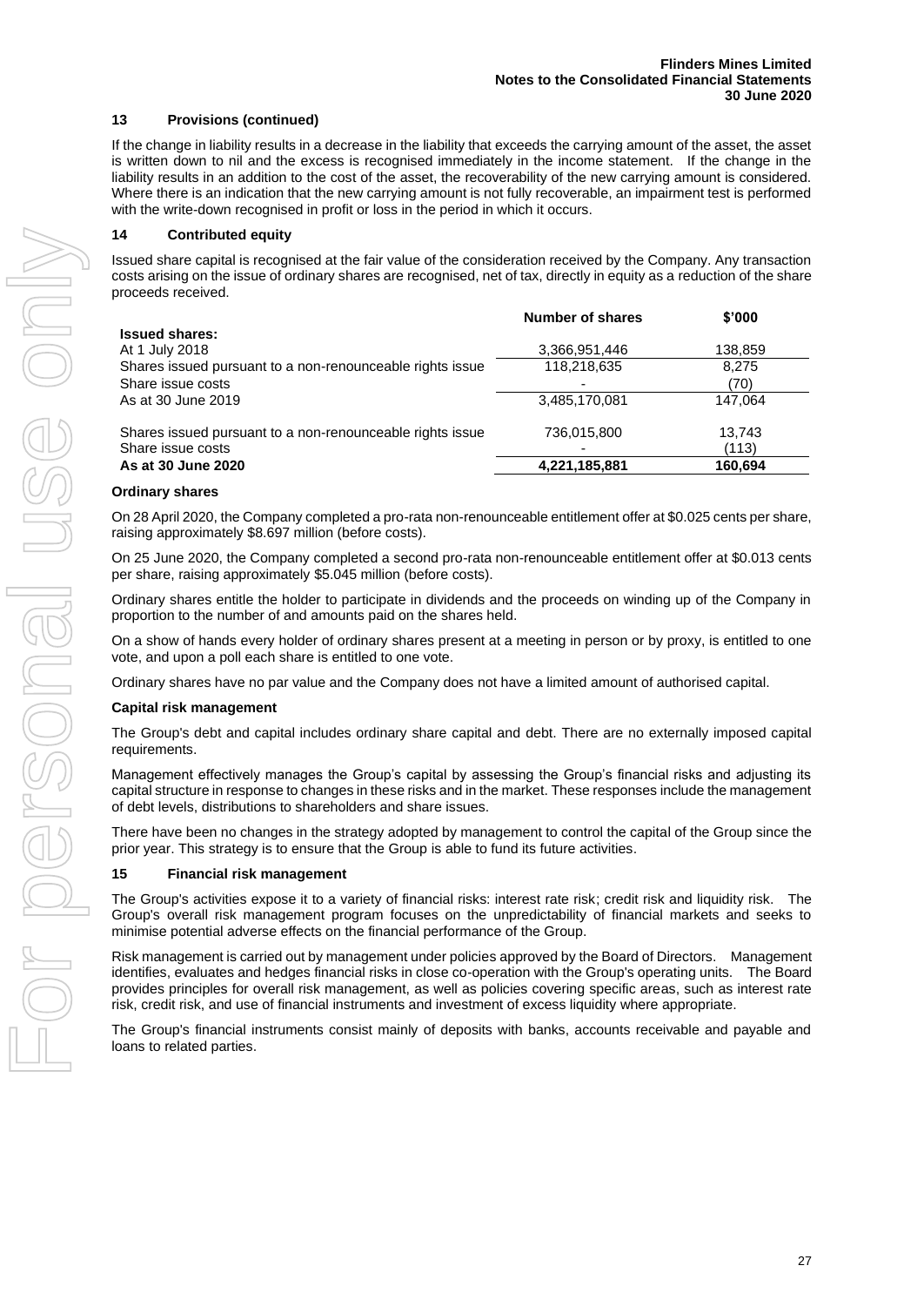## 13 Provisions (continued)

If the change in liability results in a decrease in the liability that exceeds the carrying amount of the asset, the asset is written down to nil and the excess is recognised immediately in the income statement. If the change in the liability results in an addition to the cost of the asset, the recoverability of the new carrying amount is considered. Where there is an indication that the new carrying amount is not fully recoverable, an impairment test is performed with the write-down recognised in profit or loss in the period in which it occurs.

## 14 Contributed equity

Issued share capital is recognised at the fair value of the consideration received by the Company. Any transaction costs arising on the issue of ordinary shares are recognised, net of tax, directly in equity as a reduction of the share proceeds received.

| | Number of shares | \$'000 |
|---|---|---|
| **Issued shares:** | | |
| At 1 July 2018 | 3,366,951,446 | 138,859 |
| Shares issued pursuant to a non-renounceable rights issue | 118,218,635 | 8,275 |
| Share issue costs | - | (70) |
| As at 30 June 2019 | 3,485,170,081 | 147,064 |
| | | |
| Shares issued pursuant to a non-renounceable rights issue | 736,015,800 | 13,743 |
| Share issue costs | - | (113) |
| **As at 30 June 2020** | **4,221,185,881** | **160,694** |

### Ordinary shares

On 28 April 2020, the Company completed a pro-rata non-renounceable entitlement offer at \$0.025 cents per share, raising approximately \$8.697 million (before costs).

On 25 June 2020, the Company completed a second pro-rata non-renounceable entitlement offer at \$0.013 cents per share, raising approximately \$5.045 million (before costs).

Ordinary shares entitle the holder to participate in dividends and the proceeds on winding up of the Company in proportion to the number of and amounts paid on the shares held.

On a show of hands every holder of ordinary shares present at a meeting in person or by proxy, is entitled to one vote, and upon a poll each share is entitled to one vote.

Ordinary shares have no par value and the Company does not have a limited amount of authorised capital.

### Capital risk management

The Group's debt and capital includes ordinary share capital and debt. There are no externally imposed capital requirements.

Management effectively manages the Group's capital by assessing the Group's financial risks and adjusting its capital structure in response to changes in these risks and in the market. These responses include the management of debt levels, distributions to shareholders and share issues.

There have been no changes in the strategy adopted by management to control the capital of the Group since the prior year. This strategy is to ensure that the Group is able to fund its future activities.

## 15 Financial risk management

The Group's activities expose it to a variety of financial risks: interest rate risk; credit risk and liquidity risk. The Group's overall risk management program focuses on the unpredictability of financial markets and seeks to minimise potential adverse effects on the financial performance of the Group.

Risk management is carried out by management under policies approved by the Board of Directors. Management identifies, evaluates and hedges financial risks in close co-operation with the Group's operating units. The Board provides principles for overall risk management, as well as policies covering specific areas, such as interest rate risk, credit risk, and use of financial instruments and investment of excess liquidity where appropriate.

The Group's financial instruments consist mainly of deposits with banks, accounts receivable and payable and loans to related parties.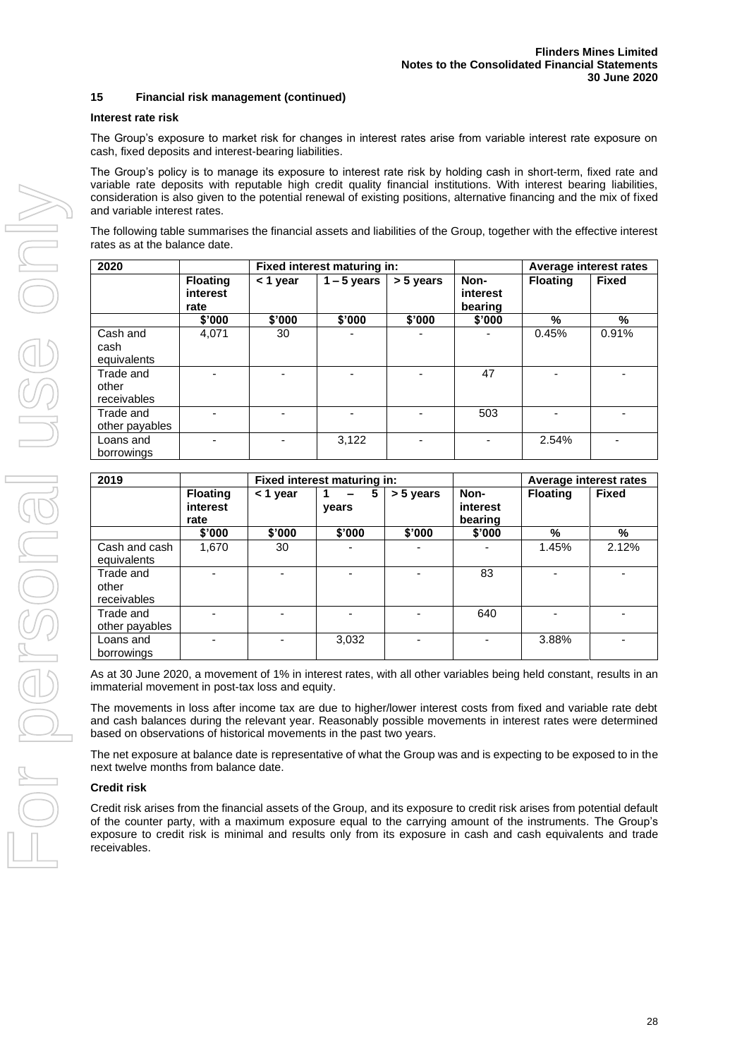## 15 Financial risk management (continued)

### Interest rate risk

The Group's exposure to market risk for changes in interest rates arise from variable interest rate exposure on cash, fixed deposits and interest-bearing liabilities.

The Group's policy is to manage its exposure to interest rate risk by holding cash in short-term, fixed rate and variable rate deposits with reputable high credit quality financial institutions. With interest bearing liabilities, consideration is also given to the potential renewal of existing positions, alternative financing and the mix of fixed and variable interest rates.

The following table summarises the financial assets and liabilities of the Group, together with the effective interest rates as at the balance date.

| 2020 | | Fixed interest maturing in: | | | | Average interest rates | |
|---|---|---|---|---|---|---|---|
| | Floating interest rate | < 1 year | 1 – 5 years | > 5 years | Non-interest bearing | Floating | Fixed |
| | $'000 | $'000 | $'000 | $'000 | $'000 | % | % |
| Cash and cash equivalents | 4,071 | 30 | - | - | - | 0.45% | 0.91% |
| Trade and other receivables | - | - | - | - | 47 | - | - |
| Trade and other payables | - | - | - | - | 503 | - | - |
| Loans and borrowings | - | - | 3,122 | - | - | 2.54% | - |

| 2019 | | Fixed interest maturing in: | | | | Average interest rates | |
|---|---|---|---|---|---|---|---|
| | Floating interest rate | < 1 year | 1 – 5 years | > 5 years | Non-interest bearing | Floating | Fixed |
| | $'000 | $'000 | $'000 | $'000 | $'000 | % | % |
| Cash and cash equivalents | 1,670 | 30 | - | - | - | 1.45% | 2.12% |
| Trade and other receivables | - | - | - | - | 83 | - | - |
| Trade and other payables | - | - | - | - | 640 | - | - |
| Loans and borrowings | - | - | 3,032 | - | - | 3.88% | - |

As at 30 June 2020, a movement of 1% in interest rates, with all other variables being held constant, results in an immaterial movement in post-tax loss and equity.

The movements in loss after income tax are due to higher/lower interest costs from fixed and variable rate debt and cash balances during the relevant year. Reasonably possible movements in interest rates were determined based on observations of historical movements in the past two years.

The net exposure at balance date is representative of what the Group was and is expecting to be exposed to in the next twelve months from balance date.

### Credit risk

Credit risk arises from the financial assets of the Group, and its exposure to credit risk arises from potential default of the counter party, with a maximum exposure equal to the carrying amount of the instruments. The Group's exposure to credit risk is minimal and results only from its exposure in cash and cash equivalents and trade receivables.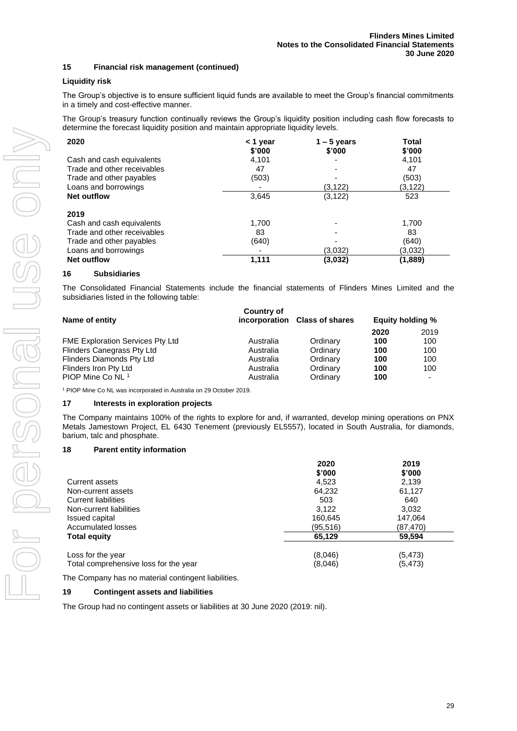## 15 Financial risk management (continued)

### Liquidity risk

The Group's objective is to ensure sufficient liquid funds are available to meet the Group's financial commitments in a timely and cost-effective manner.

The Group's treasury function continually reviews the Group's liquidity position including cash flow forecasts to determine the forecast liquidity position and maintain appropriate liquidity levels.

| 2020 | < 1 year $'000 | 1 – 5 years $'000 | Total $'000 |
|---|---|---|---|
| Cash and cash equivalents | 4,101 | - | 4,101 |
| Trade and other receivables | 47 | - | 47 |
| Trade and other payables | (503) | - | (503) |
| Loans and borrowings | - | (3,122) | (3,122) |
| **Net outflow** | 3,645 | (3,122) | 523 |
| **2019** | | | |
| Cash and cash equivalents | 1,700 | - | 1,700 |
| Trade and other receivables | 83 | - | 83 |
| Trade and other payables | (640) | - | (640) |
| Loans and borrowings | - | (3,032) | (3,032) |
| **Net outflow** | **1,111** | **(3,032)** | **(1,889)** |

## 16 Subsidiaries

The Consolidated Financial Statements include the financial statements of Flinders Mines Limited and the subsidiaries listed in the following table:

| Name of entity | Country of incorporation | Class of shares | Equity holding % | |
|---|---|---|---|---|
| | | | **2020** | 2019 |
| FME Exploration Services Pty Ltd | Australia | Ordinary | **100** | 100 |
| Flinders Canegrass Pty Ltd | Australia | Ordinary | **100** | 100 |
| Flinders Diamonds Pty Ltd | Australia | Ordinary | **100** | 100 |
| Flinders Iron Pty Ltd | Australia | Ordinary | **100** | 100 |
| PIOP Mine Co NL [1] | Australia | Ordinary | **100** | - |

[1] PIOP Mine Co NL was incorporated in Australia on 29 October 2019.

## 17 Interests in exploration projects

The Company maintains 100% of the rights to explore for and, if warranted, develop mining operations on PNX Metals Jamestown Project, EL 6430 Tenement (previously EL5557), located in South Australia, for diamonds, barium, talc and phosphate.

## 18 Parent entity information

| | 2020 $'000 | 2019 $'000 |
|---|---|---|
| Current assets | 4,523 | 2,139 |
| Non-current assets | 64,232 | 61,127 |
| Current liabilities | 503 | 640 |
| Non-current liabilities | 3,122 | 3,032 |
| Issued capital | 160,645 | 147,064 |
| Accumulated losses | (95,516) | (87,470) |
| **Total equity** | **65,129** | **59,594** |
| | | |
| Loss for the year | (8,046) | (5,473) |
| Total comprehensive loss for the year | (8,046) | (5,473) |

The Company has no material contingent liabilities.

## 19 Contingent assets and liabilities

The Group had no contingent assets or liabilities at 30 June 2020 (2019: nil).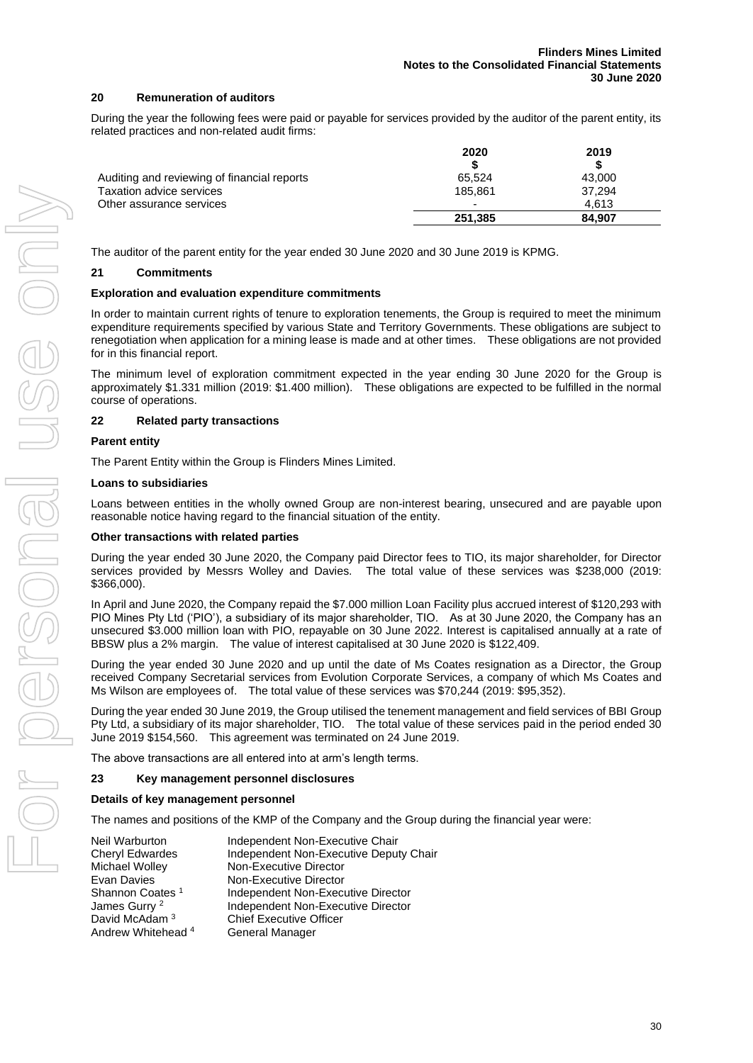## 20 Remuneration of auditors

During the year the following fees were paid or payable for services provided by the auditor of the parent entity, its related practices and non-related audit firms:

| | 2020 $ | 2019 $ |
|---|---|---|
| Auditing and reviewing of financial reports | 65,524 | 43,000 |
| Taxation advice services | 185,861 | 37,294 |
| Other assurance services | - | 4,613 |
| | **251,385** | **84,907** |

The auditor of the parent entity for the year ended 30 June 2020 and 30 June 2019 is KPMG.

## 21 Commitments

### Exploration and evaluation expenditure commitments

In order to maintain current rights of tenure to exploration tenements, the Group is required to meet the minimum expenditure requirements specified by various State and Territory Governments. These obligations are subject to renegotiation when application for a mining lease is made and at other times. These obligations are not provided for in this financial report.

The minimum level of exploration commitment expected in the year ending 30 June 2020 for the Group is approximately $1.331 million (2019: $1.400 million). These obligations are expected to be fulfilled in the normal course of operations.

## 22 Related party transactions

### Parent entity

The Parent Entity within the Group is Flinders Mines Limited.

### Loans to subsidiaries

Loans between entities in the wholly owned Group are non-interest bearing, unsecured and are payable upon reasonable notice having regard to the financial situation of the entity.

### Other transactions with related parties

During the year ended 30 June 2020, the Company paid Director fees to TIO, its major shareholder, for Director services provided by Messrs Wolley and Davies. The total value of these services was $238,000 (2019: $366,000).

In April and June 2020, the Company repaid the $7.000 million Loan Facility plus accrued interest of $120,293 with PIO Mines Pty Ltd ('PIO'), a subsidiary of its major shareholder, TIO. As at 30 June 2020, the Company has an unsecured $3.000 million loan with PIO, repayable on 30 June 2022. Interest is capitalised annually at a rate of BBSW plus a 2% margin. The value of interest capitalised at 30 June 2020 is $122,409.

During the year ended 30 June 2020 and up until the date of Ms Coates resignation as a Director, the Group received Company Secretarial services from Evolution Corporate Services, a company of which Ms Coates and Ms Wilson are employees of. The total value of these services was $70,244 (2019: $95,352).

During the year ended 30 June 2019, the Group utilised the tenement management and field services of BBI Group Pty Ltd, a subsidiary of its major shareholder, TIO. The total value of these services paid in the period ended 30 June 2019 $154,560. This agreement was terminated on 24 June 2019.

The above transactions are all entered into at arm's length terms.

## 23 Key management personnel disclosures

### Details of key management personnel

The names and positions of the KMP of the Company and the Group during the financial year were:

| | |
|---|---|
| Neil Warburton | Independent Non-Executive Chair |
| Cheryl Edwardes | Independent Non-Executive Deputy Chair |
| Michael Wolley | Non-Executive Director |
| Evan Davies | Non-Executive Director |
| Shannon Coates [1] | Independent Non-Executive Director |
| James Gurry [2] | Independent Non-Executive Director |
| David McAdam [3] | Chief Executive Officer |
| Andrew Whitehead [4] | General Manager |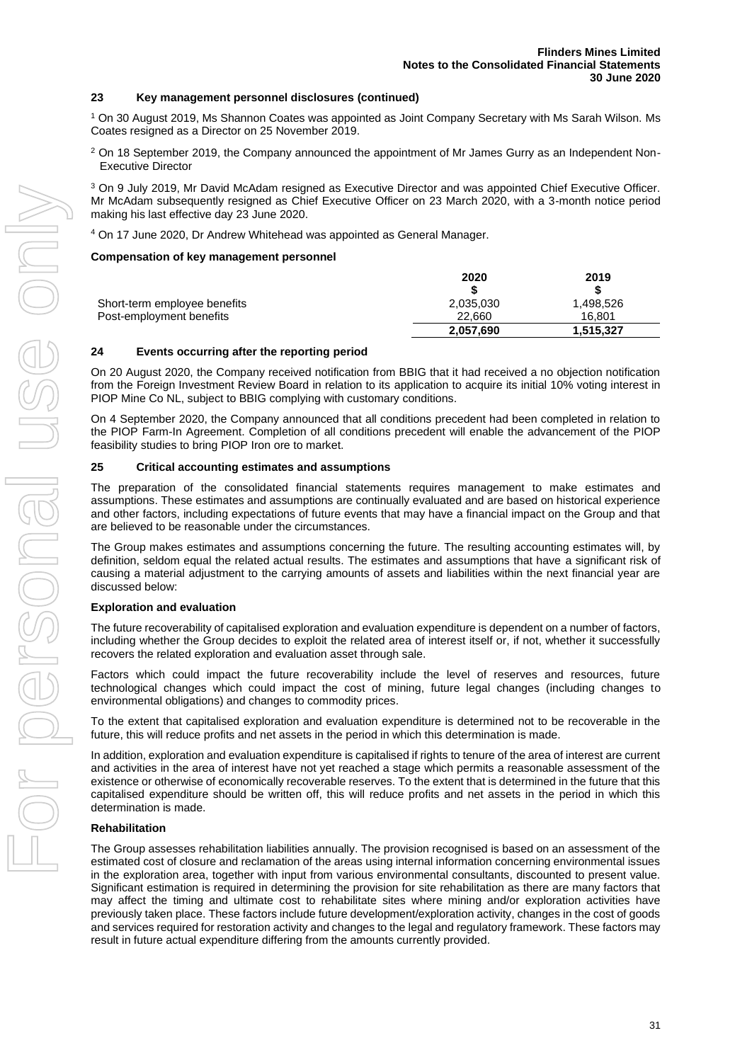## 23 Key management personnel disclosures (continued)

[1] On 30 August 2019, Ms Shannon Coates was appointed as Joint Company Secretary with Ms Sarah Wilson. Ms Coates resigned as a Director on 25 November 2019.

[2] On 18 September 2019, the Company announced the appointment of Mr James Gurry as an Independent Non-Executive Director

[3] On 9 July 2019, Mr David McAdam resigned as Executive Director and was appointed Chief Executive Officer. Mr McAdam subsequently resigned as Chief Executive Officer on 23 March 2020, with a 3-month notice period making his last effective day 23 June 2020.

[4] On 17 June 2020, Dr Andrew Whitehead was appointed as General Manager.

**Compensation of key management personnel**

| | 2020<br>$ | 2019<br>$ |
|---|---|---|
| Short-term employee benefits | 2,035,030 | 1,498,526 |
| Post-employment benefits | 22,660 | 16,801 |
| | **2,057,690** | **1,515,327** |

## 24 Events occurring after the reporting period

On 20 August 2020, the Company received notification from BBIG that it had received a no objection notification from the Foreign Investment Review Board in relation to its application to acquire its initial 10% voting interest in PIOP Mine Co NL, subject to BBIG complying with customary conditions.

On 4 September 2020, the Company announced that all conditions precedent had been completed in relation to the PIOP Farm-In Agreement. Completion of all conditions precedent will enable the advancement of the PIOP feasibility studies to bring PIOP Iron ore to market.

## 25 Critical accounting estimates and assumptions

The preparation of the consolidated financial statements requires management to make estimates and assumptions. These estimates and assumptions are continually evaluated and are based on historical experience and other factors, including expectations of future events that may have a financial impact on the Group and that are believed to be reasonable under the circumstances.

The Group makes estimates and assumptions concerning the future. The resulting accounting estimates will, by definition, seldom equal the related actual results. The estimates and assumptions that have a significant risk of causing a material adjustment to the carrying amounts of assets and liabilities within the next financial year are discussed below:

**Exploration and evaluation**

The future recoverability of capitalised exploration and evaluation expenditure is dependent on a number of factors, including whether the Group decides to exploit the related area of interest itself or, if not, whether it successfully recovers the related exploration and evaluation asset through sale.

Factors which could impact the future recoverability include the level of reserves and resources, future technological changes which could impact the cost of mining, future legal changes (including changes to environmental obligations) and changes to commodity prices.

To the extent that capitalised exploration and evaluation expenditure is determined not to be recoverable in the future, this will reduce profits and net assets in the period in which this determination is made.

In addition, exploration and evaluation expenditure is capitalised if rights to tenure of the area of interest are current and activities in the area of interest have not yet reached a stage which permits a reasonable assessment of the existence or otherwise of economically recoverable reserves. To the extent that is determined in the future that this capitalised expenditure should be written off, this will reduce profits and net assets in the period in which this determination is made.

**Rehabilitation**

The Group assesses rehabilitation liabilities annually. The provision recognised is based on an assessment of the estimated cost of closure and reclamation of the areas using internal information concerning environmental issues in the exploration area, together with input from various environmental consultants, discounted to present value. Significant estimation is required in determining the provision for site rehabilitation as there are many factors that may affect the timing and ultimate cost to rehabilitate sites where mining and/or exploration activities have previously taken place. These factors include future development/exploration activity, changes in the cost of goods and services required for restoration activity and changes to the legal and regulatory framework. These factors may result in future actual expenditure differing from the amounts currently provided.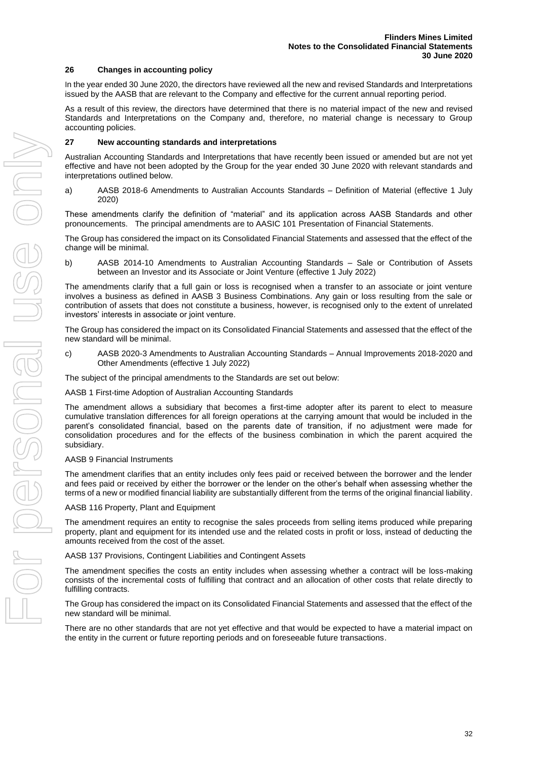## 26 Changes in accounting policy

In the year ended 30 June 2020, the directors have reviewed all the new and revised Standards and Interpretations issued by the AASB that are relevant to the Company and effective for the current annual reporting period.

As a result of this review, the directors have determined that there is no material impact of the new and revised Standards and Interpretations on the Company and, therefore, no material change is necessary to Group accounting policies.

## 27 New accounting standards and interpretations

Australian Accounting Standards and Interpretations that have recently been issued or amended but are not yet effective and have not been adopted by the Group for the year ended 30 June 2020 with relevant standards and interpretations outlined below.

a) AASB 2018-6 Amendments to Australian Accounts Standards – Definition of Material (effective 1 July 2020)

These amendments clarify the definition of "material" and its application across AASB Standards and other pronouncements. The principal amendments are to AASIC 101 Presentation of Financial Statements.

The Group has considered the impact on its Consolidated Financial Statements and assessed that the effect of the change will be minimal.

b) AASB 2014-10 Amendments to Australian Accounting Standards – Sale or Contribution of Assets between an Investor and its Associate or Joint Venture (effective 1 July 2022)

The amendments clarify that a full gain or loss is recognised when a transfer to an associate or joint venture involves a business as defined in AASB 3 Business Combinations. Any gain or loss resulting from the sale or contribution of assets that does not constitute a business, however, is recognised only to the extent of unrelated investors' interests in associate or joint venture.

The Group has considered the impact on its Consolidated Financial Statements and assessed that the effect of the new standard will be minimal.

c) AASB 2020-3 Amendments to Australian Accounting Standards – Annual Improvements 2018-2020 and Other Amendments (effective 1 July 2022)

The subject of the principal amendments to the Standards are set out below:

AASB 1 First-time Adoption of Australian Accounting Standards

The amendment allows a subsidiary that becomes a first-time adopter after its parent to elect to measure cumulative translation differences for all foreign operations at the carrying amount that would be included in the parent's consolidated financial, based on the parents date of transition, if no adjustment were made for consolidation procedures and for the effects of the business combination in which the parent acquired the subsidiary.

AASB 9 Financial Instruments

The amendment clarifies that an entity includes only fees paid or received between the borrower and the lender and fees paid or received by either the borrower or the lender on the other's behalf when assessing whether the terms of a new or modified financial liability are substantially different from the terms of the original financial liability.

AASB 116 Property, Plant and Equipment

The amendment requires an entity to recognise the sales proceeds from selling items produced while preparing property, plant and equipment for its intended use and the related costs in profit or loss, instead of deducting the amounts received from the cost of the asset.

AASB 137 Provisions, Contingent Liabilities and Contingent Assets

The amendment specifies the costs an entity includes when assessing whether a contract will be loss-making consists of the incremental costs of fulfilling that contract and an allocation of other costs that relate directly to fulfilling contracts.

The Group has considered the impact on its Consolidated Financial Statements and assessed that the effect of the new standard will be minimal.

There are no other standards that are not yet effective and that would be expected to have a material impact on the entity in the current or future reporting periods and on foreseeable future transactions.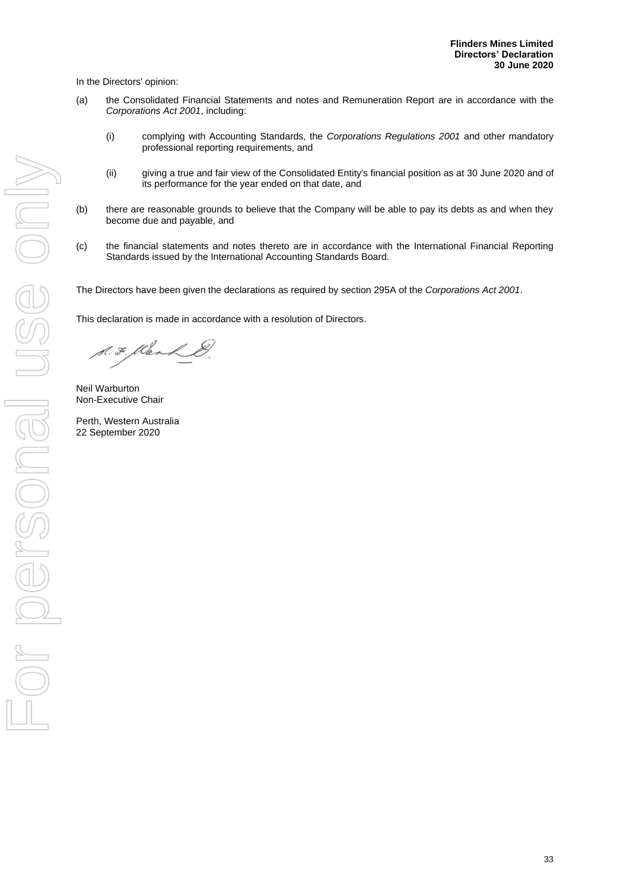In the Directors' opinion:

(a) the Consolidated Financial Statements and notes and Remuneration Report are in accordance with the *Corporations Act 2001*, including:

   (i) complying with Accounting Standards, the *Corporations Regulations 2001* and other mandatory professional reporting requirements, and

   (ii) giving a true and fair view of the Consolidated Entity's financial position as at 30 June 2020 and of its performance for the year ended on that date, and

(b) there are reasonable grounds to believe that the Company will be able to pay its debts as and when they become due and payable, and

(c) the financial statements and notes thereto are in accordance with the International Financial Reporting Standards issued by the International Accounting Standards Board.

The Directors have been given the declarations as required by section 295A of the *Corporations Act 2001*.

This declaration is made in accordance with a resolution of Directors.

Neil Warburton
Non-Executive Chair

Perth, Western Australia
22 September 2020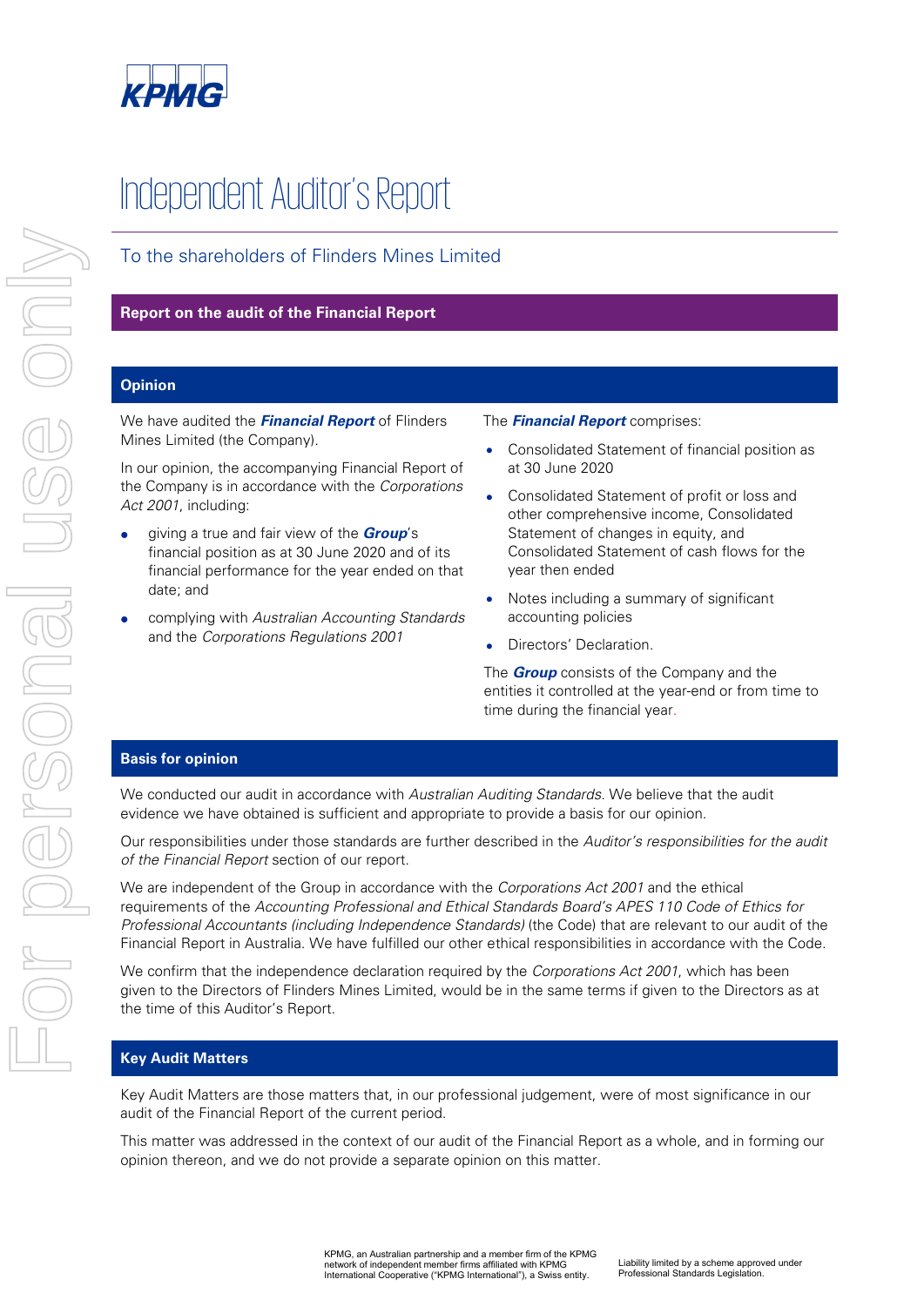# Independent Auditor's Report

## To the shareholders of Flinders Mines Limited

## Report on the audit of the Financial Report

### Opinion

We have audited the ***Financial Report*** of Flinders Mines Limited (the Company).

In our opinion, the accompanying Financial Report of the Company is in accordance with the *Corporations Act 2001*, including:

- giving a true and fair view of the ***Group***'s financial position as at 30 June 2020 and of its financial performance for the year ended on that date; and
- complying with *Australian Accounting Standards* and the *Corporations Regulations 2001*

The ***Financial Report*** comprises:

- Consolidated Statement of financial position as at 30 June 2020
- Consolidated Statement of profit or loss and other comprehensive income, Consolidated Statement of changes in equity, and Consolidated Statement of cash flows for the year then ended
- Notes including a summary of significant accounting policies
- Directors' Declaration.

The ***Group*** consists of the Company and the entities it controlled at the year-end or from time to time during the financial year.

### Basis for opinion

We conducted our audit in accordance with *Australian Auditing Standards*. We believe that the audit evidence we have obtained is sufficient and appropriate to provide a basis for our opinion.

Our responsibilities under those standards are further described in the *Auditor's responsibilities for the audit of the Financial Report* section of our report.

We are independent of the Group in accordance with the *Corporations Act 2001* and the ethical requirements of the *Accounting Professional and Ethical Standards Board's APES 110 Code of Ethics for Professional Accountants (including Independence Standards)* (the Code) that are relevant to our audit of the Financial Report in Australia. We have fulfilled our other ethical responsibilities in accordance with the Code.

We confirm that the independence declaration required by the *Corporations Act 2001*, which has been given to the Directors of Flinders Mines Limited, would be in the same terms if given to the Directors as at the time of this Auditor's Report.

### Key Audit Matters

Key Audit Matters are those matters that, in our professional judgement, were of most significance in our audit of the Financial Report of the current period.

This matter was addressed in the context of our audit of the Financial Report as a whole, and in forming our opinion thereon, and we do not provide a separate opinion on this matter.

KPMG, an Australian partnership and a member firm of the KPMG network of independent member firms affiliated with KPMG International Cooperative ("KPMG International"), a Swiss entity.

Liability limited by a scheme approved under Professional Standards Legislation.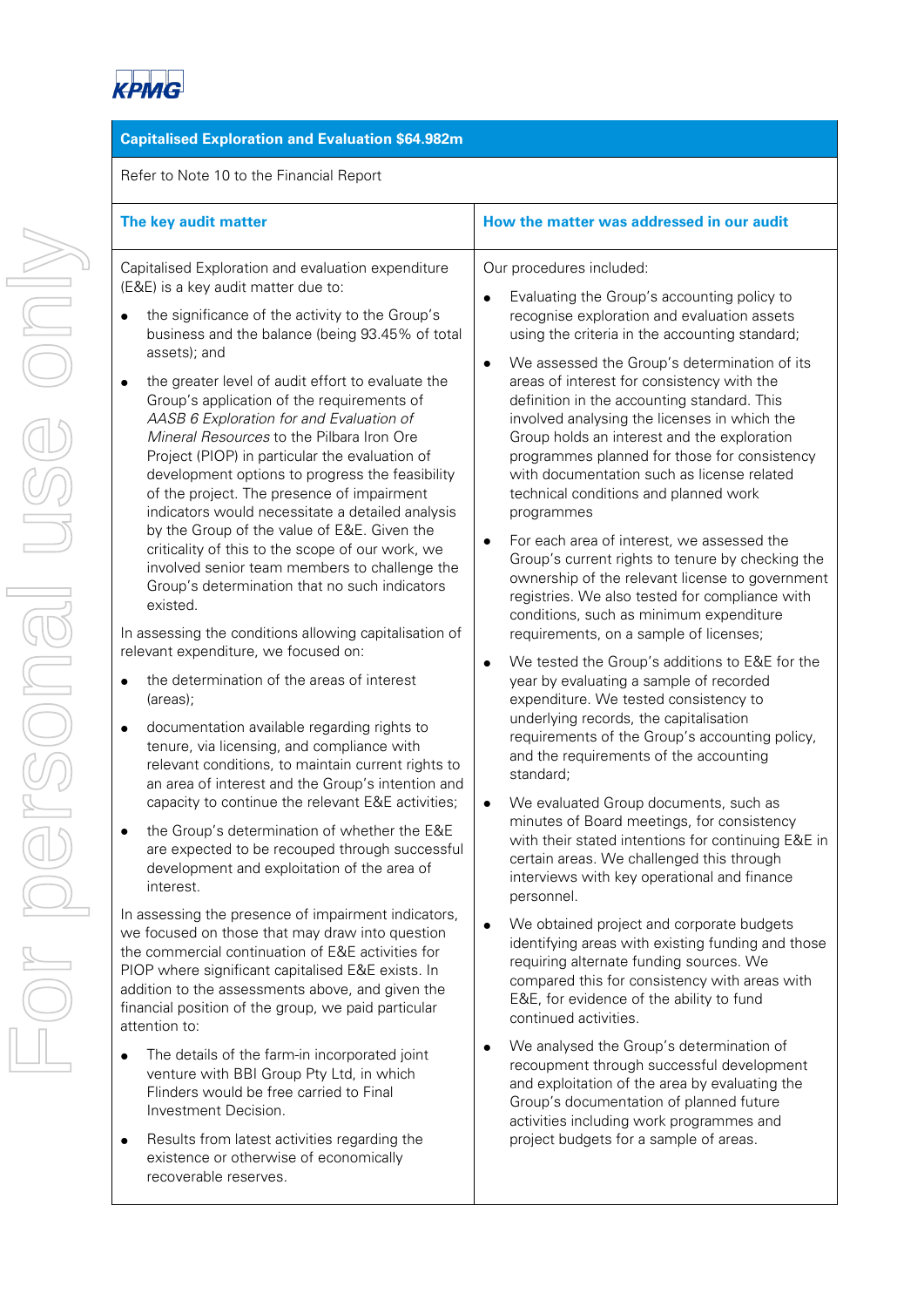## Capitalised Exploration and Evaluation $64.982m

Refer to Note 10 to the Financial Report

| The key audit matter | How the matter was addressed in our audit |
|---|---|
| Capitalised Exploration and evaluation expenditure (E&E) is a key audit matter due to:<br><br>• the significance of the activity to the Group's business and the balance (being 93.45% of total assets); and<br><br>• the greater level of audit effort to evaluate the Group's application of the requirements of *AASB 6 Exploration for and Evaluation of Mineral Resources* to the Pilbara Iron Ore Project (PIOP) in particular the evaluation of development options to progress the feasibility of the project. The presence of impairment indicators would necessitate a detailed analysis by the Group of the value of E&E. Given the criticality of this to the scope of our work, we involved senior team members to challenge the Group's determination that no such indicators existed.<br><br>In assessing the conditions allowing capitalisation of relevant expenditure, we focused on:<br><br>• the determination of the areas of interest (areas);<br><br>• documentation available regarding rights to tenure, via licensing, and compliance with relevant conditions, to maintain current rights to an area of interest and the Group's intention and capacity to continue the relevant E&E activities;<br><br>• the Group's determination of whether the E&E are expected to be recouped through successful development and exploitation of the area of interest.<br><br>In assessing the presence of impairment indicators, we focused on those that may draw into question the commercial continuation of E&E activities for PIOP where significant capitalised E&E exists. In addition to the assessments above, and given the financial position of the group, we paid particular attention to:<br><br>• The details of the farm-in incorporated joint venture with BBI Group Pty Ltd, in which Flinders would be free carried to Final Investment Decision.<br><br>• Results from latest activities regarding the existence or otherwise of economically recoverable reserves. | Our procedures included:<br><br>• Evaluating the Group's accounting policy to recognise exploration and evaluation assets using the criteria in the accounting standard;<br><br>• We assessed the Group's determination of its areas of interest for consistency with the definition in the accounting standard. This involved analysing the licenses in which the Group holds an interest and the exploration programmes planned for those for consistency with documentation such as license related technical conditions and planned work programmes<br><br>• For each area of interest, we assessed the Group's current rights to tenure by checking the ownership of the relevant license to government registries. We also tested for compliance with conditions, such as minimum expenditure requirements, on a sample of licenses;<br><br>• We tested the Group's additions to E&E for the year by evaluating a sample of recorded expenditure. We tested consistency to underlying records, the capitalisation requirements of the Group's accounting policy, and the requirements of the accounting standard;<br><br>• We evaluated Group documents, such as minutes of Board meetings, for consistency with their stated intentions for continuing E&E in certain areas. We challenged this through interviews with key operational and finance personnel.<br><br>• We obtained project and corporate budgets identifying areas with existing funding and those requiring alternate funding sources. We compared this for consistency with areas with E&E, for evidence of the ability to fund continued activities.<br><br>• We analysed the Group's determination of recoupment through successful development and exploitation of the area by evaluating the Group's documentation of planned future activities including work programmes and project budgets for a sample of areas. |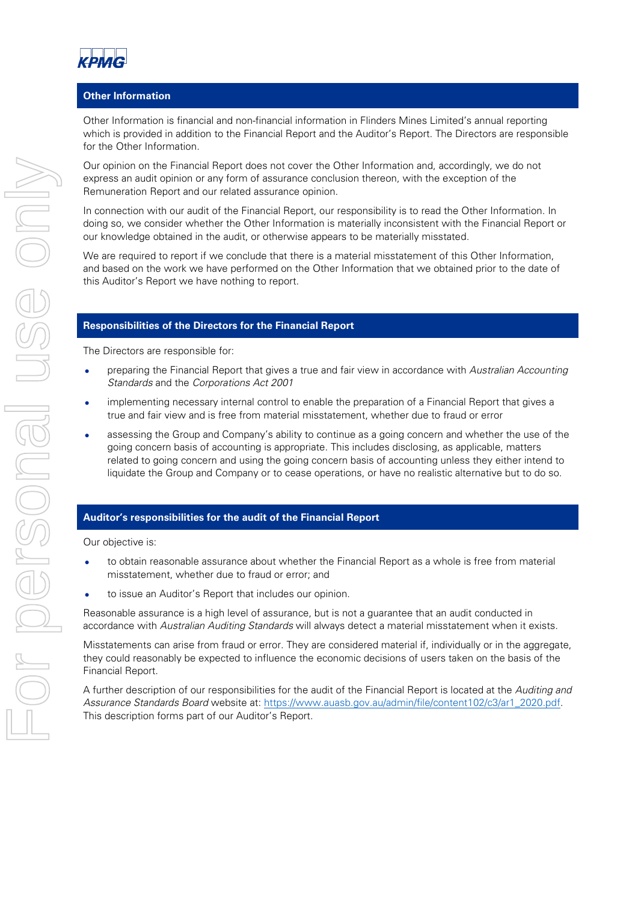## Other Information

Other Information is financial and non-financial information in Flinders Mines Limited's annual reporting which is provided in addition to the Financial Report and the Auditor's Report. The Directors are responsible for the Other Information.

Our opinion on the Financial Report does not cover the Other Information and, accordingly, we do not express an audit opinion or any form of assurance conclusion thereon, with the exception of the Remuneration Report and our related assurance opinion.

In connection with our audit of the Financial Report, our responsibility is to read the Other Information. In doing so, we consider whether the Other Information is materially inconsistent with the Financial Report or our knowledge obtained in the audit, or otherwise appears to be materially misstated.

We are required to report if we conclude that there is a material misstatement of this Other Information, and based on the work we have performed on the Other Information that we obtained prior to the date of this Auditor's Report we have nothing to report.

## Responsibilities of the Directors for the Financial Report

The Directors are responsible for:

- preparing the Financial Report that gives a true and fair view in accordance with *Australian Accounting Standards* and the *Corporations Act 2001*
- implementing necessary internal control to enable the preparation of a Financial Report that gives a true and fair view and is free from material misstatement, whether due to fraud or error
- assessing the Group and Company's ability to continue as a going concern and whether the use of the going concern basis of accounting is appropriate. This includes disclosing, as applicable, matters related to going concern and using the going concern basis of accounting unless they either intend to liquidate the Group and Company or to cease operations, or have no realistic alternative but to do so.

## Auditor's responsibilities for the audit of the Financial Report

Our objective is:

- to obtain reasonable assurance about whether the Financial Report as a whole is free from material misstatement, whether due to fraud or error; and
- to issue an Auditor's Report that includes our opinion.

Reasonable assurance is a high level of assurance, but is not a guarantee that an audit conducted in accordance with *Australian Auditing Standards* will always detect a material misstatement when it exists.

Misstatements can arise from fraud or error. They are considered material if, individually or in the aggregate, they could reasonably be expected to influence the economic decisions of users taken on the basis of the Financial Report.

A further description of our responsibilities for the audit of the Financial Report is located at the *Auditing and Assurance Standards Board* website at: https://www.auasb.gov.au/admin/file/content102/c3/ar1_2020.pdf. This description forms part of our Auditor's Report.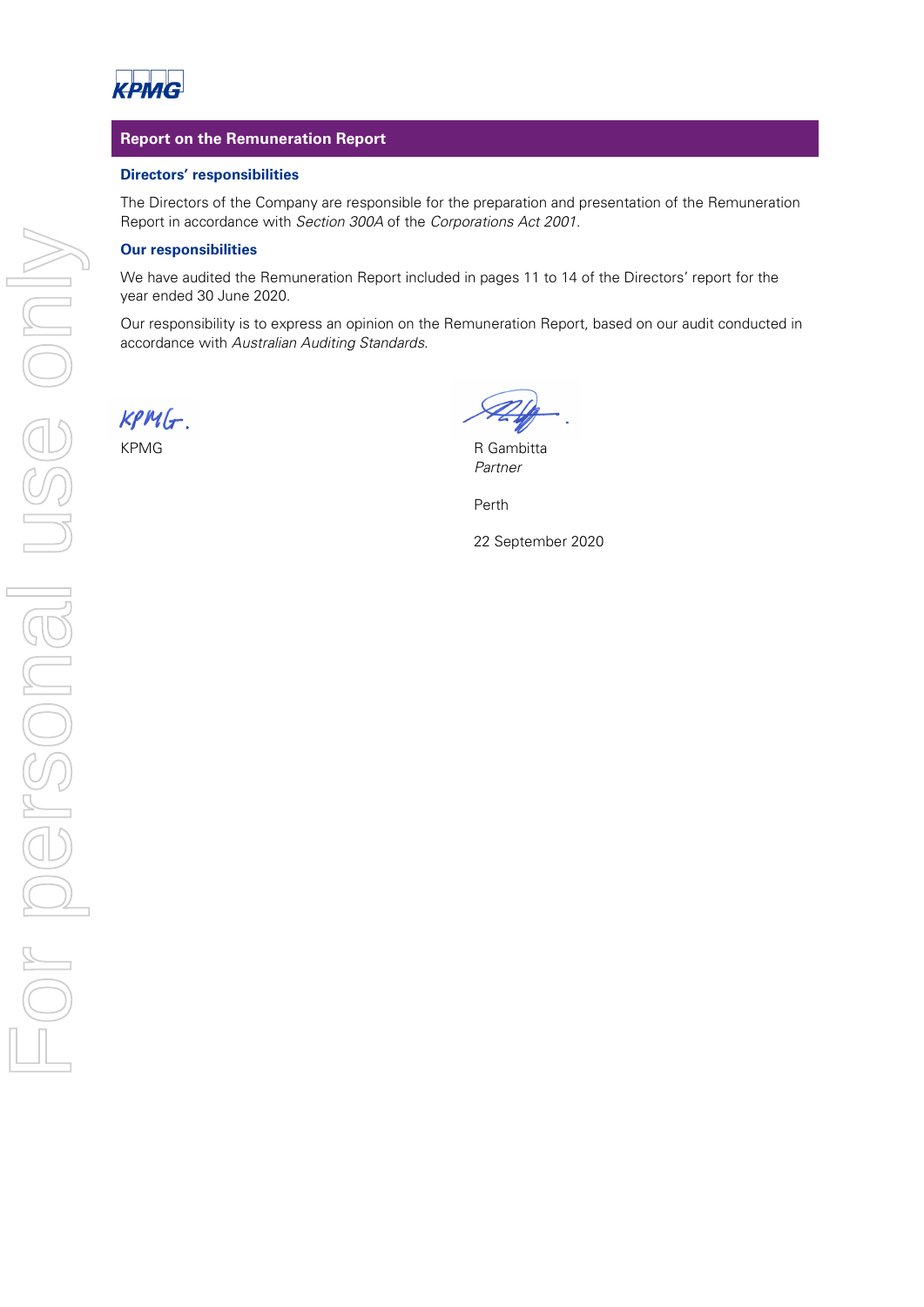## Report on the Remuneration Report

### Directors' responsibilities

The Directors of the Company are responsible for the preparation and presentation of the Remuneration Report in accordance with *Section 300A* of the *Corporations Act 2001*.

### Our responsibilities

We have audited the Remuneration Report included in pages 11 to 14 of the Directors' report for the year ended 30 June 2020.

Our responsibility is to express an opinion on the Remuneration Report, based on our audit conducted in accordance with *Australian Auditing Standards*.

KPMG

R Gambitta
*Partner*

Perth

22 September 2020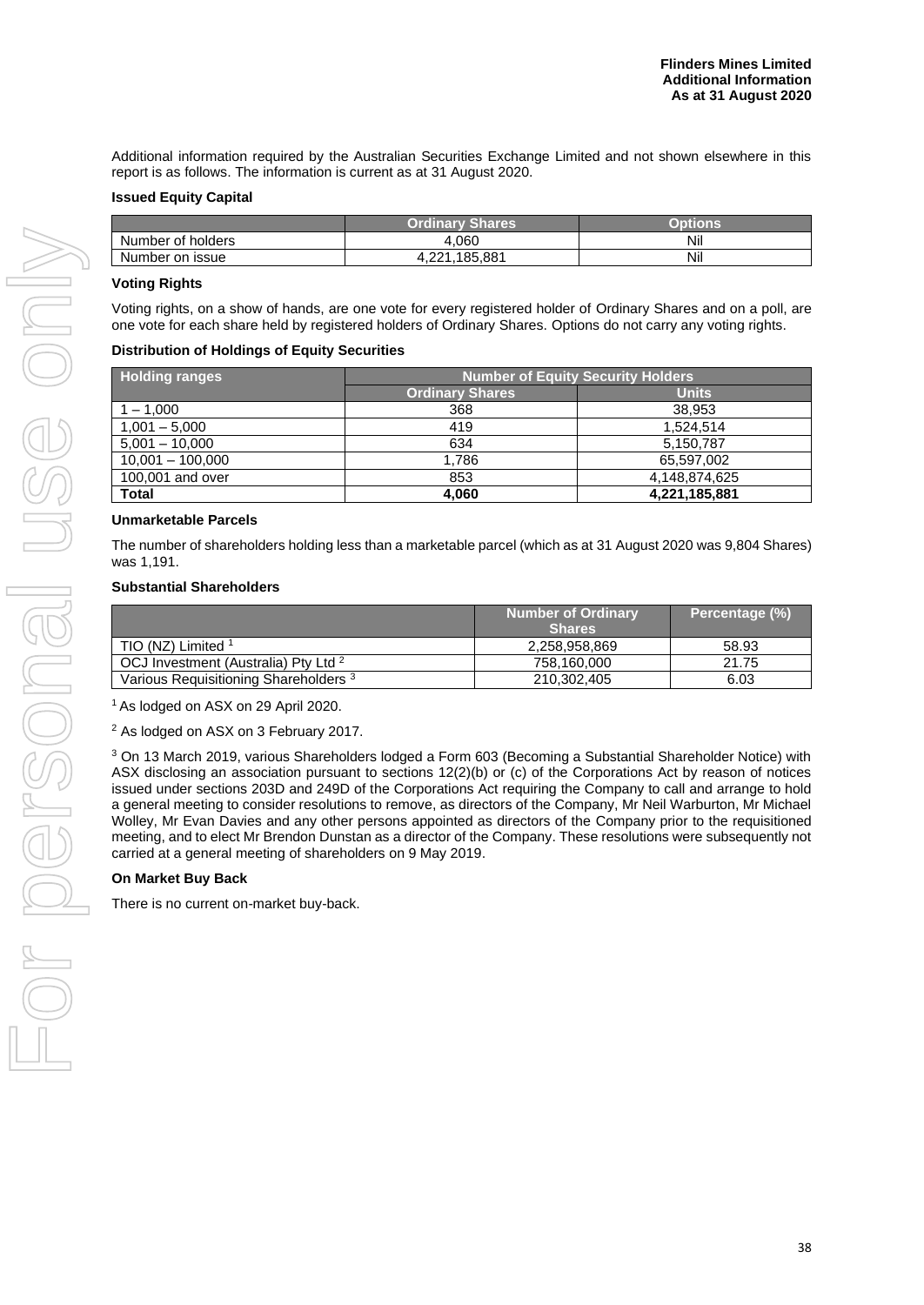Additional information required by the Australian Securities Exchange Limited and not shown elsewhere in this report is as follows. The information is current as at 31 August 2020.

**Issued Equity Capital**

| | Ordinary Shares | Options |
|---|---|---|
| Number of holders | 4,060 | Nil |
| Number on issue | 4,221,185,881 | Nil |

**Voting Rights**

Voting rights, on a show of hands, are one vote for every registered holder of Ordinary Shares and on a poll, are one vote for each share held by registered holders of Ordinary Shares. Options do not carry any voting rights.

**Distribution of Holdings of Equity Securities**

| Holding ranges | Number of Equity Security Holders | |
|---|---|---|
| | Ordinary Shares | Units |
| 1 – 1,000 | 368 | 38,953 |
| 1,001 – 5,000 | 419 | 1,524,514 |
| 5,001 – 10,000 | 634 | 5,150,787 |
| 10,001 – 100,000 | 1,786 | 65,597,002 |
| 100,001 and over | 853 | 4,148,874,625 |
| **Total** | **4,060** | **4,221,185,881** |

**Unmarketable Parcels**

The number of shareholders holding less than a marketable parcel (which as at 31 August 2020 was 9,804 Shares) was 1,191.

**Substantial Shareholders**

| | Number of Ordinary Shares | Percentage (%) |
|---|---|---|
| TIO (NZ) Limited [1] | 2,258,958,869 | 58.93 |
| OCJ Investment (Australia) Pty Ltd [2] | 758,160,000 | 21.75 |
| Various Requisitioning Shareholders [3] | 210,302,405 | 6.03 |

[1] As lodged on ASX on 29 April 2020.

[2] As lodged on ASX on 3 February 2017.

[3] On 13 March 2019, various Shareholders lodged a Form 603 (Becoming a Substantial Shareholder Notice) with ASX disclosing an association pursuant to sections 12(2)(b) or (c) of the Corporations Act by reason of notices issued under sections 203D and 249D of the Corporations Act requiring the Company to call and arrange to hold a general meeting to consider resolutions to remove, as directors of the Company, Mr Neil Warburton, Mr Michael Wolley, Mr Evan Davies and any other persons appointed as directors of the Company prior to the requisitioned meeting, and to elect Mr Brendon Dunstan as a director of the Company. These resolutions were subsequently not carried at a general meeting of shareholders on 9 May 2019.

**On Market Buy Back**

There is no current on-market buy-back.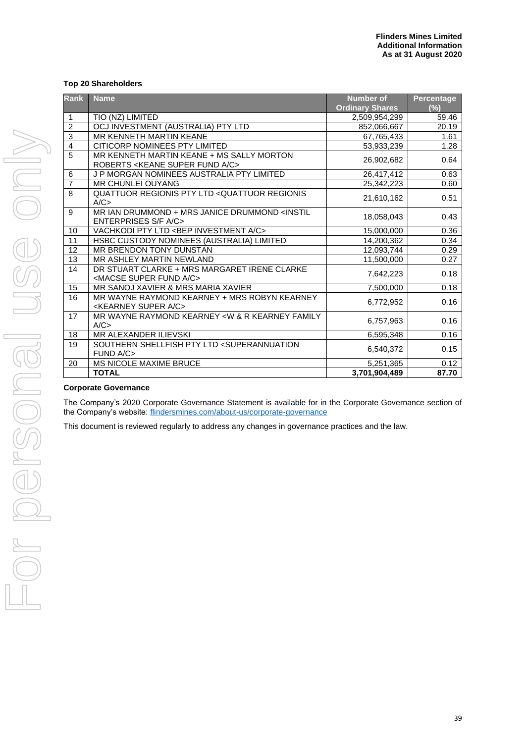## Top 20 Shareholders

| Rank | Name | Number of Ordinary Shares | Percentage (%) |
|---|---|---|---|
| 1 | TIO (NZ) LIMITED | 2,509,954,299 | 59.46 |
| 2 | OCJ INVESTMENT (AUSTRALIA) PTY LTD | 852,066,667 | 20.19 |
| 3 | MR KENNETH MARTIN KEANE | 67,765,433 | 1.61 |
| 4 | CITICORP NOMINEES PTY LIMITED | 53,933,239 | 1.28 |
| 5 | MR KENNETH MARTIN KEANE + MS SALLY MORTON ROBERTS <KEANE SUPER FUND A/C> | 26,902,682 | 0.64 |
| 6 | J P MORGAN NOMINEES AUSTRALIA PTY LIMITED | 26,417,412 | 0.63 |
| 7 | MR CHUNLEI OUYANG | 25,342,223 | 0.60 |
| 8 | QUATTUOR REGIONIS PTY LTD <QUATTUOR REGIONIS A/C> | 21,610,162 | 0.51 |
| 9 | MR IAN DRUMMOND + MRS JANICE DRUMMOND <INSTIL ENTERPRISES S/F A/C> | 18,058,043 | 0.43 |
| 10 | VACHKODI PTY LTD <BEP INVESTMENT A/C> | 15,000,000 | 0.36 |
| 11 | HSBC CUSTODY NOMINEES (AUSTRALIA) LIMITED | 14,200,362 | 0.34 |
| 12 | MR BRENDON TONY DUNSTAN | 12,093,744 | 0.29 |
| 13 | MR ASHLEY MARTIN NEWLAND | 11,500,000 | 0.27 |
| 14 | DR STUART CLARKE + MRS MARGARET IRENE CLARKE <MACSE SUPER FUND A/C> | 7,642,223 | 0.18 |
| 15 | MR SANOJ XAVIER & MRS MARIA XAVIER | 7,500,000 | 0.18 |
| 16 | MR WAYNE RAYMOND KEARNEY + MRS ROBYN KEARNEY <KEARNEY SUPER A/C> | 6,772,952 | 0.16 |
| 17 | MR WAYNE RAYMOND KEARNEY <W & R KEARNEY FAMILY A/C> | 6,757,963 | 0.16 |
| 18 | MR ALEXANDER ILIEVSKI | 6,595,348 | 0.16 |
| 19 | SOUTHERN SHELLFISH PTY LTD <SUPERANNUATION FUND A/C> | 6,540,372 | 0.15 |
| 20 | MS NICOLE MAXIME BRUCE | 5,251,365 | 0.12 |
| | **TOTAL** | **3,701,904,489** | **87.70** |

## Corporate Governance

The Company's 2020 Corporate Governance Statement is available for in the Corporate Governance section of the Company's website: flindersmines.com/about-us/corporate-governance

This document is reviewed regularly to address any changes in governance practices and the law.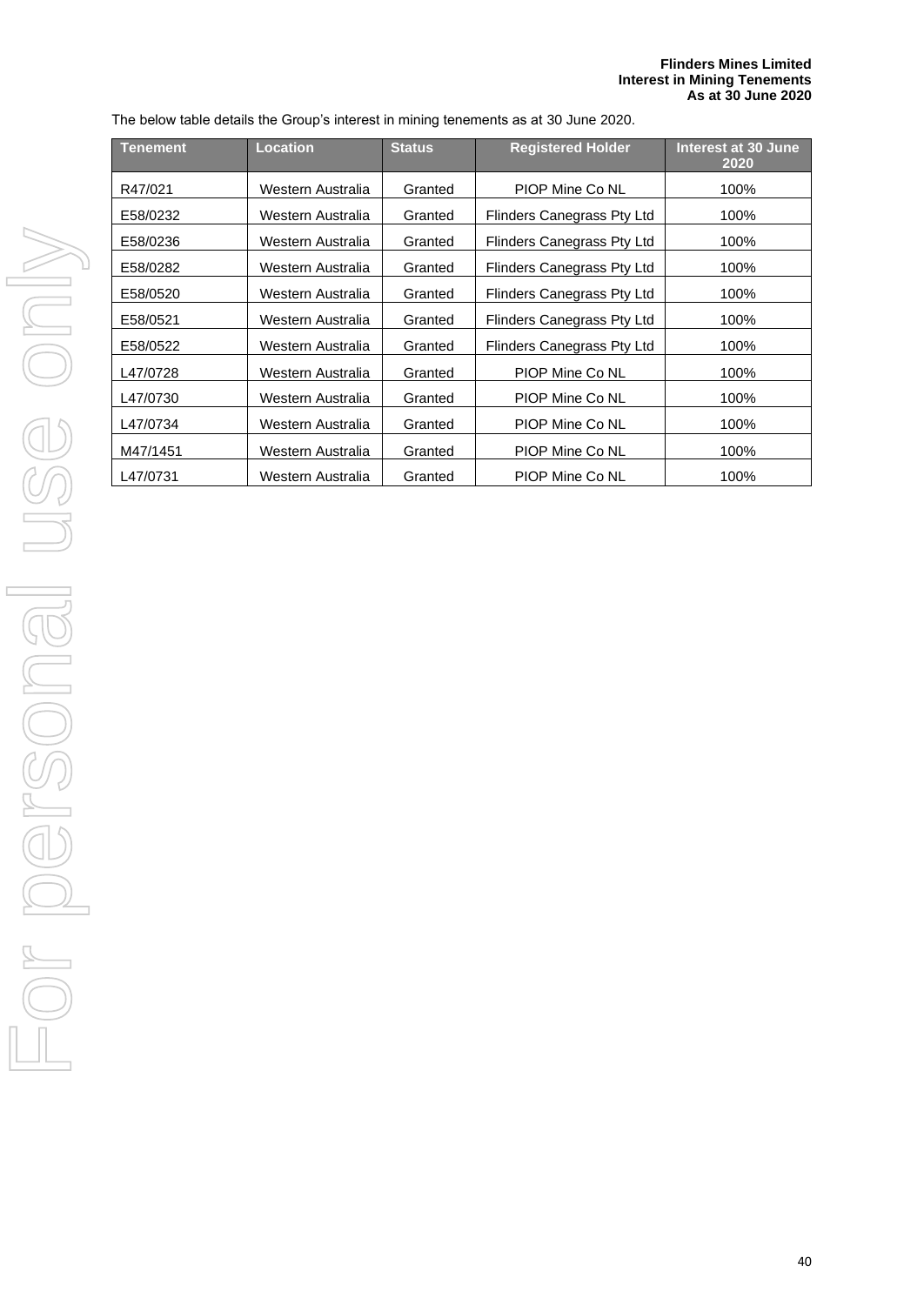The below table details the Group's interest in mining tenements as at 30 June 2020.

| Tenement | Location | Status | Registered Holder | Interest at 30 June 2020 |
|---|---|---|---|---|
| R47/021 | Western Australia | Granted | PIOP Mine Co NL | 100% |
| E58/0232 | Western Australia | Granted | Flinders Canegrass Pty Ltd | 100% |
| E58/0236 | Western Australia | Granted | Flinders Canegrass Pty Ltd | 100% |
| E58/0282 | Western Australia | Granted | Flinders Canegrass Pty Ltd | 100% |
| E58/0520 | Western Australia | Granted | Flinders Canegrass Pty Ltd | 100% |
| E58/0521 | Western Australia | Granted | Flinders Canegrass Pty Ltd | 100% |
| E58/0522 | Western Australia | Granted | Flinders Canegrass Pty Ltd | 100% |
| L47/0728 | Western Australia | Granted | PIOP Mine Co NL | 100% |
| L47/0730 | Western Australia | Granted | PIOP Mine Co NL | 100% |
| L47/0734 | Western Australia | Granted | PIOP Mine Co NL | 100% |
| M47/1451 | Western Australia | Granted | PIOP Mine Co NL | 100% |
| L47/0731 | Western Australia | Granted | PIOP Mine Co NL | 100% |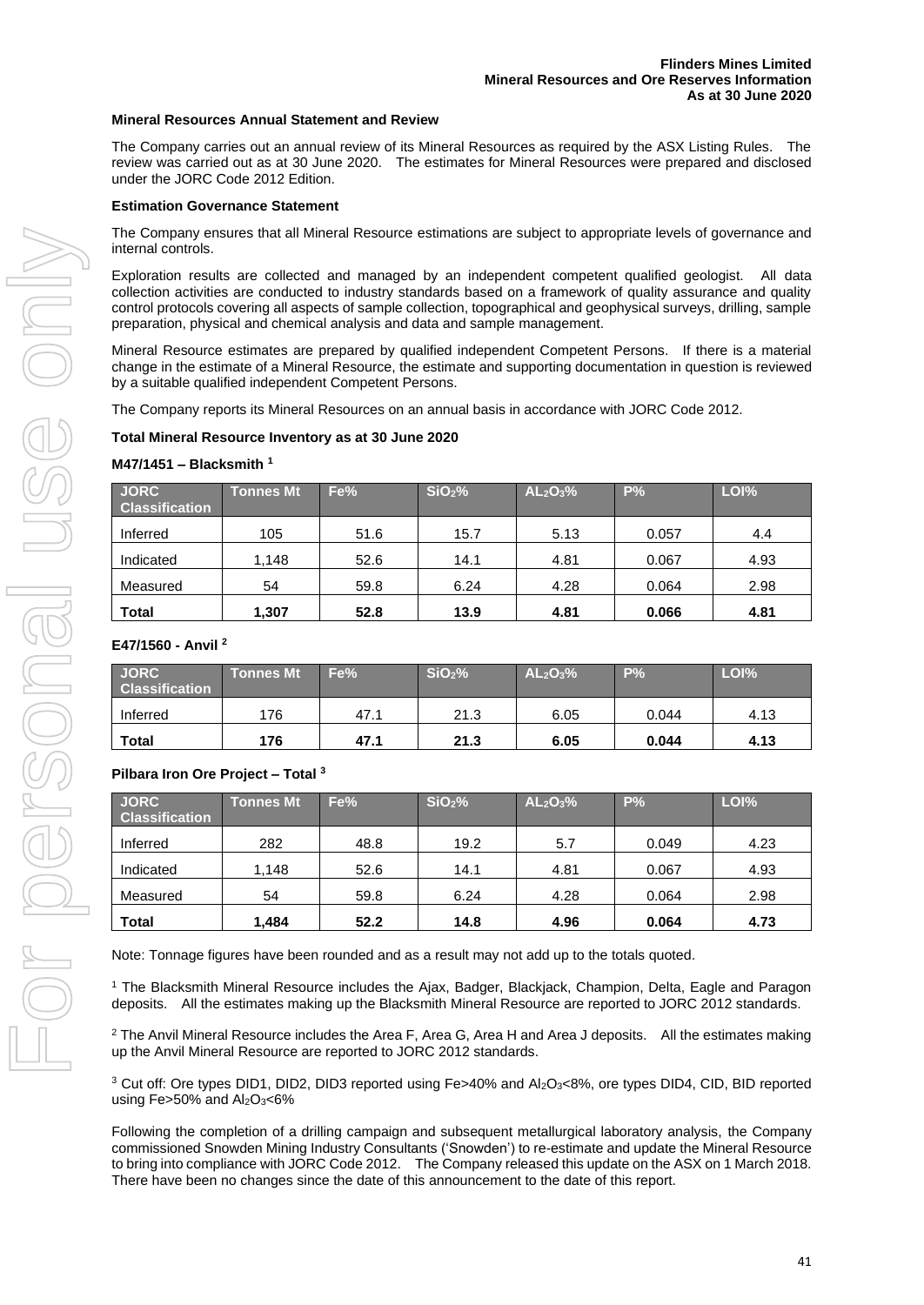**Flinders Mines Limited**
**Mineral Resources and Ore Reserves Information**
**As at 30 June 2020**

**Mineral Resources Annual Statement and Review**

The Company carries out an annual review of its Mineral Resources as required by the ASX Listing Rules. The review was carried out as at 30 June 2020. The estimates for Mineral Resources were prepared and disclosed under the JORC Code 2012 Edition.

**Estimation Governance Statement**

The Company ensures that all Mineral Resource estimations are subject to appropriate levels of governance and internal controls.

Exploration results are collected and managed by an independent competent qualified geologist. All data collection activities are conducted to industry standards based on a framework of quality assurance and quality control protocols covering all aspects of sample collection, topographical and geophysical surveys, drilling, sample preparation, physical and chemical analysis and data and sample management.

Mineral Resource estimates are prepared by qualified independent Competent Persons. If there is a material change in the estimate of a Mineral Resource, the estimate and supporting documentation in question is reviewed by a suitable qualified independent Competent Persons.

The Company reports its Mineral Resources on an annual basis in accordance with JORC Code 2012.

**Total Mineral Resource Inventory as at 30 June 2020**

**M47/1451 – Blacksmith [1]**

| JORC Classification | Tonnes Mt | Fe% | $SiO_2$% | $AL_2O_3$% | P% | LOI% |
|---|---|---|---|---|---|---|
| Inferred | 105 | 51.6 | 15.7 | 5.13 | 0.057 | 4.4 |
| Indicated | 1,148 | 52.6 | 14.1 | 4.81 | 0.067 | 4.93 |
| Measured | 54 | 59.8 | 6.24 | 4.28 | 0.064 | 2.98 |
| **Total** | **1,307** | **52.8** | **13.9** | **4.81** | **0.066** | **4.81** |

**E47/1560 - Anvil [2]**

| JORC Classification | Tonnes Mt | Fe% | $SiO_2$% | $AL_2O_3$% | P% | LOI% |
|---|---|---|---|---|---|---|
| Inferred | 176 | 47.1 | 21.3 | 6.05 | 0.044 | 4.13 |
| **Total** | **176** | **47.1** | **21.3** | **6.05** | **0.044** | **4.13** |

**Pilbara Iron Ore Project – Total [3]**

| JORC Classification | Tonnes Mt | Fe% | $SiO_2$% | $AL_2O_3$% | P% | LOI% |
|---|---|---|---|---|---|---|
| Inferred | 282 | 48.8 | 19.2 | 5.7 | 0.049 | 4.23 |
| Indicated | 1,148 | 52.6 | 14.1 | 4.81 | 0.067 | 4.93 |
| Measured | 54 | 59.8 | 6.24 | 4.28 | 0.064 | 2.98 |
| **Total** | **1,484** | **52.2** | **14.8** | **4.96** | **0.064** | **4.73** |

Note: Tonnage figures have been rounded and as a result may not add up to the totals quoted.

[1] The Blacksmith Mineral Resource includes the Ajax, Badger, Blackjack, Champion, Delta, Eagle and Paragon deposits. All the estimates making up the Blacksmith Mineral Resource are reported to JORC 2012 standards.

[2] The Anvil Mineral Resource includes the Area F, Area G, Area H and Area J deposits. All the estimates making up the Anvil Mineral Resource are reported to JORC 2012 standards.

[3] Cut off: Ore types DID1, DID2, DID3 reported using Fe>40% and $Al_2O_3$<8%, ore types DID4, CID, BID reported using Fe>50% and $Al_2O_3$<6%

Following the completion of a drilling campaign and subsequent metallurgical laboratory analysis, the Company commissioned Snowden Mining Industry Consultants ('Snowden') to re-estimate and update the Mineral Resource to bring into compliance with JORC Code 2012. The Company released this update on the ASX on 1 March 2018. There have been no changes since the date of this announcement to the date of this report.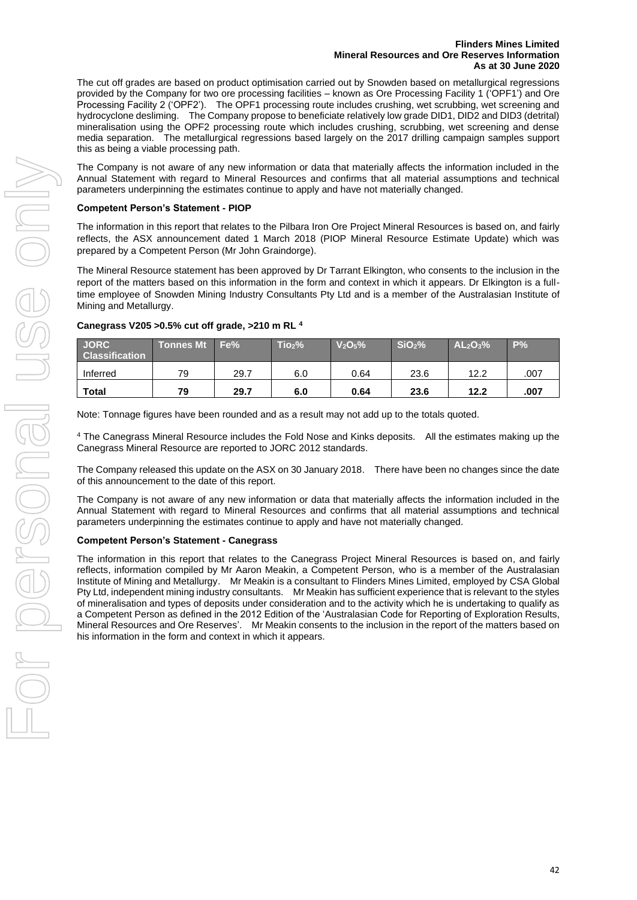The cut off grades are based on product optimisation carried out by Snowden based on metallurgical regressions provided by the Company for two ore processing facilities – known as Ore Processing Facility 1 ('OPF1') and Ore Processing Facility 2 ('OPF2'). The OPF1 processing route includes crushing, wet scrubbing, wet screening and hydrocyclone desliming. The Company propose to beneficiate relatively low grade DID1, DID2 and DID3 (detrital) mineralisation using the OPF2 processing route which includes crushing, scrubbing, wet screening and dense media separation. The metallurgical regressions based largely on the 2017 drilling campaign samples support this as being a viable processing path.

The Company is not aware of any new information or data that materially affects the information included in the Annual Statement with regard to Mineral Resources and confirms that all material assumptions and technical parameters underpinning the estimates continue to apply and have not materially changed.

**Competent Person's Statement - PIOP**

The information in this report that relates to the Pilbara Iron Ore Project Mineral Resources is based on, and fairly reflects, the ASX announcement dated 1 March 2018 (PIOP Mineral Resource Estimate Update) which was prepared by a Competent Person (Mr John Graindorge).

The Mineral Resource statement has been approved by Dr Tarrant Elkington, who consents to the inclusion in the report of the matters based on this information in the form and context in which it appears. Dr Elkington is a full-time employee of Snowden Mining Industry Consultants Pty Ltd and is a member of the Australasian Institute of Mining and Metallurgy.

**Canegrass V205 >0.5% cut off grade, >210 m RL [4]**

| JORC Classification | Tonnes Mt | Fe% | $TiO_2$% | $V_2O_5$% | $SiO_2$% | $AL_2O_3$% | P% |
|---|---|---|---|---|---|---|---|
| Inferred | 79 | 29.7 | 6.0 | 0.64 | 23.6 | 12.2 | .007 |
| **Total** | **79** | **29.7** | **6.0** | **0.64** | **23.6** | **12.2** | **.007** |

Note: Tonnage figures have been rounded and as a result may not add up to the totals quoted.

[4] The Canegrass Mineral Resource includes the Fold Nose and Kinks deposits. All the estimates making up the Canegrass Mineral Resource are reported to JORC 2012 standards.

The Company released this update on the ASX on 30 January 2018. There have been no changes since the date of this announcement to the date of this report.

The Company is not aware of any new information or data that materially affects the information included in the Annual Statement with regard to Mineral Resources and confirms that all material assumptions and technical parameters underpinning the estimates continue to apply and have not materially changed.

**Competent Person's Statement - Canegrass**

The information in this report that relates to the Canegrass Project Mineral Resources is based on, and fairly reflects, information compiled by Mr Aaron Meakin, a Competent Person, who is a member of the Australasian Institute of Mining and Metallurgy. Mr Meakin is a consultant to Flinders Mines Limited, employed by CSA Global Pty Ltd, independent mining industry consultants. Mr Meakin has sufficient experience that is relevant to the styles of mineralisation and types of deposits under consideration and to the activity which he is undertaking to qualify as a Competent Person as defined in the 2012 Edition of the 'Australasian Code for Reporting of Exploration Results, Mineral Resources and Ore Reserves'. Mr Meakin consents to the inclusion in the report of the matters based on his information in the form and context in which it appears.